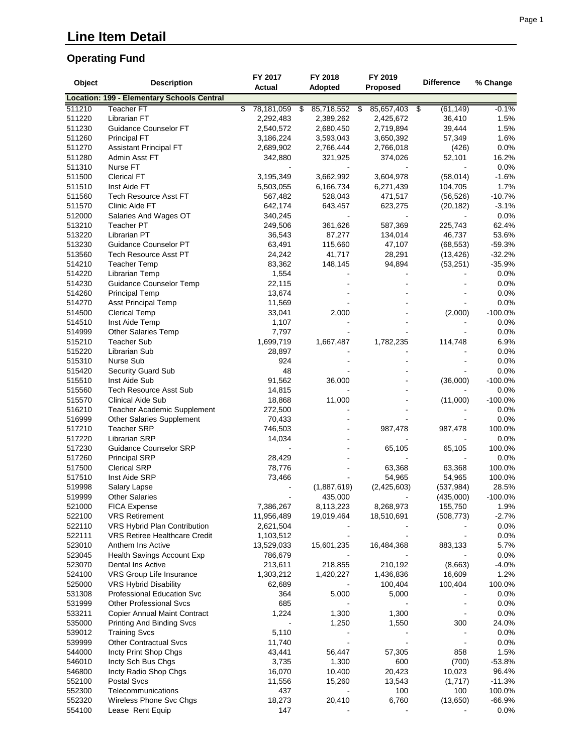# Line Item Detail

## Operating Fund

| Object | Description | FY 2017 Actual | FY 2018 Adopted | FY 2019 Proposed | Difference | % Change |
|---|---|---|---|---|---|---|
| **Location: 199 - Elementary Schools Central** | | | | | | |
| 511210 | Teacher FT | $ 78,181,059 | $ 85,718,552 | $ 85,657,403 | $ (61,149) | -0.1% |
| 511220 | Librarian FT | 2,292,483 | 2,389,262 | 2,425,672 | 36,410 | 1.5% |
| 511230 | Guidance Counselor FT | 2,540,572 | 2,680,450 | 2,719,894 | 39,444 | 1.5% |
| 511260 | Principal FT | 3,186,224 | 3,593,043 | 3,650,392 | 57,349 | 1.6% |
| 511270 | Assistant Principal FT | 2,689,902 | 2,766,444 | 2,766,018 | (426) | 0.0% |
| 511280 | Admin Asst FT | 342,880 | 321,925 | 374,026 | 52,101 | 16.2% |
| 511310 | Nurse FT | - | - | - | - | 0.0% |
| 511500 | Clerical FT | 3,195,349 | 3,662,992 | 3,604,978 | (58,014) | -1.6% |
| 511510 | Inst Aide FT | 5,503,055 | 6,166,734 | 6,271,439 | 104,705 | 1.7% |
| 511560 | Tech Resource Asst FT | 567,482 | 528,043 | 471,517 | (56,526) | -10.7% |
| 511570 | Clinic Aide FT | 642,174 | 643,457 | 623,275 | (20,182) | -3.1% |
| 512000 | Salaries And Wages OT | 340,245 | - | - | - | 0.0% |
| 513210 | Teacher PT | 249,506 | 361,626 | 587,369 | 225,743 | 62.4% |
| 513220 | Librarian PT | 36,543 | 87,277 | 134,014 | 46,737 | 53.6% |
| 513230 | Guidance Counselor PT | 63,491 | 115,660 | 47,107 | (68,553) | -59.3% |
| 513560 | Tech Resource Asst PT | 24,242 | 41,717 | 28,291 | (13,426) | -32.2% |
| 514210 | Teacher Temp | 83,362 | 148,145 | 94,894 | (53,251) | -35.9% |
| 514220 | Librarian Temp | 1,554 | - | - | - | 0.0% |
| 514230 | Guidance Counselor Temp | 22,115 | - | - | - | 0.0% |
| 514260 | Principal Temp | 13,674 | - | - | - | 0.0% |
| 514270 | Asst Principal Temp | 11,569 | - | - | - | 0.0% |
| 514500 | Clerical Temp | 33,041 | 2,000 | - | (2,000) | -100.0% |
| 514510 | Inst Aide Temp | 1,107 | - | - | - | 0.0% |
| 514999 | Other Salaries Temp | 7,797 | - | - | - | 0.0% |
| 515210 | Teacher Sub | 1,699,719 | 1,667,487 | 1,782,235 | 114,748 | 6.9% |
| 515220 | Librarian Sub | 28,897 | - | - | - | 0.0% |
| 515310 | Nurse Sub | 924 | - | - | - | 0.0% |
| 515420 | Security Guard Sub | 48 | - | - | - | 0.0% |
| 515510 | Inst Aide Sub | 91,562 | 36,000 | - | (36,000) | -100.0% |
| 515560 | Tech Resource Asst Sub | 14,815 | - | - | - | 0.0% |
| 515570 | Clinical Aide Sub | 18,868 | 11,000 | - | (11,000) | -100.0% |
| 516210 | Teacher Academic Supplement | 272,500 | - | - | - | 0.0% |
| 516999 | Other Salaries Supplement | 70,433 | - | - | - | 0.0% |
| 517210 | Teacher SRP | 746,503 | - | 987,478 | 987,478 | 100.0% |
| 517220 | Librarian SRP | 14,034 | - | - | - | 0.0% |
| 517230 | Guidance Counselor SRP | - | - | 65,105 | 65,105 | 100.0% |
| 517260 | Principal SRP | 28,429 | - | - | - | 0.0% |
| 517500 | Clerical SRP | 78,776 | - | 63,368 | 63,368 | 100.0% |
| 517510 | Inst Aide SRP | 73,466 | - | 54,965 | 54,965 | 100.0% |
| 519998 | Salary Lapse | - | (1,887,619) | (2,425,603) | (537,984) | 28.5% |
| 519999 | Other Salaries | - | 435,000 | - | (435,000) | -100.0% |
| 521000 | FICA Expense | 7,386,267 | 8,113,223 | 8,268,973 | 155,750 | 1.9% |
| 522100 | VRS Retirement | 11,956,489 | 19,019,464 | 18,510,691 | (508,773) | -2.7% |
| 522110 | VRS Hybrid Plan Contribution | 2,621,504 | - | - | - | 0.0% |
| 522111 | VRS Retiree Healthcare Credit | 1,103,512 | - | - | - | 0.0% |
| 523010 | Anthem Ins Active | 13,529,033 | 15,601,235 | 16,484,368 | 883,133 | 5.7% |
| 523045 | Health Savings Account Exp | 786,679 | - | - | - | 0.0% |
| 523070 | Dental Ins Active | 213,611 | 218,855 | 210,192 | (8,663) | -4.0% |
| 524100 | VRS Group Life Insurance | 1,303,212 | 1,420,227 | 1,436,836 | 16,609 | 1.2% |
| 525000 | VRS Hybrid Disability | 62,689 | - | 100,404 | 100,404 | 100.0% |
| 531308 | Professional Education Svc | 364 | 5,000 | 5,000 | - | 0.0% |
| 531999 | Other Professional Svcs | 685 | - | - | - | 0.0% |
| 533211 | Copier Annual Maint Contract | 1,224 | 1,300 | 1,300 | - | 0.0% |
| 535000 | Printing And Binding Svcs | - | 1,250 | 1,550 | 300 | 24.0% |
| 539012 | Training Svcs | 5,110 | - | - | - | 0.0% |
| 539999 | Other Contractual Svcs | 11,740 | - | - | - | 0.0% |
| 544000 | Incty Print Shop Chgs | 43,441 | 56,447 | 57,305 | 858 | 1.5% |
| 546010 | Incty Sch Bus Chgs | 3,735 | 1,300 | 600 | (700) | -53.8% |
| 546800 | Incty Radio Shop Chgs | 16,070 | 10,400 | 20,423 | 10,023 | 96.4% |
| 552100 | Postal Svcs | 11,556 | 15,260 | 13,543 | (1,717) | -11.3% |
| 552300 | Telecommunications | 437 | - | 100 | 100 | 100.0% |
| 552320 | Wireless Phone Svc Chgs | 18,273 | 20,410 | 6,760 | (13,650) | -66.9% |
| 554100 | Lease Rent Equip | 147 | - | - | - | 0.0% |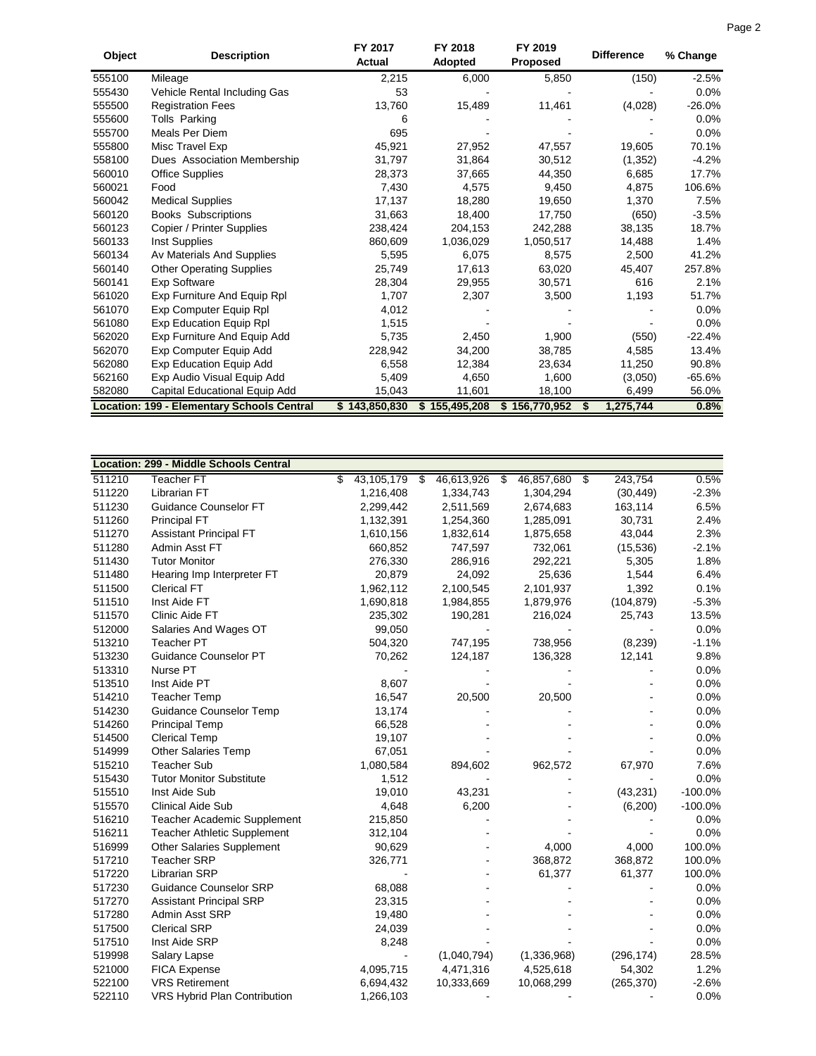| Object | Description | FY 2017 Actual | FY 2018 Adopted | FY 2019 Proposed | Difference | % Change |
|---|---|---|---|---|---|---|
| 555100 | Mileage | 2,215 | 6,000 | 5,850 | (150) | -2.5% |
| 555430 | Vehicle Rental Including Gas | 53 | - | - | - | 0.0% |
| 555500 | Registration Fees | 13,760 | 15,489 | 11,461 | (4,028) | -26.0% |
| 555600 | Tolls Parking | 6 | - | - | - | 0.0% |
| 555700 | Meals Per Diem | 695 | - | - | - | 0.0% |
| 555800 | Misc Travel Exp | 45,921 | 27,952 | 47,557 | 19,605 | 70.1% |
| 558100 | Dues Association Membership | 31,797 | 31,864 | 30,512 | (1,352) | -4.2% |
| 560010 | Office Supplies | 28,373 | 37,665 | 44,350 | 6,685 | 17.7% |
| 560021 | Food | 7,430 | 4,575 | 9,450 | 4,875 | 106.6% |
| 560042 | Medical Supplies | 17,137 | 18,280 | 19,650 | 1,370 | 7.5% |
| 560120 | Books Subscriptions | 31,663 | 18,400 | 17,750 | (650) | -3.5% |
| 560123 | Copier / Printer Supplies | 238,424 | 204,153 | 242,288 | 38,135 | 18.7% |
| 560133 | Inst Supplies | 860,609 | 1,036,029 | 1,050,517 | 14,488 | 1.4% |
| 560134 | Av Materials And Supplies | 5,595 | 6,075 | 8,575 | 2,500 | 41.2% |
| 560140 | Other Operating Supplies | 25,749 | 17,613 | 63,020 | 45,407 | 257.8% |
| 560141 | Exp Software | 28,304 | 29,955 | 30,571 | 616 | 2.1% |
| 561020 | Exp Furniture And Equip Rpl | 1,707 | 2,307 | 3,500 | 1,193 | 51.7% |
| 561070 | Exp Computer Equip Rpl | 4,012 | - | - | - | 0.0% |
| 561080 | Exp Education Equip Rpl | 1,515 | - | - | - | 0.0% |
| 562020 | Exp Furniture And Equip Add | 5,735 | 2,450 | 1,900 | (550) | -22.4% |
| 562070 | Exp Computer Equip Add | 228,942 | 34,200 | 38,785 | 4,585 | 13.4% |
| 562080 | Exp Education Equip Add | 6,558 | 12,384 | 23,634 | 11,250 | 90.8% |
| 562160 | Exp Audio Visual Equip Add | 5,409 | 4,650 | 1,600 | (3,050) | -65.6% |
| 582080 | Capital Educational Equip Add | 15,043 | 11,601 | 18,100 | 6,499 | 56.0% |
| **Location: 199 - Elementary Schools Central** | | **$ 143,850,830** | **$ 155,495,208** | **$ 156,770,952** | **$ 1,275,744** | **0.8%** |

| Object | Description | FY 2017 Actual | FY 2018 Adopted | FY 2019 Proposed | Difference | % Change |
|---|---|---|---|---|---|---|
| **Location: 299 - Middle Schools Central** | | | | | | |
| 511210 | Teacher FT | $ 43,105,179 | $ 46,613,926 | $ 46,857,680 | $ 243,754 | 0.5% |
| 511220 | Librarian FT | 1,216,408 | 1,334,743 | 1,304,294 | (30,449) | -2.3% |
| 511230 | Guidance Counselor FT | 2,299,442 | 2,511,569 | 2,674,683 | 163,114 | 6.5% |
| 511260 | Principal FT | 1,132,391 | 1,254,360 | 1,285,091 | 30,731 | 2.4% |
| 511270 | Assistant Principal FT | 1,610,156 | 1,832,614 | 1,875,658 | 43,044 | 2.3% |
| 511280 | Admin Asst FT | 660,852 | 747,597 | 732,061 | (15,536) | -2.1% |
| 511430 | Tutor Monitor | 276,330 | 286,916 | 292,221 | 5,305 | 1.8% |
| 511480 | Hearing Imp Interpreter FT | 20,879 | 24,092 | 25,636 | 1,544 | 6.4% |
| 511500 | Clerical FT | 1,962,112 | 2,100,545 | 2,101,937 | 1,392 | 0.1% |
| 511510 | Inst Aide FT | 1,690,818 | 1,984,855 | 1,879,976 | (104,879) | -5.3% |
| 511570 | Clinic Aide FT | 235,302 | 190,281 | 216,024 | 25,743 | 13.5% |
| 512000 | Salaries And Wages OT | 99,050 | - | - | - | 0.0% |
| 513210 | Teacher PT | 504,320 | 747,195 | 738,956 | (8,239) | -1.1% |
| 513230 | Guidance Counselor PT | 70,262 | 124,187 | 136,328 | 12,141 | 9.8% |
| 513310 | Nurse PT | - | - | - | - | 0.0% |
| 513510 | Inst Aide PT | 8,607 | - | - | - | 0.0% |
| 514210 | Teacher Temp | 16,547 | 20,500 | 20,500 | - | 0.0% |
| 514230 | Guidance Counselor Temp | 13,174 | - | - | - | 0.0% |
| 514260 | Principal Temp | 66,528 | - | - | - | 0.0% |
| 514500 | Clerical Temp | 19,107 | - | - | - | 0.0% |
| 514999 | Other Salaries Temp | 67,051 | - | - | - | 0.0% |
| 515210 | Teacher Sub | 1,080,584 | 894,602 | 962,572 | 67,970 | 7.6% |
| 515430 | Tutor Monitor Substitute | 1,512 | - | - | - | 0.0% |
| 515510 | Inst Aide Sub | 19,010 | 43,231 | - | (43,231) | -100.0% |
| 515570 | Clinical Aide Sub | 4,648 | 6,200 | - | (6,200) | -100.0% |
| 516210 | Teacher Academic Supplement | 215,850 | - | - | - | 0.0% |
| 516211 | Teacher Athletic Supplement | 312,104 | - | - | - | 0.0% |
| 516999 | Other Salaries Supplement | 90,629 | - | 4,000 | 4,000 | 100.0% |
| 517210 | Teacher SRP | 326,771 | - | 368,872 | 368,872 | 100.0% |
| 517220 | Librarian SRP | - | - | 61,377 | 61,377 | 100.0% |
| 517230 | Guidance Counselor SRP | 68,088 | - | - | - | 0.0% |
| 517270 | Assistant Principal SRP | 23,315 | - | - | - | 0.0% |
| 517280 | Admin Asst SRP | 19,480 | - | - | - | 0.0% |
| 517500 | Clerical SRP | 24,039 | - | - | - | 0.0% |
| 517510 | Inst Aide SRP | 8,248 | - | - | - | 0.0% |
| 519998 | Salary Lapse | - | (1,040,794) | (1,336,968) | (296,174) | 28.5% |
| 521000 | FICA Expense | 4,095,715 | 4,471,316 | 4,525,618 | 54,302 | 1.2% |
| 522100 | VRS Retirement | 6,694,432 | 10,333,669 | 10,068,299 | (265,370) | -2.6% |
| 522110 | VRS Hybrid Plan Contribution | 1,266,103 | - | - | - | 0.0% |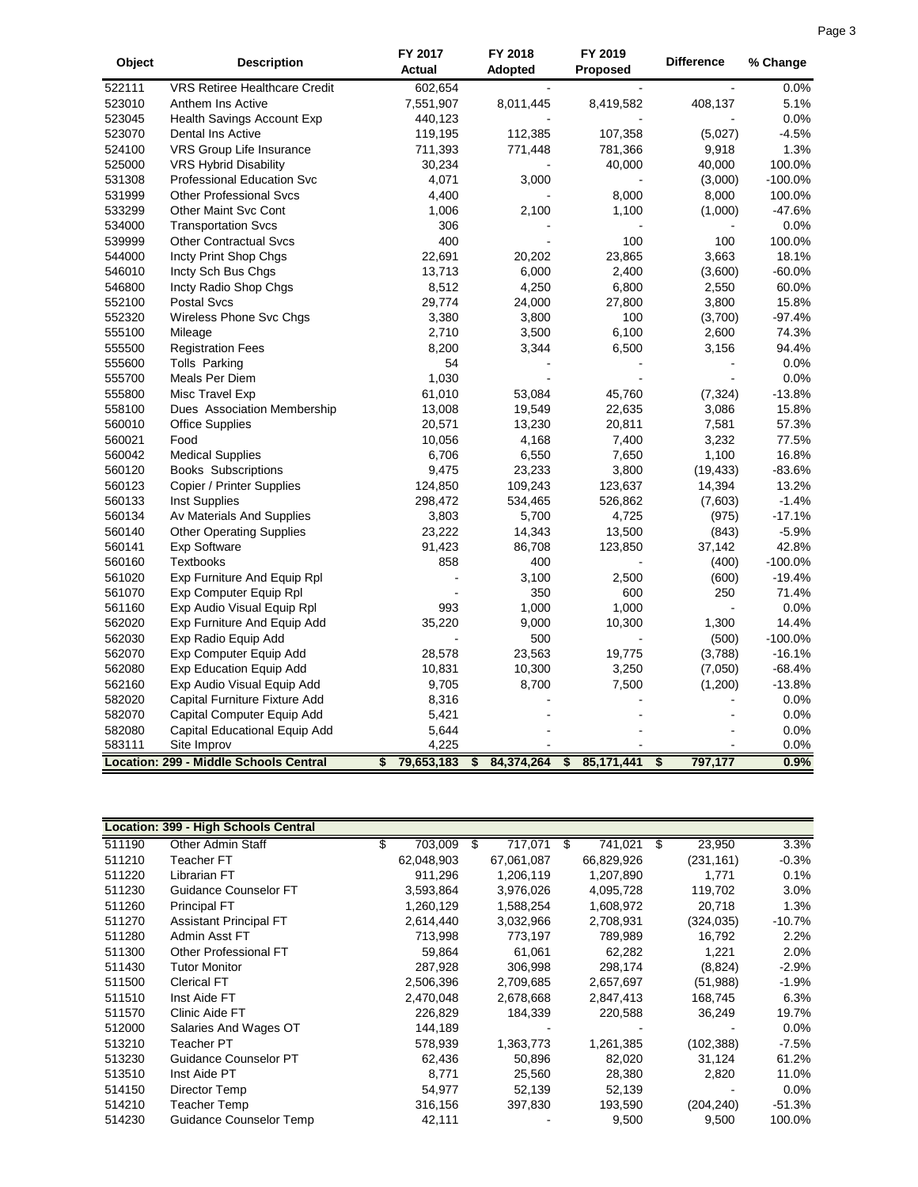| Object | Description | FY 2017 Actual | FY 2018 Adopted | FY 2019 Proposed | Difference | % Change |
|---|---|---|---|---|---|---|
| 522111 | VRS Retiree Healthcare Credit | 602,654 | - | - | - | 0.0% |
| 523010 | Anthem Ins Active | 7,551,907 | 8,011,445 | 8,419,582 | 408,137 | 5.1% |
| 523045 | Health Savings Account Exp | 440,123 | - | - | - | 0.0% |
| 523070 | Dental Ins Active | 119,195 | 112,385 | 107,358 | (5,027) | -4.5% |
| 524100 | VRS Group Life Insurance | 711,393 | 771,448 | 781,366 | 9,918 | 1.3% |
| 525000 | VRS Hybrid Disability | 30,234 | - | 40,000 | 40,000 | 100.0% |
| 531308 | Professional Education Svc | 4,071 | 3,000 | - | (3,000) | -100.0% |
| 531999 | Other Professional Svcs | 4,400 | - | 8,000 | 8,000 | 100.0% |
| 533299 | Other Maint Svc Cont | 1,006 | 2,100 | 1,100 | (1,000) | -47.6% |
| 534000 | Transportation Svcs | 306 | - | - | - | 0.0% |
| 539999 | Other Contractual Svcs | 400 | - | 100 | 100 | 100.0% |
| 544000 | Incty Print Shop Chgs | 22,691 | 20,202 | 23,865 | 3,663 | 18.1% |
| 546010 | Incty Sch Bus Chgs | 13,713 | 6,000 | 2,400 | (3,600) | -60.0% |
| 546800 | Incty Radio Shop Chgs | 8,512 | 4,250 | 6,800 | 2,550 | 60.0% |
| 552100 | Postal Svcs | 29,774 | 24,000 | 27,800 | 3,800 | 15.8% |
| 552320 | Wireless Phone Svc Chgs | 3,380 | 3,800 | 100 | (3,700) | -97.4% |
| 555100 | Mileage | 2,710 | 3,500 | 6,100 | 2,600 | 74.3% |
| 555500 | Registration Fees | 8,200 | 3,344 | 6,500 | 3,156 | 94.4% |
| 555600 | Tolls Parking | 54 | - | - | - | 0.0% |
| 555700 | Meals Per Diem | 1,030 | - | - | - | 0.0% |
| 555800 | Misc Travel Exp | 61,010 | 53,084 | 45,760 | (7,324) | -13.8% |
| 558100 | Dues Association Membership | 13,008 | 19,549 | 22,635 | 3,086 | 15.8% |
| 560010 | Office Supplies | 20,571 | 13,230 | 20,811 | 7,581 | 57.3% |
| 560021 | Food | 10,056 | 4,168 | 7,400 | 3,232 | 77.5% |
| 560042 | Medical Supplies | 6,706 | 6,550 | 7,650 | 1,100 | 16.8% |
| 560120 | Books Subscriptions | 9,475 | 23,233 | 3,800 | (19,433) | -83.6% |
| 560123 | Copier / Printer Supplies | 124,850 | 109,243 | 123,637 | 14,394 | 13.2% |
| 560133 | Inst Supplies | 298,472 | 534,465 | 526,862 | (7,603) | -1.4% |
| 560134 | Av Materials And Supplies | 3,803 | 5,700 | 4,725 | (975) | -17.1% |
| 560140 | Other Operating Supplies | 23,222 | 14,343 | 13,500 | (843) | -5.9% |
| 560141 | Exp Software | 91,423 | 86,708 | 123,850 | 37,142 | 42.8% |
| 560160 | Textbooks | 858 | 400 | - | (400) | -100.0% |
| 561020 | Exp Furniture And Equip Rpl | - | 3,100 | 2,500 | (600) | -19.4% |
| 561070 | Exp Computer Equip Rpl | - | 350 | 600 | 250 | 71.4% |
| 561160 | Exp Audio Visual Equip Rpl | 993 | 1,000 | 1,000 | - | 0.0% |
| 562020 | Exp Furniture And Equip Add | 35,220 | 9,000 | 10,300 | 1,300 | 14.4% |
| 562030 | Exp Radio Equip Add | - | 500 | - | (500) | -100.0% |
| 562070 | Exp Computer Equip Add | 28,578 | 23,563 | 19,775 | (3,788) | -16.1% |
| 562080 | Exp Education Equip Add | 10,831 | 10,300 | 3,250 | (7,050) | -68.4% |
| 562160 | Exp Audio Visual Equip Add | 9,705 | 8,700 | 7,500 | (1,200) | -13.8% |
| 582020 | Capital Furniture Fixture Add | 8,316 | - | - | - | 0.0% |
| 582070 | Capital Computer Equip Add | 5,421 | - | - | - | 0.0% |
| 582080 | Capital Educational Equip Add | 5,644 | - | - | - | 0.0% |
| 583111 | Site Improv | 4,225 | - | - | - | 0.0% |
| **Location: 299 - Middle Schools Central** | | **$ 79,653,183** | **$ 84,374,264** | **$ 85,171,441** | **$ 797,177** | **0.9%** |

| Location: 399 - High Schools Central | | | | | | |
|---|---|---|---|---|---|---|
| 511190 | Other Admin Staff | $ 703,009 | $ 717,071 | $ 741,021 | $ 23,950 | 3.3% |
| 511210 | Teacher FT | 62,048,903 | 67,061,087 | 66,829,926 | (231,161) | -0.3% |
| 511220 | Librarian FT | 911,296 | 1,206,119 | 1,207,890 | 1,771 | 0.1% |
| 511230 | Guidance Counselor FT | 3,593,864 | 3,976,026 | 4,095,728 | 119,702 | 3.0% |
| 511260 | Principal FT | 1,260,129 | 1,588,254 | 1,608,972 | 20,718 | 1.3% |
| 511270 | Assistant Principal FT | 2,614,440 | 3,032,966 | 2,708,931 | (324,035) | -10.7% |
| 511280 | Admin Asst FT | 713,998 | 773,197 | 789,989 | 16,792 | 2.2% |
| 511300 | Other Professional FT | 59,864 | 61,061 | 62,282 | 1,221 | 2.0% |
| 511430 | Tutor Monitor | 287,928 | 306,998 | 298,174 | (8,824) | -2.9% |
| 511500 | Clerical FT | 2,506,396 | 2,709,685 | 2,657,697 | (51,988) | -1.9% |
| 511510 | Inst Aide FT | 2,470,048 | 2,678,668 | 2,847,413 | 168,745 | 6.3% |
| 511570 | Clinic Aide FT | 226,829 | 184,339 | 220,588 | 36,249 | 19.7% |
| 512000 | Salaries And Wages OT | 144,189 | - | - | - | 0.0% |
| 513210 | Teacher PT | 578,939 | 1,363,773 | 1,261,385 | (102,388) | -7.5% |
| 513230 | Guidance Counselor PT | 62,436 | 50,896 | 82,020 | 31,124 | 61.2% |
| 513510 | Inst Aide PT | 8,771 | 25,560 | 28,380 | 2,820 | 11.0% |
| 514150 | Director Temp | 54,977 | 52,139 | 52,139 | - | 0.0% |
| 514210 | Teacher Temp | 316,156 | 397,830 | 193,590 | (204,240) | -51.3% |
| 514230 | Guidance Counselor Temp | 42,111 | - | 9,500 | 9,500 | 100.0% |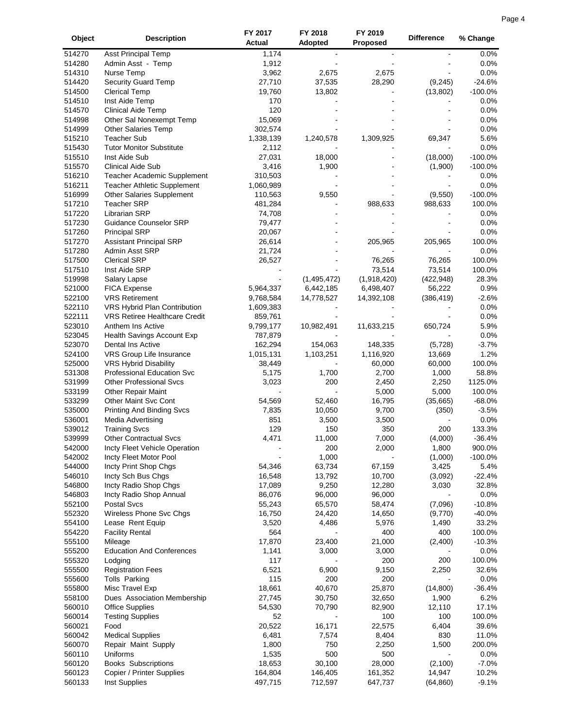| Object | Description | FY 2017 Actual | FY 2018 Adopted | FY 2019 Proposed | Difference | % Change |
|---|---|---|---|---|---|---|
| 514270 | Asst Principal Temp | 1,174 | - | - | - | 0.0% |
| 514280 | Admin Asst - Temp | 1,912 | - | - | - | 0.0% |
| 514310 | Nurse Temp | 3,962 | 2,675 | 2,675 | - | 0.0% |
| 514420 | Security Guard Temp | 27,710 | 37,535 | 28,290 | (9,245) | -24.6% |
| 514500 | Clerical Temp | 19,760 | 13,802 | - | (13,802) | -100.0% |
| 514510 | Inst Aide Temp | 170 | - | - | - | 0.0% |
| 514570 | Clinical Aide Temp | 120 | - | - | - | 0.0% |
| 514998 | Other Sal Nonexempt Temp | 15,069 | - | - | - | 0.0% |
| 514999 | Other Salaries Temp | 302,574 | - | - | - | 0.0% |
| 515210 | Teacher Sub | 1,338,139 | 1,240,578 | 1,309,925 | 69,347 | 5.6% |
| 515430 | Tutor Monitor Substitute | 2,112 | - | - | - | 0.0% |
| 515510 | Inst Aide Sub | 27,031 | 18,000 | - | (18,000) | -100.0% |
| 515570 | Clinical Aide Sub | 3,416 | 1,900 | - | (1,900) | -100.0% |
| 516210 | Teacher Academic Supplement | 310,503 | - | - | - | 0.0% |
| 516211 | Teacher Athletic Supplement | 1,060,989 | - | - | - | 0.0% |
| 516999 | Other Salaries Supplement | 110,563 | 9,550 | - | (9,550) | -100.0% |
| 517210 | Teacher SRP | 481,284 | - | 988,633 | 988,633 | 100.0% |
| 517220 | Librarian SRP | 74,708 | - | - | - | 0.0% |
| 517230 | Guidance Counselor SRP | 79,477 | - | - | - | 0.0% |
| 517260 | Principal SRP | 20,067 | - | - | - | 0.0% |
| 517270 | Assistant Principal SRP | 26,614 | - | 205,965 | 205,965 | 100.0% |
| 517280 | Admin Asst SRP | 21,724 | - | - | - | 0.0% |
| 517500 | Clerical SRP | 26,527 | - | 76,265 | 76,265 | 100.0% |
| 517510 | Inst Aide SRP | - | - | 73,514 | 73,514 | 100.0% |
| 519998 | Salary Lapse | - | (1,495,472) | (1,918,420) | (422,948) | 28.3% |
| 521000 | FICA Expense | 5,964,337 | 6,442,185 | 6,498,407 | 56,222 | 0.9% |
| 522100 | VRS Retirement | 9,768,584 | 14,778,527 | 14,392,108 | (386,419) | -2.6% |
| 522110 | VRS Hybrid Plan Contribution | 1,609,383 | - | - | - | 0.0% |
| 522111 | VRS Retiree Healthcare Credit | 859,761 | - | - | - | 0.0% |
| 523010 | Anthem Ins Active | 9,799,177 | 10,982,491 | 11,633,215 | 650,724 | 5.9% |
| 523045 | Health Savings Account Exp | 787,879 | - | - | - | 0.0% |
| 523070 | Dental Ins Active | 162,294 | 154,063 | 148,335 | (5,728) | -3.7% |
| 524100 | VRS Group Life Insurance | 1,015,131 | 1,103,251 | 1,116,920 | 13,669 | 1.2% |
| 525000 | VRS Hybrid Disability | 38,449 | - | 60,000 | 60,000 | 100.0% |
| 531308 | Professional Education Svc | 5,175 | 1,700 | 2,700 | 1,000 | 58.8% |
| 531999 | Other Professional Svcs | 3,023 | 200 | 2,450 | 2,250 | 1125.0% |
| 533199 | Other Repair Maint | - | - | 5,000 | 5,000 | 100.0% |
| 533299 | Other Maint Svc Cont | 54,569 | 52,460 | 16,795 | (35,665) | -68.0% |
| 535000 | Printing And Binding Svcs | 7,835 | 10,050 | 9,700 | (350) | -3.5% |
| 536001 | Media Advertising | 851 | 3,500 | 3,500 | - | 0.0% |
| 539012 | Training Svcs | 129 | 150 | 350 | 200 | 133.3% |
| 539999 | Other Contractual Svcs | 4,471 | 11,000 | 7,000 | (4,000) | -36.4% |
| 542000 | Incty Fleet Vehicle Operation | - | 200 | 2,000 | 1,800 | 900.0% |
| 542002 | Incty Fleet Motor Pool | - | 1,000 | - | (1,000) | -100.0% |
| 544000 | Incty Print Shop Chgs | 54,346 | 63,734 | 67,159 | 3,425 | 5.4% |
| 546010 | Incty Sch Bus Chgs | 16,548 | 13,792 | 10,700 | (3,092) | -22.4% |
| 546800 | Incty Radio Shop Chgs | 17,089 | 9,250 | 12,280 | 3,030 | 32.8% |
| 546803 | Incty Radio Shop Annual | 86,076 | 96,000 | 96,000 | - | 0.0% |
| 552100 | Postal Svcs | 55,243 | 65,570 | 58,474 | (7,096) | -10.8% |
| 552320 | Wireless Phone Svc Chgs | 16,750 | 24,420 | 14,650 | (9,770) | -40.0% |
| 554100 | Lease Rent Equip | 3,520 | 4,486 | 5,976 | 1,490 | 33.2% |
| 554220 | Facility Rental | 564 | - | 400 | 400 | 100.0% |
| 555100 | Mileage | 17,870 | 23,400 | 21,000 | (2,400) | -10.3% |
| 555200 | Education And Conferences | 1,141 | 3,000 | 3,000 | - | 0.0% |
| 555320 | Lodging | 117 | - | 200 | 200 | 100.0% |
| 555500 | Registration Fees | 6,521 | 6,900 | 9,150 | 2,250 | 32.6% |
| 555600 | Tolls Parking | 115 | 200 | 200 | - | 0.0% |
| 555800 | Misc Travel Exp | 18,661 | 40,670 | 25,870 | (14,800) | -36.4% |
| 558100 | Dues Association Membership | 27,745 | 30,750 | 32,650 | 1,900 | 6.2% |
| 560010 | Office Supplies | 54,530 | 70,790 | 82,900 | 12,110 | 17.1% |
| 560014 | Testing Supplies | 52 | - | 100 | 100 | 100.0% |
| 560021 | Food | 20,522 | 16,171 | 22,575 | 6,404 | 39.6% |
| 560042 | Medical Supplies | 6,481 | 7,574 | 8,404 | 830 | 11.0% |
| 560070 | Repair Maint Supply | 1,800 | 750 | 2,250 | 1,500 | 200.0% |
| 560110 | Uniforms | 1,535 | 500 | 500 | - | 0.0% |
| 560120 | Books Subscriptions | 18,653 | 30,100 | 28,000 | (2,100) | -7.0% |
| 560123 | Copier / Printer Supplies | 164,804 | 146,405 | 161,352 | 14,947 | 10.2% |
| 560133 | Inst Supplies | 497,715 | 712,597 | 647,737 | (64,860) | -9.1% |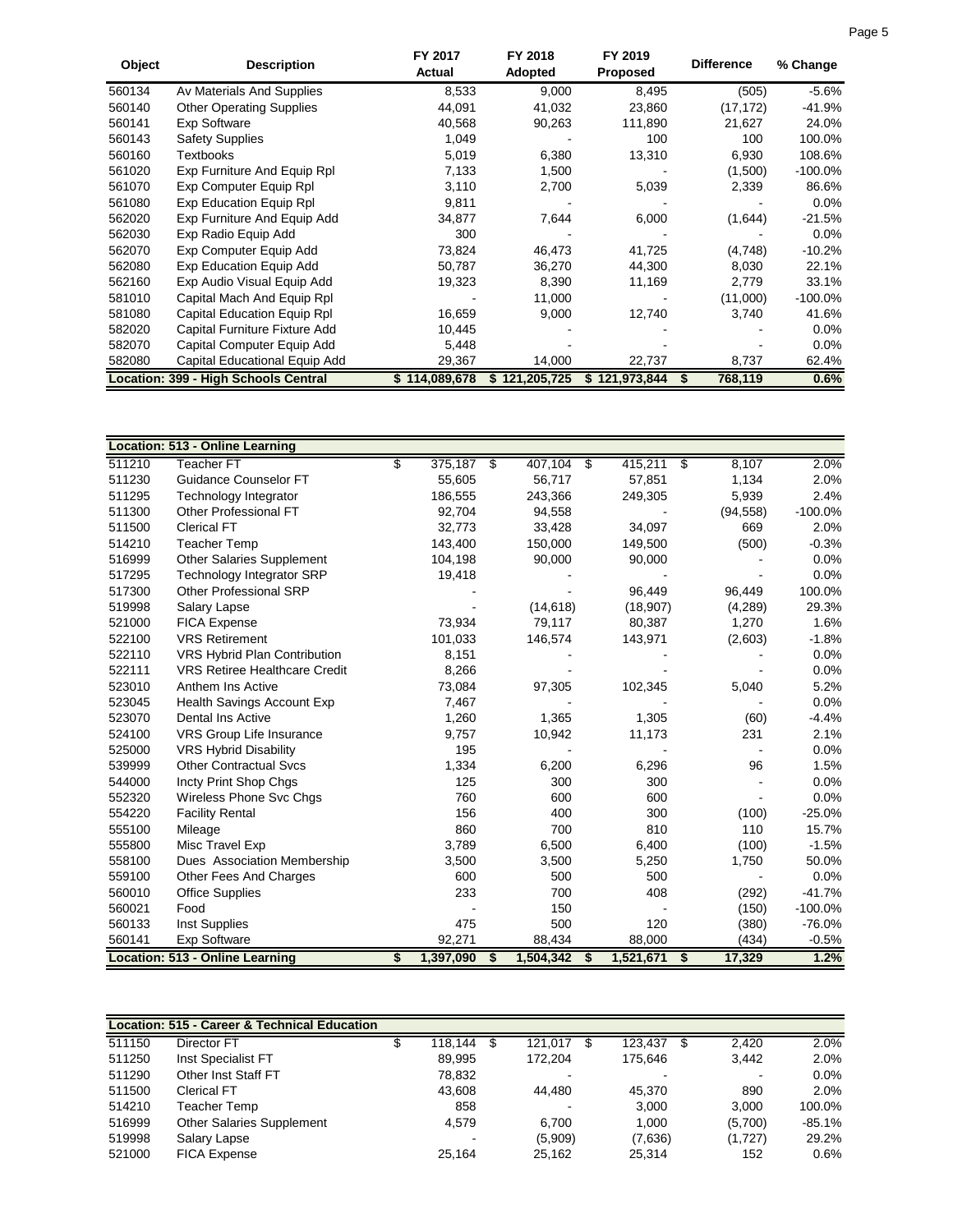| Object | Description | FY 2017 Actual | FY 2018 Adopted | FY 2019 Proposed | Difference | % Change |
|---|---|---|---|---|---|---|
| 560134 | Av Materials And Supplies | 8,533 | 9,000 | 8,495 | (505) | -5.6% |
| 560140 | Other Operating Supplies | 44,091 | 41,032 | 23,860 | (17,172) | -41.9% |
| 560141 | Exp Software | 40,568 | 90,263 | 111,890 | 21,627 | 24.0% |
| 560143 | Safety Supplies | 1,049 | - | 100 | 100 | 100.0% |
| 560160 | Textbooks | 5,019 | 6,380 | 13,310 | 6,930 | 108.6% |
| 561020 | Exp Furniture And Equip Rpl | 7,133 | 1,500 | - | (1,500) | -100.0% |
| 561070 | Exp Computer Equip Rpl | 3,110 | 2,700 | 5,039 | 2,339 | 86.6% |
| 561080 | Exp Education Equip Rpl | 9,811 | - | - | - | 0.0% |
| 562020 | Exp Furniture And Equip Add | 34,877 | 7,644 | 6,000 | (1,644) | -21.5% |
| 562030 | Exp Radio Equip Add | 300 | - | - | - | 0.0% |
| 562070 | Exp Computer Equip Add | 73,824 | 46,473 | 41,725 | (4,748) | -10.2% |
| 562080 | Exp Education Equip Add | 50,787 | 36,270 | 44,300 | 8,030 | 22.1% |
| 562160 | Exp Audio Visual Equip Add | 19,323 | 8,390 | 11,169 | 2,779 | 33.1% |
| 581010 | Capital Mach And Equip Rpl | - | 11,000 | - | (11,000) | -100.0% |
| 581080 | Capital Education Equip Rpl | 16,659 | 9,000 | 12,740 | 3,740 | 41.6% |
| 582020 | Capital Furniture Fixture Add | 10,445 | - | - | - | 0.0% |
| 582070 | Capital Computer Equip Add | 5,448 | - | - | - | 0.0% |
| 582080 | Capital Educational Equip Add | 29,367 | 14,000 | 22,737 | 8,737 | 62.4% |
| **Location: 399 - High Schools Central** | | **$ 114,089,678** | **$ 121,205,725** | **$ 121,973,844** | **$ 768,119** | **0.6%** |

| Object | Description | FY 2017 Actual | FY 2018 Adopted | FY 2019 Proposed | Difference | % Change |
|---|---|---|---|---|---|---|
| **Location: 513 - Online Learning** | | | | | | |
| 511210 | Teacher FT | $ 375,187 | $ 407,104 | $ 415,211 | $ 8,107 | 2.0% |
| 511230 | Guidance Counselor FT | 55,605 | 56,717 | 57,851 | 1,134 | 2.0% |
| 511295 | Technology Integrator | 186,555 | 243,366 | 249,305 | 5,939 | 2.4% |
| 511300 | Other Professional FT | 92,704 | 94,558 | - | (94,558) | -100.0% |
| 511500 | Clerical FT | 32,773 | 33,428 | 34,097 | 669 | 2.0% |
| 514210 | Teacher Temp | 143,400 | 150,000 | 149,500 | (500) | -0.3% |
| 516999 | Other Salaries Supplement | 104,198 | 90,000 | 90,000 | - | 0.0% |
| 517295 | Technology Integrator SRP | 19,418 | - | - | - | 0.0% |
| 517300 | Other Professional SRP | - | - | 96,449 | 96,449 | 100.0% |
| 519998 | Salary Lapse | - | (14,618) | (18,907) | (4,289) | 29.3% |
| 521000 | FICA Expense | 73,934 | 79,117 | 80,387 | 1,270 | 1.6% |
| 522100 | VRS Retirement | 101,033 | 146,574 | 143,971 | (2,603) | -1.8% |
| 522110 | VRS Hybrid Plan Contribution | 8,151 | - | - | - | 0.0% |
| 522111 | VRS Retiree Healthcare Credit | 8,266 | - | - | - | 0.0% |
| 523010 | Anthem Ins Active | 73,084 | 97,305 | 102,345 | 5,040 | 5.2% |
| 523045 | Health Savings Account Exp | 7,467 | - | - | - | 0.0% |
| 523070 | Dental Ins Active | 1,260 | 1,365 | 1,305 | (60) | -4.4% |
| 524100 | VRS Group Life Insurance | 9,757 | 10,942 | 11,173 | 231 | 2.1% |
| 525000 | VRS Hybrid Disability | 195 | - | - | - | 0.0% |
| 539999 | Other Contractual Svcs | 1,334 | 6,200 | 6,296 | 96 | 1.5% |
| 544000 | Incty Print Shop Chgs | 125 | 300 | 300 | - | 0.0% |
| 552320 | Wireless Phone Svc Chgs | 760 | 600 | 600 | - | 0.0% |
| 554220 | Facility Rental | 156 | 400 | 300 | (100) | -25.0% |
| 555100 | Mileage | 860 | 700 | 810 | 110 | 15.7% |
| 555800 | Misc Travel Exp | 3,789 | 6,500 | 6,400 | (100) | -1.5% |
| 558100 | Dues Association Membership | 3,500 | 3,500 | 5,250 | 1,750 | 50.0% |
| 559100 | Other Fees And Charges | 600 | 500 | 500 | - | 0.0% |
| 560010 | Office Supplies | 233 | 700 | 408 | (292) | -41.7% |
| 560021 | Food | - | 150 | - | (150) | -100.0% |
| 560133 | Inst Supplies | 475 | 500 | 120 | (380) | -76.0% |
| 560141 | Exp Software | 92,271 | 88,434 | 88,000 | (434) | -0.5% |
| **Location: 513 - Online Learning** | | **$ 1,397,090** | **$ 1,504,342** | **$ 1,521,671** | **$ 17,329** | **1.2%** |

| Object | Description | FY 2017 Actual | FY 2018 Adopted | FY 2019 Proposed | Difference | % Change |
|---|---|---|---|---|---|---|
| **Location: 515 - Career & Technical Education** | | | | | | |
| 511150 | Director FT | $ 118,144 | $ 121,017 | $ 123,437 | $ 2,420 | 2.0% |
| 511250 | Inst Specialist FT | 89,995 | 172,204 | 175,646 | 3,442 | 2.0% |
| 511290 | Other Inst Staff FT | 78,832 | - | - | - | 0.0% |
| 511500 | Clerical FT | 43,608 | 44,480 | 45,370 | 890 | 2.0% |
| 514210 | Teacher Temp | 858 | - | 3,000 | 3,000 | 100.0% |
| 516999 | Other Salaries Supplement | 4,579 | 6,700 | 1,000 | (5,700) | -85.1% |
| 519998 | Salary Lapse | - | (5,909) | (7,636) | (1,727) | 29.2% |
| 521000 | FICA Expense | 25,164 | 25,162 | 25,314 | 152 | 0.6% |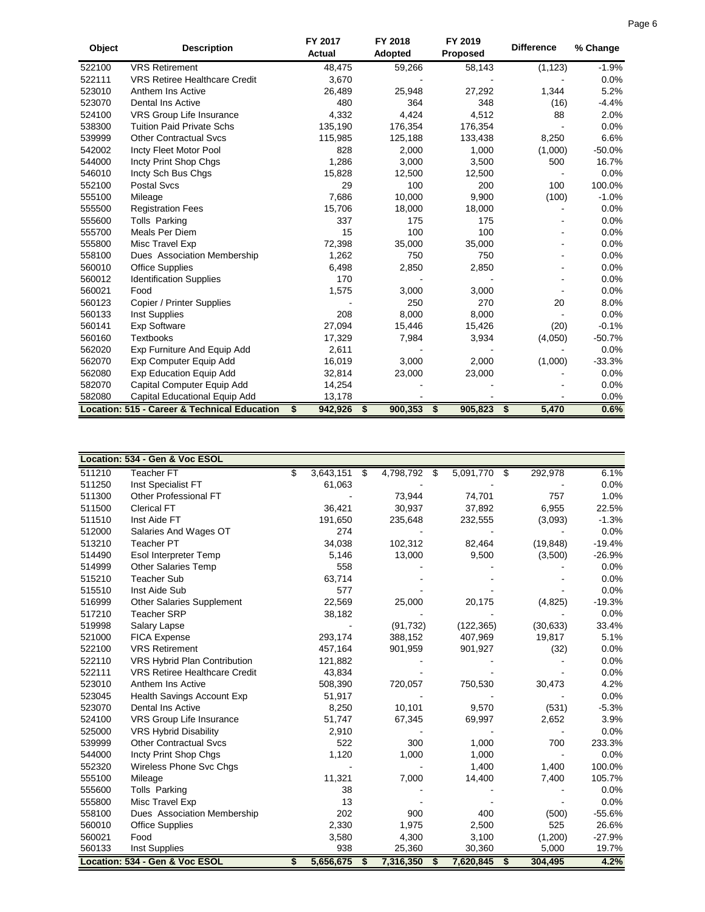| Object | Description | FY 2017 Actual | FY 2018 Adopted | FY 2019 Proposed | Difference | % Change |
|---|---|---|---|---|---|---|
| 522100 | VRS Retirement | 48,475 | 59,266 | 58,143 | (1,123) | -1.9% |
| 522111 | VRS Retiree Healthcare Credit | 3,670 | - | - | - | 0.0% |
| 523010 | Anthem Ins Active | 26,489 | 25,948 | 27,292 | 1,344 | 5.2% |
| 523070 | Dental Ins Active | 480 | 364 | 348 | (16) | -4.4% |
| 524100 | VRS Group Life Insurance | 4,332 | 4,424 | 4,512 | 88 | 2.0% |
| 538300 | Tuition Paid Private Schs | 135,190 | 176,354 | 176,354 | - | 0.0% |
| 539999 | Other Contractual Svcs | 115,985 | 125,188 | 133,438 | 8,250 | 6.6% |
| 542002 | Incty Fleet Motor Pool | 828 | 2,000 | 1,000 | (1,000) | -50.0% |
| 544000 | Incty Print Shop Chgs | 1,286 | 3,000 | 3,500 | 500 | 16.7% |
| 546010 | Incty Sch Bus Chgs | 15,828 | 12,500 | 12,500 | - | 0.0% |
| 552100 | Postal Svcs | 29 | 100 | 200 | 100 | 100.0% |
| 555100 | Mileage | 7,686 | 10,000 | 9,900 | (100) | -1.0% |
| 555500 | Registration Fees | 15,706 | 18,000 | 18,000 | - | 0.0% |
| 555600 | Tolls Parking | 337 | 175 | 175 | - | 0.0% |
| 555700 | Meals Per Diem | 15 | 100 | 100 | - | 0.0% |
| 555800 | Misc Travel Exp | 72,398 | 35,000 | 35,000 | - | 0.0% |
| 558100 | Dues Association Membership | 1,262 | 750 | 750 | - | 0.0% |
| 560010 | Office Supplies | 6,498 | 2,850 | 2,850 | - | 0.0% |
| 560012 | Identification Supplies | 170 | - | - | - | 0.0% |
| 560021 | Food | 1,575 | 3,000 | 3,000 | - | 0.0% |
| 560123 | Copier / Printer Supplies | - | 250 | 270 | 20 | 8.0% |
| 560133 | Inst Supplies | 208 | 8,000 | 8,000 | - | 0.0% |
| 560141 | Exp Software | 27,094 | 15,446 | 15,426 | (20) | -0.1% |
| 560160 | Textbooks | 17,329 | 7,984 | 3,934 | (4,050) | -50.7% |
| 562020 | Exp Furniture And Equip Add | 2,611 | - | - | - | 0.0% |
| 562070 | Exp Computer Equip Add | 16,019 | 3,000 | 2,000 | (1,000) | -33.3% |
| 562080 | Exp Education Equip Add | 32,814 | 23,000 | 23,000 | - | 0.0% |
| 582070 | Capital Computer Equip Add | 14,254 | - | - | - | 0.0% |
| 582080 | Capital Educational Equip Add | 13,178 | - | - | - | 0.0% |
| **Location: 515 - Career & Technical Education** | | **$ 942,926** | **$ 900,353** | **$ 905,823** | **$ 5,470** | **0.6%** |

| Object | Description | FY 2017 Actual | FY 2018 Adopted | FY 2019 Proposed | Difference | % Change |
|---|---|---|---|---|---|---|
| **Location: 534 - Gen & Voc ESOL** | | | | | | |
| 511210 | Teacher FT | $ 3,643,151 | $ 4,798,792 | $ 5,091,770 | $ 292,978 | 6.1% |
| 511250 | Inst Specialist FT | 61,063 | - | - | - | 0.0% |
| 511300 | Other Professional FT | - | 73,944 | 74,701 | 757 | 1.0% |
| 511500 | Clerical FT | 36,421 | 30,937 | 37,892 | 6,955 | 22.5% |
| 511510 | Inst Aide FT | 191,650 | 235,648 | 232,555 | (3,093) | -1.3% |
| 512000 | Salaries And Wages OT | 274 | - | - | - | 0.0% |
| 513210 | Teacher PT | 34,038 | 102,312 | 82,464 | (19,848) | -19.4% |
| 514490 | Esol Interpreter Temp | 5,146 | 13,000 | 9,500 | (3,500) | -26.9% |
| 514999 | Other Salaries Temp | 558 | - | - | - | 0.0% |
| 515210 | Teacher Sub | 63,714 | - | - | - | 0.0% |
| 515510 | Inst Aide Sub | 577 | - | - | - | 0.0% |
| 516999 | Other Salaries Supplement | 22,569 | 25,000 | 20,175 | (4,825) | -19.3% |
| 517210 | Teacher SRP | 38,182 | - | - | - | 0.0% |
| 519998 | Salary Lapse | - | (91,732) | (122,365) | (30,633) | 33.4% |
| 521000 | FICA Expense | 293,174 | 388,152 | 407,969 | 19,817 | 5.1% |
| 522100 | VRS Retirement | 457,164 | 901,959 | 901,927 | (32) | 0.0% |
| 522110 | VRS Hybrid Plan Contribution | 121,882 | - | - | - | 0.0% |
| 522111 | VRS Retiree Healthcare Credit | 43,834 | - | - | - | 0.0% |
| 523010 | Anthem Ins Active | 508,390 | 720,057 | 750,530 | 30,473 | 4.2% |
| 523045 | Health Savings Account Exp | 51,917 | - | - | - | 0.0% |
| 523070 | Dental Ins Active | 8,250 | 10,101 | 9,570 | (531) | -5.3% |
| 524100 | VRS Group Life Insurance | 51,747 | 67,345 | 69,997 | 2,652 | 3.9% |
| 525000 | VRS Hybrid Disability | 2,910 | - | - | - | 0.0% |
| 539999 | Other Contractual Svcs | 522 | 300 | 1,000 | 700 | 233.3% |
| 544000 | Incty Print Shop Chgs | 1,120 | 1,000 | 1,000 | - | 0.0% |
| 552320 | Wireless Phone Svc Chgs | - | - | 1,400 | 1,400 | 100.0% |
| 555100 | Mileage | 11,321 | 7,000 | 14,400 | 7,400 | 105.7% |
| 555600 | Tolls Parking | 38 | - | - | - | 0.0% |
| 555800 | Misc Travel Exp | 13 | - | - | - | 0.0% |
| 558100 | Dues Association Membership | 202 | 900 | 400 | (500) | -55.6% |
| 560010 | Office Supplies | 2,330 | 1,975 | 2,500 | 525 | 26.6% |
| 560021 | Food | 3,580 | 4,300 | 3,100 | (1,200) | -27.9% |
| 560133 | Inst Supplies | 938 | 25,360 | 30,360 | 5,000 | 19.7% |
| **Location: 534 - Gen & Voc ESOL** | | **$ 5,656,675** | **$ 7,316,350** | **$ 7,620,845** | **$ 304,495** | **4.2%** |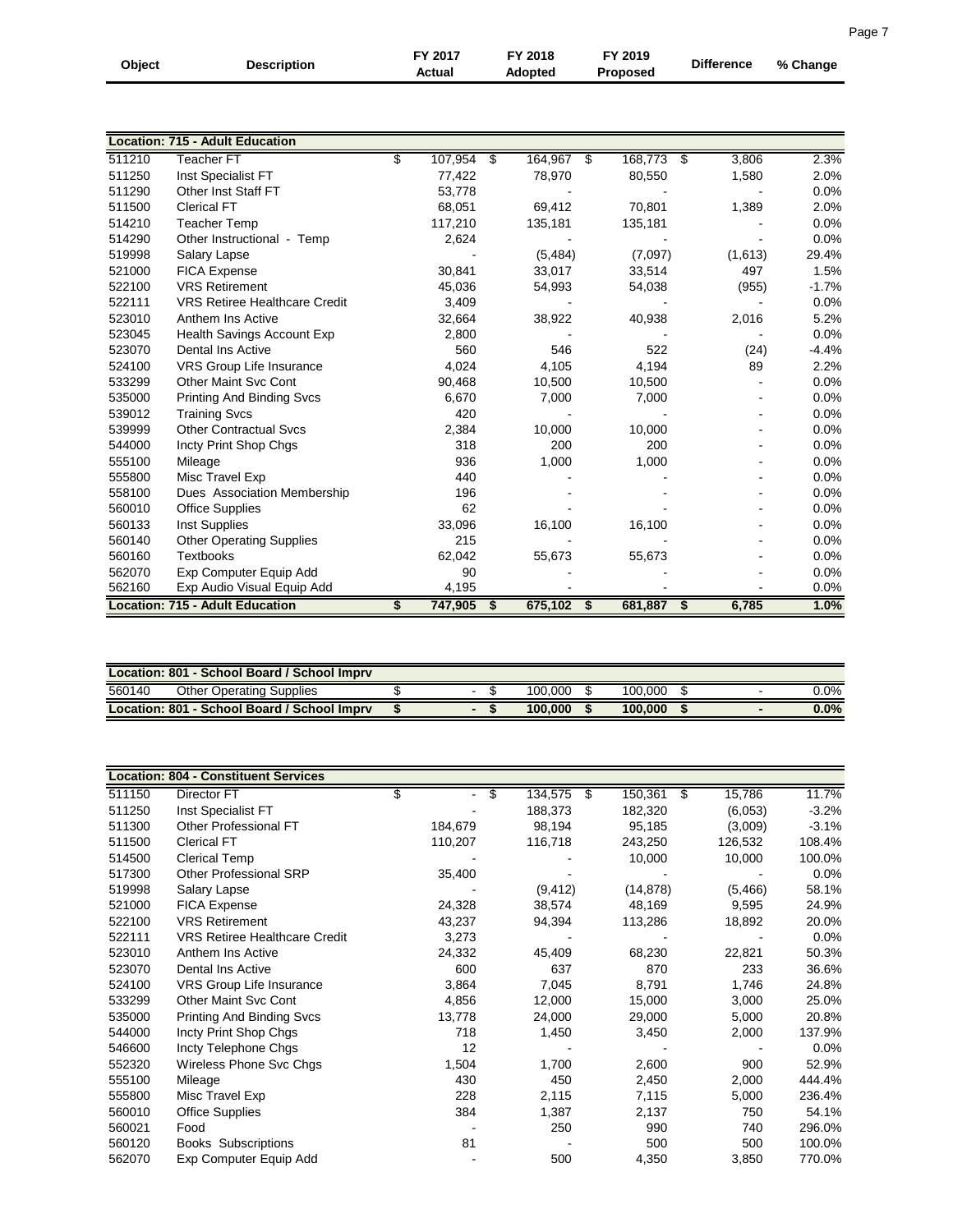| Object | Description | FY 2017 Actual | FY 2018 Adopted | FY 2019 Proposed | Difference | % Change |
|---|---|---|---|---|---|---|
| **Location: 715 - Adult Education** | | | | | | |
| 511210 | Teacher FT | $ 107,954 | $ 164,967 | $ 168,773 | $ 3,806 | 2.3% |
| 511250 | Inst Specialist FT | 77,422 | 78,970 | 80,550 | 1,580 | 2.0% |
| 511290 | Other Inst Staff FT | 53,778 | - | - | - | 0.0% |
| 511500 | Clerical FT | 68,051 | 69,412 | 70,801 | 1,389 | 2.0% |
| 514210 | Teacher Temp | 117,210 | 135,181 | 135,181 | - | 0.0% |
| 514290 | Other Instructional - Temp | 2,624 | - | - | - | 0.0% |
| 519998 | Salary Lapse | - | (5,484) | (7,097) | (1,613) | 29.4% |
| 521000 | FICA Expense | 30,841 | 33,017 | 33,514 | 497 | 1.5% |
| 522100 | VRS Retirement | 45,036 | 54,993 | 54,038 | (955) | -1.7% |
| 522111 | VRS Retiree Healthcare Credit | 3,409 | - | - | - | 0.0% |
| 523010 | Anthem Ins Active | 32,664 | 38,922 | 40,938 | 2,016 | 5.2% |
| 523045 | Health Savings Account Exp | 2,800 | - | - | - | 0.0% |
| 523070 | Dental Ins Active | 560 | 546 | 522 | (24) | -4.4% |
| 524100 | VRS Group Life Insurance | 4,024 | 4,105 | 4,194 | 89 | 2.2% |
| 533299 | Other Maint Svc Cont | 90,468 | 10,500 | 10,500 | - | 0.0% |
| 535000 | Printing And Binding Svcs | 6,670 | 7,000 | 7,000 | - | 0.0% |
| 539012 | Training Svcs | 420 | - | - | - | 0.0% |
| 539999 | Other Contractual Svcs | 2,384 | 10,000 | 10,000 | - | 0.0% |
| 544000 | Incty Print Shop Chgs | 318 | 200 | 200 | - | 0.0% |
| 555100 | Mileage | 936 | 1,000 | 1,000 | - | 0.0% |
| 555800 | Misc Travel Exp | 440 | - | - | - | 0.0% |
| 558100 | Dues Association Membership | 196 | - | - | - | 0.0% |
| 560010 | Office Supplies | 62 | - | - | - | 0.0% |
| 560133 | Inst Supplies | 33,096 | 16,100 | 16,100 | - | 0.0% |
| 560140 | Other Operating Supplies | 215 | - | - | - | 0.0% |
| 560160 | Textbooks | 62,042 | 55,673 | 55,673 | - | 0.0% |
| 562070 | Exp Computer Equip Add | 90 | - | - | - | 0.0% |
| 562160 | Exp Audio Visual Equip Add | 4,195 | - | - | - | 0.0% |
| **Location: 715 - Adult Education** | | **$ 747,905** | **$ 675,102** | **$ 681,887** | **$ 6,785** | **1.0%** |

| Object | Description | FY 2017 Actual | FY 2018 Adopted | FY 2019 Proposed | Difference | % Change |
|---|---|---|---|---|---|---|
| **Location: 801 - School Board / School Imprv** | | | | | | |
| 560140 | Other Operating Supplies | $ - | $ 100,000 | $ 100,000 | $ - | 0.0% |
| **Location: 801 - School Board / School Imprv** | | **$ -** | **$ 100,000** | **$ 100,000** | **$ -** | **0.0%** |

| Object | Description | FY 2017 Actual | FY 2018 Adopted | FY 2019 Proposed | Difference | % Change |
|---|---|---|---|---|---|---|
| **Location: 804 - Constituent Services** | | | | | | |
| 511150 | Director FT | $ - | $ 134,575 | $ 150,361 | $ 15,786 | 11.7% |
| 511250 | Inst Specialist FT | - | 188,373 | 182,320 | (6,053) | -3.2% |
| 511300 | Other Professional FT | 184,679 | 98,194 | 95,185 | (3,009) | -3.1% |
| 511500 | Clerical FT | 110,207 | 116,718 | 243,250 | 126,532 | 108.4% |
| 514500 | Clerical Temp | - | - | 10,000 | 10,000 | 100.0% |
| 517300 | Other Professional SRP | 35,400 | - | - | - | 0.0% |
| 519998 | Salary Lapse | - | (9,412) | (14,878) | (5,466) | 58.1% |
| 521000 | FICA Expense | 24,328 | 38,574 | 48,169 | 9,595 | 24.9% |
| 522100 | VRS Retirement | 43,237 | 94,394 | 113,286 | 18,892 | 20.0% |
| 522111 | VRS Retiree Healthcare Credit | 3,273 | - | - | - | 0.0% |
| 523010 | Anthem Ins Active | 24,332 | 45,409 | 68,230 | 22,821 | 50.3% |
| 523070 | Dental Ins Active | 600 | 637 | 870 | 233 | 36.6% |
| 524100 | VRS Group Life Insurance | 3,864 | 7,045 | 8,791 | 1,746 | 24.8% |
| 533299 | Other Maint Svc Cont | 4,856 | 12,000 | 15,000 | 3,000 | 25.0% |
| 535000 | Printing And Binding Svcs | 13,778 | 24,000 | 29,000 | 5,000 | 20.8% |
| 544000 | Incty Print Shop Chgs | 718 | 1,450 | 3,450 | 2,000 | 137.9% |
| 546600 | Incty Telephone Chgs | 12 | - | - | - | 0.0% |
| 552320 | Wireless Phone Svc Chgs | 1,504 | 1,700 | 2,600 | 900 | 52.9% |
| 555100 | Mileage | 430 | 450 | 2,450 | 2,000 | 444.4% |
| 555800 | Misc Travel Exp | 228 | 2,115 | 7,115 | 5,000 | 236.4% |
| 560010 | Office Supplies | 384 | 1,387 | 2,137 | 750 | 54.1% |
| 560021 | Food | - | 250 | 990 | 740 | 296.0% |
| 560120 | Books Subscriptions | 81 | - | 500 | 500 | 100.0% |
| 562070 | Exp Computer Equip Add | - | 500 | 4,350 | 3,850 | 770.0% |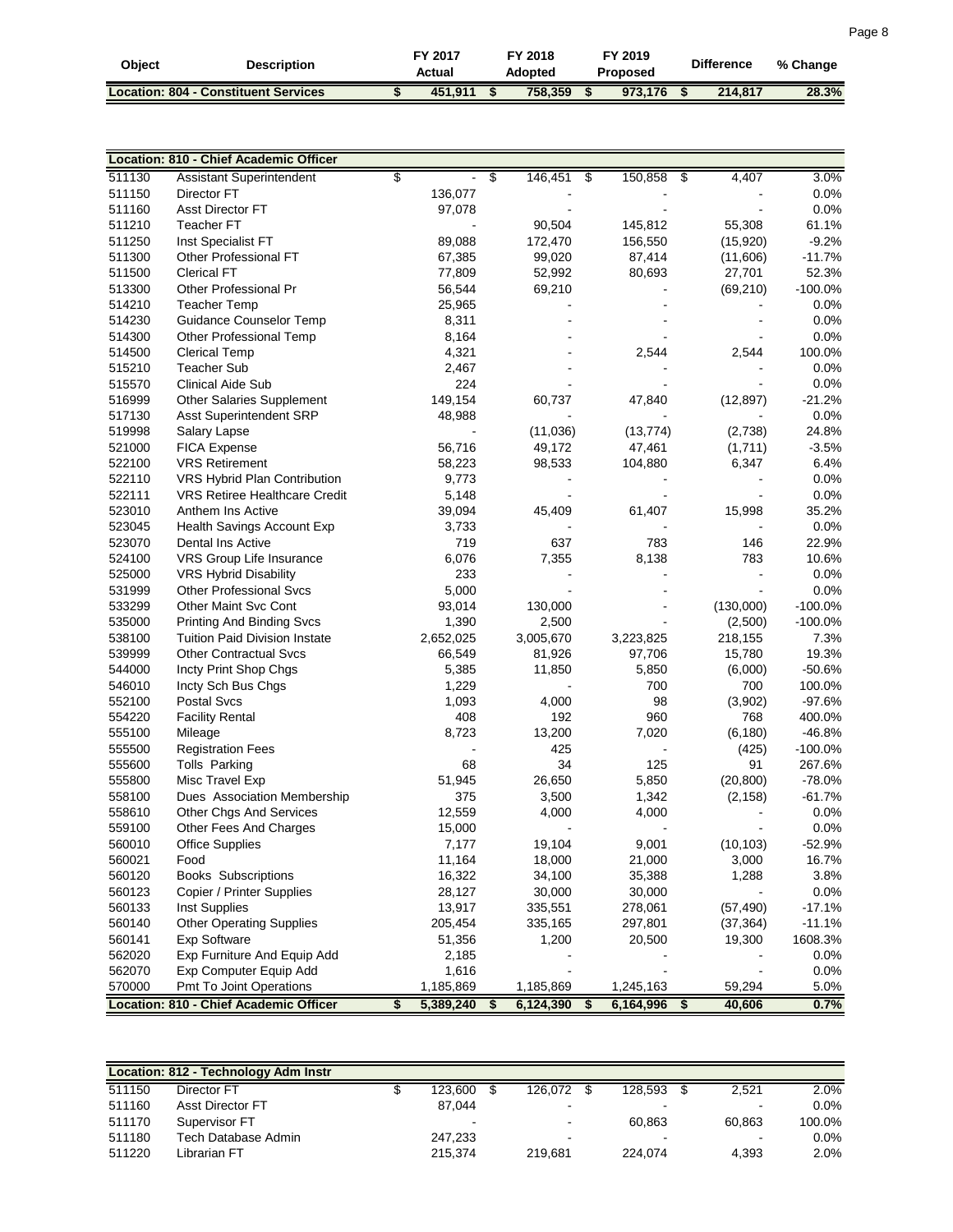| Object | Description | FY 2017 Actual | FY 2018 Adopted | FY 2019 Proposed | Difference | % Change |
|---|---|---|---|---|---|---|
| **Location: 804 - Constituent Services** | | **$ 451,911** | **$ 758,359** | **$ 973,176** | **$ 214,817** | **28.3%** |

| Object | Description | FY 2017 Actual | FY 2018 Adopted | FY 2019 Proposed | Difference | % Change |
|---|---|---|---|---|---|---|
| **Location: 810 - Chief Academic Officer** | | | | | | |
| 511130 | Assistant Superintendent | $ - | $ 146,451 | $ 150,858 | $ 4,407 | 3.0% |
| 511150 | Director FT | 136,077 | - | - | - | 0.0% |
| 511160 | Asst Director FT | 97,078 | - | - | - | 0.0% |
| 511210 | Teacher FT | - | 90,504 | 145,812 | 55,308 | 61.1% |
| 511250 | Inst Specialist FT | 89,088 | 172,470 | 156,550 | (15,920) | -9.2% |
| 511300 | Other Professional FT | 67,385 | 99,020 | 87,414 | (11,606) | -11.7% |
| 511500 | Clerical FT | 77,809 | 52,992 | 80,693 | 27,701 | 52.3% |
| 513300 | Other Professional Pr | 56,544 | 69,210 | - | (69,210) | -100.0% |
| 514210 | Teacher Temp | 25,965 | - | - | - | 0.0% |
| 514230 | Guidance Counselor Temp | 8,311 | - | - | - | 0.0% |
| 514300 | Other Professional Temp | 8,164 | - | - | - | 0.0% |
| 514500 | Clerical Temp | 4,321 | - | 2,544 | 2,544 | 100.0% |
| 515210 | Teacher Sub | 2,467 | - | - | - | 0.0% |
| 515570 | Clinical Aide Sub | 224 | - | - | - | 0.0% |
| 516999 | Other Salaries Supplement | 149,154 | 60,737 | 47,840 | (12,897) | -21.2% |
| 517130 | Asst Superintendent SRP | 48,988 | - | - | - | 0.0% |
| 519998 | Salary Lapse | - | (11,036) | (13,774) | (2,738) | 24.8% |
| 521000 | FICA Expense | 56,716 | 49,172 | 47,461 | (1,711) | -3.5% |
| 522100 | VRS Retirement | 58,223 | 98,533 | 104,880 | 6,347 | 6.4% |
| 522110 | VRS Hybrid Plan Contribution | 9,773 | - | - | - | 0.0% |
| 522111 | VRS Retiree Healthcare Credit | 5,148 | - | - | - | 0.0% |
| 523010 | Anthem Ins Active | 39,094 | 45,409 | 61,407 | 15,998 | 35.2% |
| 523045 | Health Savings Account Exp | 3,733 | - | - | - | 0.0% |
| 523070 | Dental Ins Active | 719 | 637 | 783 | 146 | 22.9% |
| 524100 | VRS Group Life Insurance | 6,076 | 7,355 | 8,138 | 783 | 10.6% |
| 525000 | VRS Hybrid Disability | 233 | - | - | - | 0.0% |
| 531999 | Other Professional Svcs | 5,000 | - | - | - | 0.0% |
| 533299 | Other Maint Svc Cont | 93,014 | 130,000 | - | (130,000) | -100.0% |
| 535000 | Printing And Binding Svcs | 1,390 | 2,500 | - | (2,500) | -100.0% |
| 538100 | Tuition Paid Division Instate | 2,652,025 | 3,005,670 | 3,223,825 | 218,155 | 7.3% |
| 539999 | Other Contractual Svcs | 66,549 | 81,926 | 97,706 | 15,780 | 19.3% |
| 544000 | Incty Print Shop Chgs | 5,385 | 11,850 | 5,850 | (6,000) | -50.6% |
| 546010 | Incty Sch Bus Chgs | 1,229 | - | 700 | 700 | 100.0% |
| 552100 | Postal Svcs | 1,093 | 4,000 | 98 | (3,902) | -97.6% |
| 554220 | Facility Rental | 408 | 192 | 960 | 768 | 400.0% |
| 555100 | Mileage | 8,723 | 13,200 | 7,020 | (6,180) | -46.8% |
| 555500 | Registration Fees | - | 425 | - | (425) | -100.0% |
| 555600 | Tolls Parking | 68 | 34 | 125 | 91 | 267.6% |
| 555800 | Misc Travel Exp | 51,945 | 26,650 | 5,850 | (20,800) | -78.0% |
| 558100 | Dues Association Membership | 375 | 3,500 | 1,342 | (2,158) | -61.7% |
| 558610 | Other Chgs And Services | 12,559 | 4,000 | 4,000 | - | 0.0% |
| 559100 | Other Fees And Charges | 15,000 | - | - | - | 0.0% |
| 560010 | Office Supplies | 7,177 | 19,104 | 9,001 | (10,103) | -52.9% |
| 560021 | Food | 11,164 | 18,000 | 21,000 | 3,000 | 16.7% |
| 560120 | Books Subscriptions | 16,322 | 34,100 | 35,388 | 1,288 | 3.8% |
| 560123 | Copier / Printer Supplies | 28,127 | 30,000 | 30,000 | - | 0.0% |
| 560133 | Inst Supplies | 13,917 | 335,551 | 278,061 | (57,490) | -17.1% |
| 560140 | Other Operating Supplies | 205,454 | 335,165 | 297,801 | (37,364) | -11.1% |
| 560141 | Exp Software | 51,356 | 1,200 | 20,500 | 19,300 | 1608.3% |
| 562020 | Exp Furniture And Equip Add | 2,185 | - | - | - | 0.0% |
| 562070 | Exp Computer Equip Add | 1,616 | - | - | - | 0.0% |
| 570000 | Pmt To Joint Operations | 1,185,869 | 1,185,869 | 1,245,163 | 59,294 | 5.0% |
| **Location: 810 - Chief Academic Officer** | | **$ 5,389,240** | **$ 6,124,390** | **$ 6,164,996** | **$ 40,606** | **0.7%** |

| Object | Description | FY 2017 Actual | FY 2018 Adopted | FY 2019 Proposed | Difference | % Change |
|---|---|---|---|---|---|---|
| **Location: 812 - Technology Adm Instr** | | | | | | |
| 511150 | Director FT | $ 123,600 | $ 126,072 | $ 128,593 | $ 2,521 | 2.0% |
| 511160 | Asst Director FT | 87,044 | - | - | - | 0.0% |
| 511170 | Supervisor FT | - | - | 60,863 | 60,863 | 100.0% |
| 511180 | Tech Database Admin | 247,233 | - | - | - | 0.0% |
| 511220 | Librarian FT | 215,374 | 219,681 | 224,074 | 4,393 | 2.0% |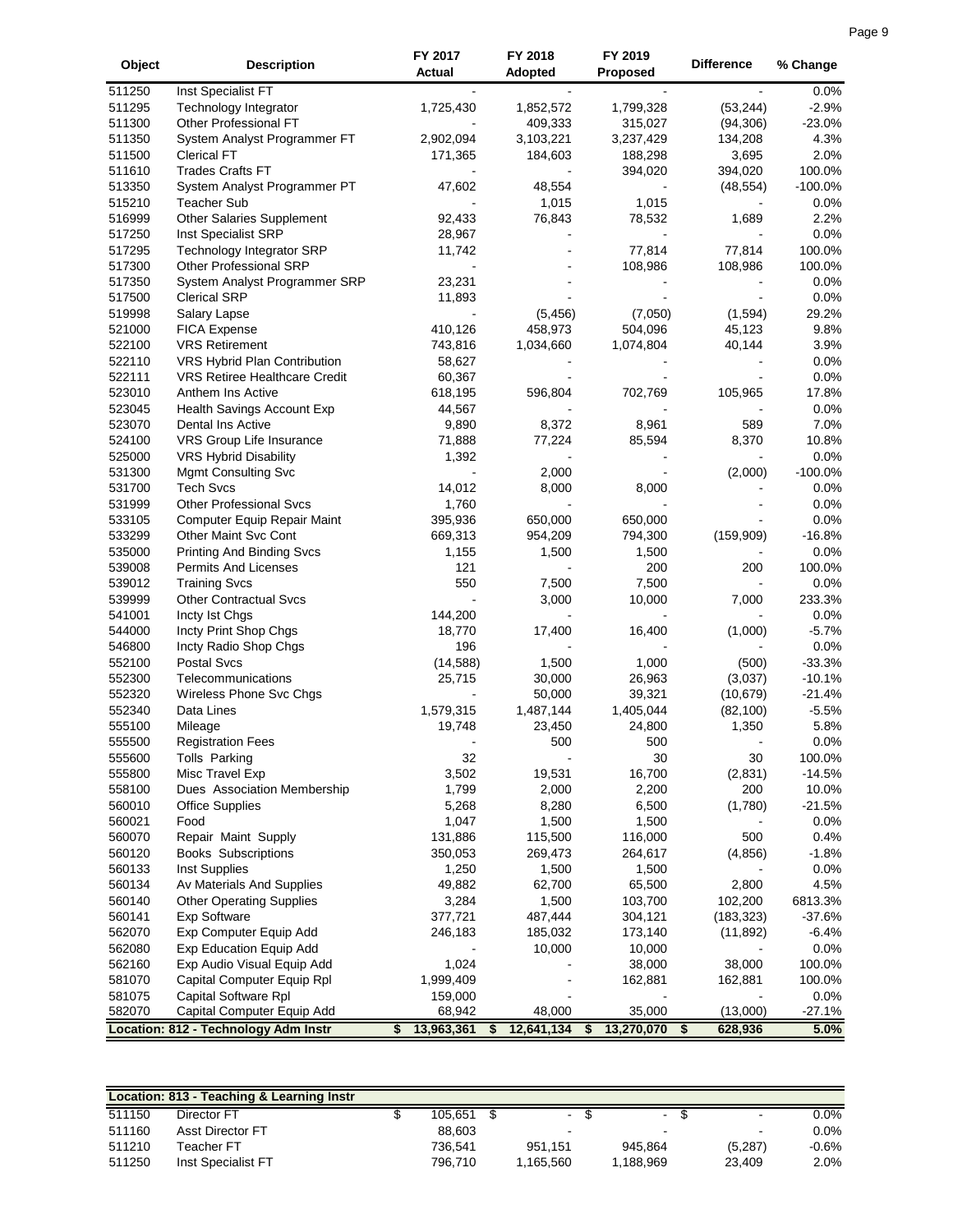| Object | Description | FY 2017 Actual | FY 2018 Adopted | FY 2019 Proposed | Difference | % Change |
|---|---|---|---|---|---|---|
| 511250 | Inst Specialist FT | - | - | - | - | 0.0% |
| 511295 | Technology Integrator | 1,725,430 | 1,852,572 | 1,799,328 | (53,244) | -2.9% |
| 511300 | Other Professional FT | - | 409,333 | 315,027 | (94,306) | -23.0% |
| 511350 | System Analyst Programmer FT | 2,902,094 | 3,103,221 | 3,237,429 | 134,208 | 4.3% |
| 511500 | Clerical FT | 171,365 | 184,603 | 188,298 | 3,695 | 2.0% |
| 511610 | Trades Crafts FT | - | - | 394,020 | 394,020 | 100.0% |
| 513350 | System Analyst Programmer PT | 47,602 | 48,554 | - | (48,554) | -100.0% |
| 515210 | Teacher Sub | - | 1,015 | 1,015 | - | 0.0% |
| 516999 | Other Salaries Supplement | 92,433 | 76,843 | 78,532 | 1,689 | 2.2% |
| 517250 | Inst Specialist SRP | 28,967 | - | - | - | 0.0% |
| 517295 | Technology Integrator SRP | 11,742 | - | 77,814 | 77,814 | 100.0% |
| 517300 | Other Professional SRP | - | - | 108,986 | 108,986 | 100.0% |
| 517350 | System Analyst Programmer SRP | 23,231 | - | - | - | 0.0% |
| 517500 | Clerical SRP | 11,893 | - | - | - | 0.0% |
| 519998 | Salary Lapse | - | (5,456) | (7,050) | (1,594) | 29.2% |
| 521000 | FICA Expense | 410,126 | 458,973 | 504,096 | 45,123 | 9.8% |
| 522100 | VRS Retirement | 743,816 | 1,034,660 | 1,074,804 | 40,144 | 3.9% |
| 522110 | VRS Hybrid Plan Contribution | 58,627 | - | - | - | 0.0% |
| 522111 | VRS Retiree Healthcare Credit | 60,367 | - | - | - | 0.0% |
| 523010 | Anthem Ins Active | 618,195 | 596,804 | 702,769 | 105,965 | 17.8% |
| 523045 | Health Savings Account Exp | 44,567 | - | - | - | 0.0% |
| 523070 | Dental Ins Active | 9,890 | 8,372 | 8,961 | 589 | 7.0% |
| 524100 | VRS Group Life Insurance | 71,888 | 77,224 | 85,594 | 8,370 | 10.8% |
| 525000 | VRS Hybrid Disability | 1,392 | - | - | - | 0.0% |
| 531300 | Mgmt Consulting Svc | - | 2,000 | - | (2,000) | -100.0% |
| 531700 | Tech Svcs | 14,012 | 8,000 | 8,000 | - | 0.0% |
| 531999 | Other Professional Svcs | 1,760 | - | - | - | 0.0% |
| 533105 | Computer Equip Repair Maint | 395,936 | 650,000 | 650,000 | - | 0.0% |
| 533299 | Other Maint Svc Cont | 669,313 | 954,209 | 794,300 | (159,909) | -16.8% |
| 535000 | Printing And Binding Svcs | 1,155 | 1,500 | 1,500 | - | 0.0% |
| 539008 | Permits And Licenses | 121 | - | 200 | 200 | 100.0% |
| 539012 | Training Svcs | 550 | 7,500 | 7,500 | - | 0.0% |
| 539999 | Other Contractual Svcs | - | 3,000 | 10,000 | 7,000 | 233.3% |
| 541001 | Incty Ist Chgs | 144,200 | - | - | - | 0.0% |
| 544000 | Incty Print Shop Chgs | 18,770 | 17,400 | 16,400 | (1,000) | -5.7% |
| 546800 | Incty Radio Shop Chgs | 196 | - | - | - | 0.0% |
| 552100 | Postal Svcs | (14,588) | 1,500 | 1,000 | (500) | -33.3% |
| 552300 | Telecommunications | 25,715 | 30,000 | 26,963 | (3,037) | -10.1% |
| 552320 | Wireless Phone Svc Chgs | - | 50,000 | 39,321 | (10,679) | -21.4% |
| 552340 | Data Lines | 1,579,315 | 1,487,144 | 1,405,044 | (82,100) | -5.5% |
| 555100 | Mileage | 19,748 | 23,450 | 24,800 | 1,350 | 5.8% |
| 555500 | Registration Fees | - | 500 | 500 | - | 0.0% |
| 555600 | Tolls Parking | 32 | - | 30 | 30 | 100.0% |
| 555800 | Misc Travel Exp | 3,502 | 19,531 | 16,700 | (2,831) | -14.5% |
| 558100 | Dues Association Membership | 1,799 | 2,000 | 2,200 | 200 | 10.0% |
| 560010 | Office Supplies | 5,268 | 8,280 | 6,500 | (1,780) | -21.5% |
| 560021 | Food | 1,047 | 1,500 | 1,500 | - | 0.0% |
| 560070 | Repair Maint Supply | 131,886 | 115,500 | 116,000 | 500 | 0.4% |
| 560120 | Books Subscriptions | 350,053 | 269,473 | 264,617 | (4,856) | -1.8% |
| 560133 | Inst Supplies | 1,250 | 1,500 | 1,500 | - | 0.0% |
| 560134 | Av Materials And Supplies | 49,882 | 62,700 | 65,500 | 2,800 | 4.5% |
| 560140 | Other Operating Supplies | 3,284 | 1,500 | 103,700 | 102,200 | 6813.3% |
| 560141 | Exp Software | 377,721 | 487,444 | 304,121 | (183,323) | -37.6% |
| 562070 | Exp Computer Equip Add | 246,183 | 185,032 | 173,140 | (11,892) | -6.4% |
| 562080 | Exp Education Equip Add | - | 10,000 | 10,000 | - | 0.0% |
| 562160 | Exp Audio Visual Equip Add | 1,024 | - | 38,000 | 38,000 | 100.0% |
| 581070 | Capital Computer Equip Rpl | 1,999,409 | - | 162,881 | 162,881 | 100.0% |
| 581075 | Capital Software Rpl | 159,000 | - | - | - | 0.0% |
| 582070 | Capital Computer Equip Add | 68,942 | 48,000 | 35,000 | (13,000) | -27.1% |
| **Location: 812 - Technology Adm Instr** | | **$ 13,963,361** | **$ 12,641,134** | **$ 13,270,070** | **$ 628,936** | **5.0%** |

| **Location: 813 - Teaching & Learning Instr** | | | | | | |
|---|---|---|---|---|---|---|
| 511150 | Director FT | $ 105,651 | $ - | $ - | $ - | 0.0% |
| 511160 | Asst Director FT | 88,603 | - | - | - | 0.0% |
| 511210 | Teacher FT | 736,541 | 951,151 | 945,864 | (5,287) | -0.6% |
| 511250 | Inst Specialist FT | 796,710 | 1,165,560 | 1,188,969 | 23,409 | 2.0% |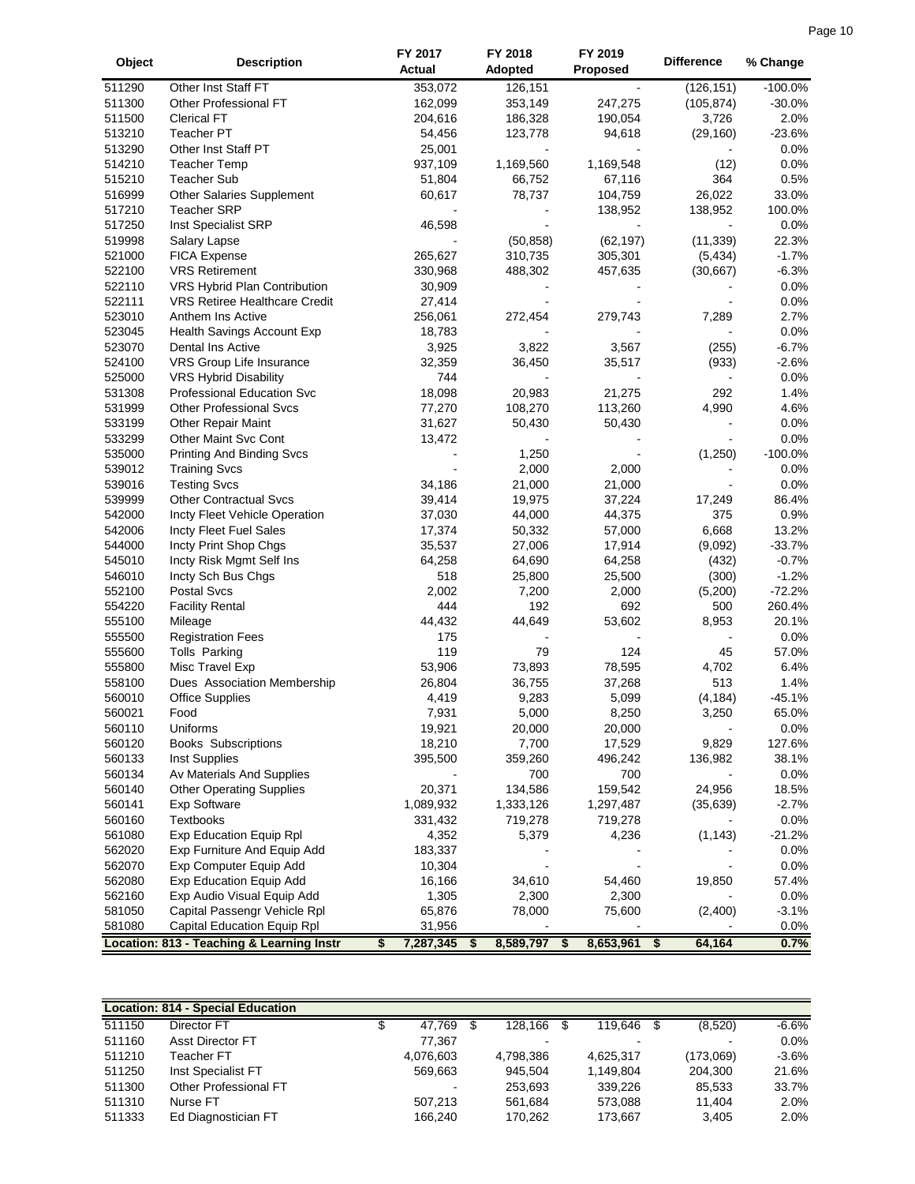| Object | Description | FY 2017 Actual | FY 2018 Adopted | FY 2019 Proposed | Difference | % Change |
|---|---|---|---|---|---|---|
| 511290 | Other Inst Staff FT | 353,072 | 126,151 | - | (126,151) | -100.0% |
| 511300 | Other Professional FT | 162,099 | 353,149 | 247,275 | (105,874) | -30.0% |
| 511500 | Clerical FT | 204,616 | 186,328 | 190,054 | 3,726 | 2.0% |
| 513210 | Teacher PT | 54,456 | 123,778 | 94,618 | (29,160) | -23.6% |
| 513290 | Other Inst Staff PT | 25,001 | - | - | - | 0.0% |
| 514210 | Teacher Temp | 937,109 | 1,169,560 | 1,169,548 | (12) | 0.0% |
| 515210 | Teacher Sub | 51,804 | 66,752 | 67,116 | 364 | 0.5% |
| 516999 | Other Salaries Supplement | 60,617 | 78,737 | 104,759 | 26,022 | 33.0% |
| 517210 | Teacher SRP | - | - | 138,952 | 138,952 | 100.0% |
| 517250 | Inst Specialist SRP | 46,598 | - | - | - | 0.0% |
| 519998 | Salary Lapse | - | (50,858) | (62,197) | (11,339) | 22.3% |
| 521000 | FICA Expense | 265,627 | 310,735 | 305,301 | (5,434) | -1.7% |
| 522100 | VRS Retirement | 330,968 | 488,302 | 457,635 | (30,667) | -6.3% |
| 522110 | VRS Hybrid Plan Contribution | 30,909 | - | - | - | 0.0% |
| 522111 | VRS Retiree Healthcare Credit | 27,414 | - | - | - | 0.0% |
| 523010 | Anthem Ins Active | 256,061 | 272,454 | 279,743 | 7,289 | 2.7% |
| 523045 | Health Savings Account Exp | 18,783 | - | - | - | 0.0% |
| 523070 | Dental Ins Active | 3,925 | 3,822 | 3,567 | (255) | -6.7% |
| 524100 | VRS Group Life Insurance | 32,359 | 36,450 | 35,517 | (933) | -2.6% |
| 525000 | VRS Hybrid Disability | 744 | - | - | - | 0.0% |
| 531308 | Professional Education Svc | 18,098 | 20,983 | 21,275 | 292 | 1.4% |
| 531999 | Other Professional Svcs | 77,270 | 108,270 | 113,260 | 4,990 | 4.6% |
| 533199 | Other Repair Maint | 31,627 | 50,430 | 50,430 | - | 0.0% |
| 533299 | Other Maint Svc Cont | 13,472 | - | - | - | 0.0% |
| 535000 | Printing And Binding Svcs | - | 1,250 | - | (1,250) | -100.0% |
| 539012 | Training Svcs | - | 2,000 | 2,000 | - | 0.0% |
| 539016 | Testing Svcs | 34,186 | 21,000 | 21,000 | - | 0.0% |
| 539999 | Other Contractual Svcs | 39,414 | 19,975 | 37,224 | 17,249 | 86.4% |
| 542000 | Incty Fleet Vehicle Operation | 37,030 | 44,000 | 44,375 | 375 | 0.9% |
| 542006 | Incty Fleet Fuel Sales | 17,374 | 50,332 | 57,000 | 6,668 | 13.2% |
| 544000 | Incty Print Shop Chgs | 35,537 | 27,006 | 17,914 | (9,092) | -33.7% |
| 545010 | Incty Risk Mgmt Self Ins | 64,258 | 64,690 | 64,258 | (432) | -0.7% |
| 546010 | Incty Sch Bus Chgs | 518 | 25,800 | 25,500 | (300) | -1.2% |
| 552100 | Postal Svcs | 2,002 | 7,200 | 2,000 | (5,200) | -72.2% |
| 554220 | Facility Rental | 444 | 192 | 692 | 500 | 260.4% |
| 555100 | Mileage | 44,432 | 44,649 | 53,602 | 8,953 | 20.1% |
| 555500 | Registration Fees | 175 | - | - | - | 0.0% |
| 555600 | Tolls Parking | 119 | 79 | 124 | 45 | 57.0% |
| 555800 | Misc Travel Exp | 53,906 | 73,893 | 78,595 | 4,702 | 6.4% |
| 558100 | Dues Association Membership | 26,804 | 36,755 | 37,268 | 513 | 1.4% |
| 560010 | Office Supplies | 4,419 | 9,283 | 5,099 | (4,184) | -45.1% |
| 560021 | Food | 7,931 | 5,000 | 8,250 | 3,250 | 65.0% |
| 560110 | Uniforms | 19,921 | 20,000 | 20,000 | - | 0.0% |
| 560120 | Books Subscriptions | 18,210 | 7,700 | 17,529 | 9,829 | 127.6% |
| 560133 | Inst Supplies | 395,500 | 359,260 | 496,242 | 136,982 | 38.1% |
| 560134 | Av Materials And Supplies | - | 700 | 700 | - | 0.0% |
| 560140 | Other Operating Supplies | 20,371 | 134,586 | 159,542 | 24,956 | 18.5% |
| 560141 | Exp Software | 1,089,932 | 1,333,126 | 1,297,487 | (35,639) | -2.7% |
| 560160 | Textbooks | 331,432 | 719,278 | 719,278 | - | 0.0% |
| 561080 | Exp Education Equip Rpl | 4,352 | 5,379 | 4,236 | (1,143) | -21.2% |
| 562020 | Exp Furniture And Equip Add | 183,337 | - | - | - | 0.0% |
| 562070 | Exp Computer Equip Add | 10,304 | - | - | - | 0.0% |
| 562080 | Exp Education Equip Add | 16,166 | 34,610 | 54,460 | 19,850 | 57.4% |
| 562160 | Exp Audio Visual Equip Add | 1,305 | 2,300 | 2,300 | - | 0.0% |
| 581050 | Capital Passengr Vehicle Rpl | 65,876 | 78,000 | 75,600 | (2,400) | -3.1% |
| 581080 | Capital Education Equip Rpl | 31,956 | - | - | - | 0.0% |
| **Location: 813 - Teaching & Learning Instr** | | **$ 7,287,345** | **$ 8,589,797** | **$ 8,653,961** | **$ 64,164** | **0.7%** |

| Location: 814 - Special Education | | | | | | |
|---|---|---|---|---|---|---|
| 511150 | Director FT | $ 47,769 | $ 128,166 | $ 119,646 | $ (8,520) | -6.6% |
| 511160 | Asst Director FT | 77,367 | - | - | - | 0.0% |
| 511210 | Teacher FT | 4,076,603 | 4,798,386 | 4,625,317 | (173,069) | -3.6% |
| 511250 | Inst Specialist FT | 569,663 | 945,504 | 1,149,804 | 204,300 | 21.6% |
| 511300 | Other Professional FT | - | 253,693 | 339,226 | 85,533 | 33.7% |
| 511310 | Nurse FT | 507,213 | 561,684 | 573,088 | 11,404 | 2.0% |
| 511333 | Ed Diagnostician FT | 166,240 | 170,262 | 173,667 | 3,405 | 2.0% |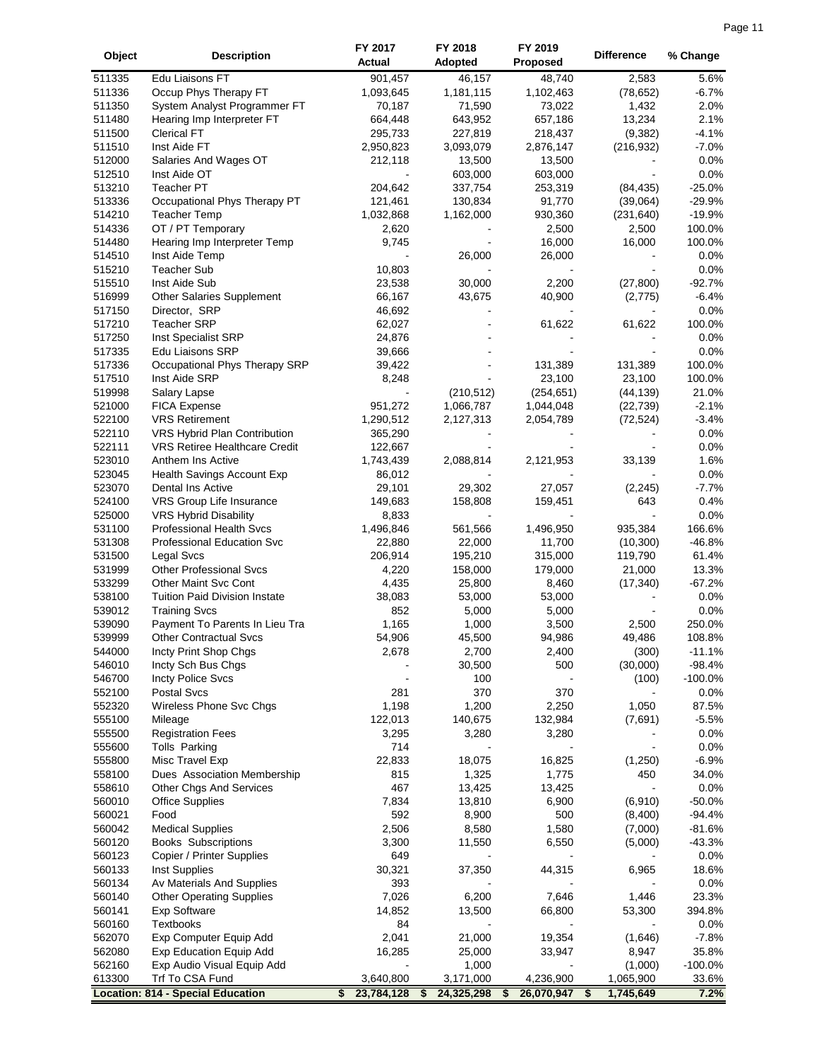| Object | Description | FY 2017 Actual | FY 2018 Adopted | FY 2019 Proposed | Difference | % Change |
|---|---|---|---|---|---|---|
| 511335 | Edu Liaisons FT | 901,457 | 46,157 | 48,740 | 2,583 | 5.6% |
| 511336 | Occup Phys Therapy FT | 1,093,645 | 1,181,115 | 1,102,463 | (78,652) | -6.7% |
| 511350 | System Analyst Programmer FT | 70,187 | 71,590 | 73,022 | 1,432 | 2.0% |
| 511480 | Hearing Imp Interpreter FT | 664,448 | 643,952 | 657,186 | 13,234 | 2.1% |
| 511500 | Clerical FT | 295,733 | 227,819 | 218,437 | (9,382) | -4.1% |
| 511510 | Inst Aide FT | 2,950,823 | 3,093,079 | 2,876,147 | (216,932) | -7.0% |
| 512000 | Salaries And Wages OT | 212,118 | 13,500 | 13,500 | - | 0.0% |
| 512510 | Inst Aide OT | - | 603,000 | 603,000 | - | 0.0% |
| 513210 | Teacher PT | 204,642 | 337,754 | 253,319 | (84,435) | -25.0% |
| 513336 | Occupational Phys Therapy PT | 121,461 | 130,834 | 91,770 | (39,064) | -29.9% |
| 514210 | Teacher Temp | 1,032,868 | 1,162,000 | 930,360 | (231,640) | -19.9% |
| 514336 | OT / PT Temporary | 2,620 | - | 2,500 | 2,500 | 100.0% |
| 514480 | Hearing Imp Interpreter Temp | 9,745 | - | 16,000 | 16,000 | 100.0% |
| 514510 | Inst Aide Temp | - | 26,000 | 26,000 | - | 0.0% |
| 515210 | Teacher Sub | 10,803 | - | - | - | 0.0% |
| 515510 | Inst Aide Sub | 23,538 | 30,000 | 2,200 | (27,800) | -92.7% |
| 516999 | Other Salaries Supplement | 66,167 | 43,675 | 40,900 | (2,775) | -6.4% |
| 517150 | Director, SRP | 46,692 | - | - | - | 0.0% |
| 517210 | Teacher SRP | 62,027 | - | 61,622 | 61,622 | 100.0% |
| 517250 | Inst Specialist SRP | 24,876 | - | - | - | 0.0% |
| 517335 | Edu Liaisons SRP | 39,666 | - | - | - | 0.0% |
| 517336 | Occupational Phys Therapy SRP | 39,422 | - | 131,389 | 131,389 | 100.0% |
| 517510 | Inst Aide SRP | 8,248 | - | 23,100 | 23,100 | 100.0% |
| 519998 | Salary Lapse | - | (210,512) | (254,651) | (44,139) | 21.0% |
| 521000 | FICA Expense | 951,272 | 1,066,787 | 1,044,048 | (22,739) | -2.1% |
| 522100 | VRS Retirement | 1,290,512 | 2,127,313 | 2,054,789 | (72,524) | -3.4% |
| 522110 | VRS Hybrid Plan Contribution | 365,290 | - | - | - | 0.0% |
| 522111 | VRS Retiree Healthcare Credit | 122,667 | - | - | - | 0.0% |
| 523010 | Anthem Ins Active | 1,743,439 | 2,088,814 | 2,121,953 | 33,139 | 1.6% |
| 523045 | Health Savings Account Exp | 86,012 | - | - | - | 0.0% |
| 523070 | Dental Ins Active | 29,101 | 29,302 | 27,057 | (2,245) | -7.7% |
| 524100 | VRS Group Life Insurance | 149,683 | 158,808 | 159,451 | 643 | 0.4% |
| 525000 | VRS Hybrid Disability | 8,833 | - | - | - | 0.0% |
| 531100 | Professional Health Svcs | 1,496,846 | 561,566 | 1,496,950 | 935,384 | 166.6% |
| 531308 | Professional Education Svc | 22,880 | 22,000 | 11,700 | (10,300) | -46.8% |
| 531500 | Legal Svcs | 206,914 | 195,210 | 315,000 | 119,790 | 61.4% |
| 531999 | Other Professional Svcs | 4,220 | 158,000 | 179,000 | 21,000 | 13.3% |
| 533299 | Other Maint Svc Cont | 4,435 | 25,800 | 8,460 | (17,340) | -67.2% |
| 538100 | Tuition Paid Division Instate | 38,083 | 53,000 | 53,000 | - | 0.0% |
| 539012 | Training Svcs | 852 | 5,000 | 5,000 | - | 0.0% |
| 539090 | Payment To Parents In Lieu Tra | 1,165 | 1,000 | 3,500 | 2,500 | 250.0% |
| 539999 | Other Contractual Svcs | 54,906 | 45,500 | 94,986 | 49,486 | 108.8% |
| 544000 | Incty Print Shop Chgs | 2,678 | 2,700 | 2,400 | (300) | -11.1% |
| 546010 | Incty Sch Bus Chgs | - | 30,500 | 500 | (30,000) | -98.4% |
| 546700 | Incty Police Svcs | - | 100 | - | (100) | -100.0% |
| 552100 | Postal Svcs | 281 | 370 | 370 | - | 0.0% |
| 552320 | Wireless Phone Svc Chgs | 1,198 | 1,200 | 2,250 | 1,050 | 87.5% |
| 555100 | Mileage | 122,013 | 140,675 | 132,984 | (7,691) | -5.5% |
| 555500 | Registration Fees | 3,295 | 3,280 | 3,280 | - | 0.0% |
| 555600 | Tolls Parking | 714 | - | - | - | 0.0% |
| 555800 | Misc Travel Exp | 22,833 | 18,075 | 16,825 | (1,250) | -6.9% |
| 558100 | Dues Association Membership | 815 | 1,325 | 1,775 | 450 | 34.0% |
| 558610 | Other Chgs And Services | 467 | 13,425 | 13,425 | - | 0.0% |
| 560010 | Office Supplies | 7,834 | 13,810 | 6,900 | (6,910) | -50.0% |
| 560021 | Food | 592 | 8,900 | 500 | (8,400) | -94.4% |
| 560042 | Medical Supplies | 2,506 | 8,580 | 1,580 | (7,000) | -81.6% |
| 560120 | Books Subscriptions | 3,300 | 11,550 | 6,550 | (5,000) | -43.3% |
| 560123 | Copier / Printer Supplies | 649 | - | - | - | 0.0% |
| 560133 | Inst Supplies | 30,321 | 37,350 | 44,315 | 6,965 | 18.6% |
| 560134 | Av Materials And Supplies | 393 | - | - | - | 0.0% |
| 560140 | Other Operating Supplies | 7,026 | 6,200 | 7,646 | 1,446 | 23.3% |
| 560141 | Exp Software | 14,852 | 13,500 | 66,800 | 53,300 | 394.8% |
| 560160 | Textbooks | 84 | - | - | - | 0.0% |
| 562070 | Exp Computer Equip Add | 2,041 | 21,000 | 19,354 | (1,646) | -7.8% |
| 562080 | Exp Education Equip Add | 16,285 | 25,000 | 33,947 | 8,947 | 35.8% |
| 562160 | Exp Audio Visual Equip Add | - | 1,000 | - | (1,000) | -100.0% |
| 613300 | Trf To CSA Fund | 3,640,800 | 3,171,000 | 4,236,900 | 1,065,900 | 33.6% |
| **Location: 814 - Special Education** | | **$ 23,784,128** | **$ 24,325,298** | **$ 26,070,947** | **$ 1,745,649** | **7.2%** |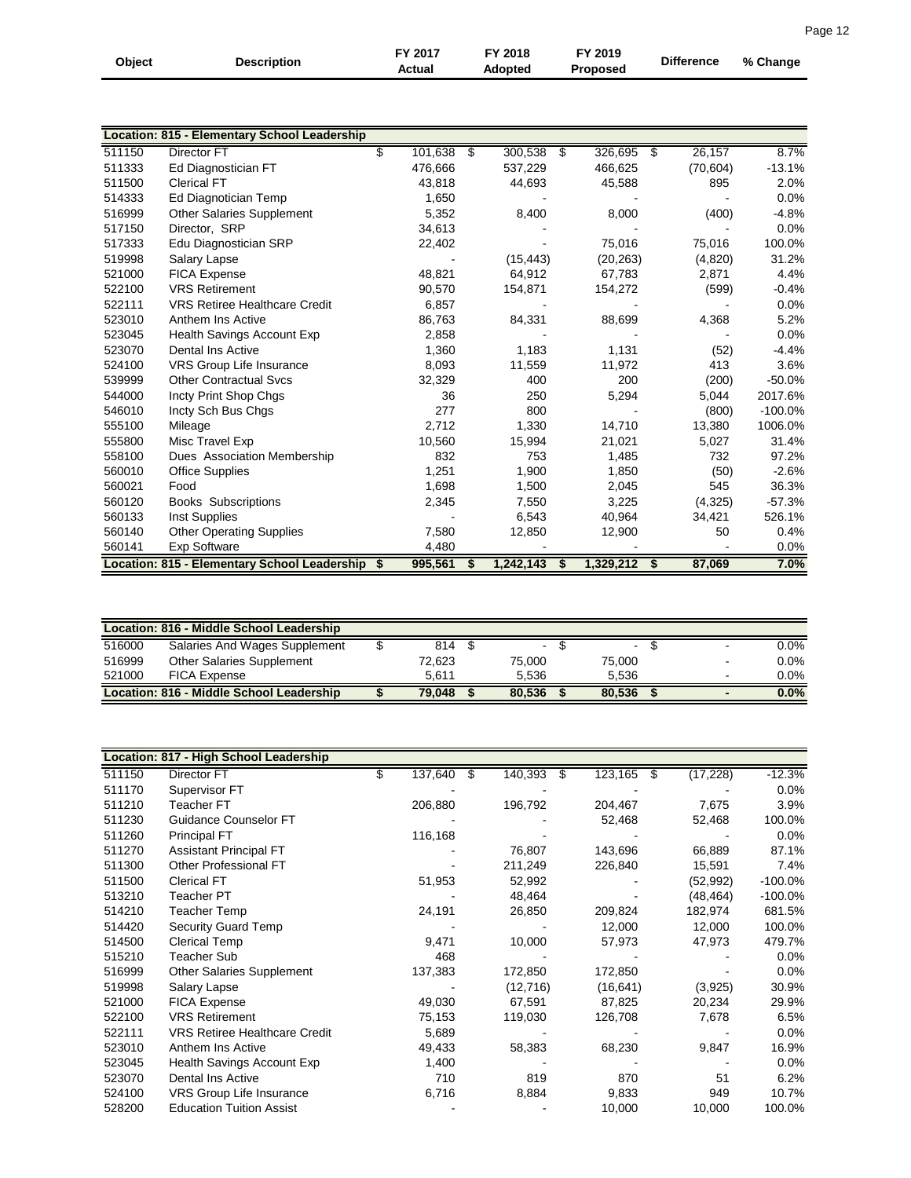## Location: 815 - Elementary School Leadership

| Object | Description | FY 2017 Actual | FY 2018 Adopted | FY 2019 Proposed | Difference | % Change |
|---|---|---|---|---|---|---|
| 511150 | Director FT | $ 101,638 | $ 300,538 | $ 326,695 | $ 26,157 | 8.7% |
| 511333 | Ed Diagnostician FT | 476,666 | 537,229 | 466,625 | (70,604) | -13.1% |
| 511500 | Clerical FT | 43,818 | 44,693 | 45,588 | 895 | 2.0% |
| 514333 | Ed Diagnotician Temp | 1,650 | - | - | - | 0.0% |
| 516999 | Other Salaries Supplement | 5,352 | 8,400 | 8,000 | (400) | -4.8% |
| 517150 | Director, SRP | 34,613 | - | - | - | 0.0% |
| 517333 | Edu Diagnostician SRP | 22,402 | - | 75,016 | 75,016 | 100.0% |
| 519998 | Salary Lapse | - | (15,443) | (20,263) | (4,820) | 31.2% |
| 521000 | FICA Expense | 48,821 | 64,912 | 67,783 | 2,871 | 4.4% |
| 522100 | VRS Retirement | 90,570 | 154,871 | 154,272 | (599) | -0.4% |
| 522111 | VRS Retiree Healthcare Credit | 6,857 | - | - | - | 0.0% |
| 523010 | Anthem Ins Active | 86,763 | 84,331 | 88,699 | 4,368 | 5.2% |
| 523045 | Health Savings Account Exp | 2,858 | - | - | - | 0.0% |
| 523070 | Dental Ins Active | 1,360 | 1,183 | 1,131 | (52) | -4.4% |
| 524100 | VRS Group Life Insurance | 8,093 | 11,559 | 11,972 | 413 | 3.6% |
| 539999 | Other Contractual Svcs | 32,329 | 400 | 200 | (200) | -50.0% |
| 544000 | Incty Print Shop Chgs | 36 | 250 | 5,294 | 5,044 | 2017.6% |
| 546010 | Incty Sch Bus Chgs | 277 | 800 | - | (800) | -100.0% |
| 555100 | Mileage | 2,712 | 1,330 | 14,710 | 13,380 | 1006.0% |
| 555800 | Misc Travel Exp | 10,560 | 15,994 | 21,021 | 5,027 | 31.4% |
| 558100 | Dues Association Membership | 832 | 753 | 1,485 | 732 | 97.2% |
| 560010 | Office Supplies | 1,251 | 1,900 | 1,850 | (50) | -2.6% |
| 560021 | Food | 1,698 | 1,500 | 2,045 | 545 | 36.3% |
| 560120 | Books Subscriptions | 2,345 | 7,550 | 3,225 | (4,325) | -57.3% |
| 560133 | Inst Supplies | - | 6,543 | 40,964 | 34,421 | 526.1% |
| 560140 | Other Operating Supplies | 7,580 | 12,850 | 12,900 | 50 | 0.4% |
| 560141 | Exp Software | 4,480 | - | - | - | 0.0% |
| **Location: 815 - Elementary School Leadership** | | **$ 995,561** | **$ 1,242,143** | **$ 1,329,212** | **$ 87,069** | **7.0%** |

## Location: 816 - Middle School Leadership

| Object | Description | FY 2017 Actual | FY 2018 Adopted | FY 2019 Proposed | Difference | % Change |
|---|---|---|---|---|---|---|
| 516000 | Salaries And Wages Supplement | $ 814 | $ - | $ - | $ - | 0.0% |
| 516999 | Other Salaries Supplement | 72,623 | 75,000 | 75,000 | - | 0.0% |
| 521000 | FICA Expense | 5,611 | 5,536 | 5,536 | - | 0.0% |
| **Location: 816 - Middle School Leadership** | | **$ 79,048** | **$ 80,536** | **$ 80,536** | **$ -** | **0.0%** |

## Location: 817 - High School Leadership

| Object | Description | FY 2017 Actual | FY 2018 Adopted | FY 2019 Proposed | Difference | % Change |
|---|---|---|---|---|---|---|
| 511150 | Director FT | $ 137,640 | $ 140,393 | $ 123,165 | $ (17,228) | -12.3% |
| 511170 | Supervisor FT | - | - | - | - | 0.0% |
| 511210 | Teacher FT | 206,880 | 196,792 | 204,467 | 7,675 | 3.9% |
| 511230 | Guidance Counselor FT | - | - | 52,468 | 52,468 | 100.0% |
| 511260 | Principal FT | 116,168 | - | - | - | 0.0% |
| 511270 | Assistant Principal FT | - | 76,807 | 143,696 | 66,889 | 87.1% |
| 511300 | Other Professional FT | - | 211,249 | 226,840 | 15,591 | 7.4% |
| 511500 | Clerical FT | 51,953 | 52,992 | - | (52,992) | -100.0% |
| 513210 | Teacher PT | - | 48,464 | - | (48,464) | -100.0% |
| 514210 | Teacher Temp | 24,191 | 26,850 | 209,824 | 182,974 | 681.5% |
| 514420 | Security Guard Temp | - | - | 12,000 | 12,000 | 100.0% |
| 514500 | Clerical Temp | 9,471 | 10,000 | 57,973 | 47,973 | 479.7% |
| 515210 | Teacher Sub | 468 | - | - | - | 0.0% |
| 516999 | Other Salaries Supplement | 137,383 | 172,850 | 172,850 | - | 0.0% |
| 519998 | Salary Lapse | - | (12,716) | (16,641) | (3,925) | 30.9% |
| 521000 | FICA Expense | 49,030 | 67,591 | 87,825 | 20,234 | 29.9% |
| 522100 | VRS Retirement | 75,153 | 119,030 | 126,708 | 7,678 | 6.5% |
| 522111 | VRS Retiree Healthcare Credit | 5,689 | - | - | - | 0.0% |
| 523010 | Anthem Ins Active | 49,433 | 58,383 | 68,230 | 9,847 | 16.9% |
| 523045 | Health Savings Account Exp | 1,400 | - | - | - | 0.0% |
| 523070 | Dental Ins Active | 710 | 819 | 870 | 51 | 6.2% |
| 524100 | VRS Group Life Insurance | 6,716 | 8,884 | 9,833 | 949 | 10.7% |
| 528200 | Education Tuition Assist | - | - | 10,000 | 10,000 | 100.0% |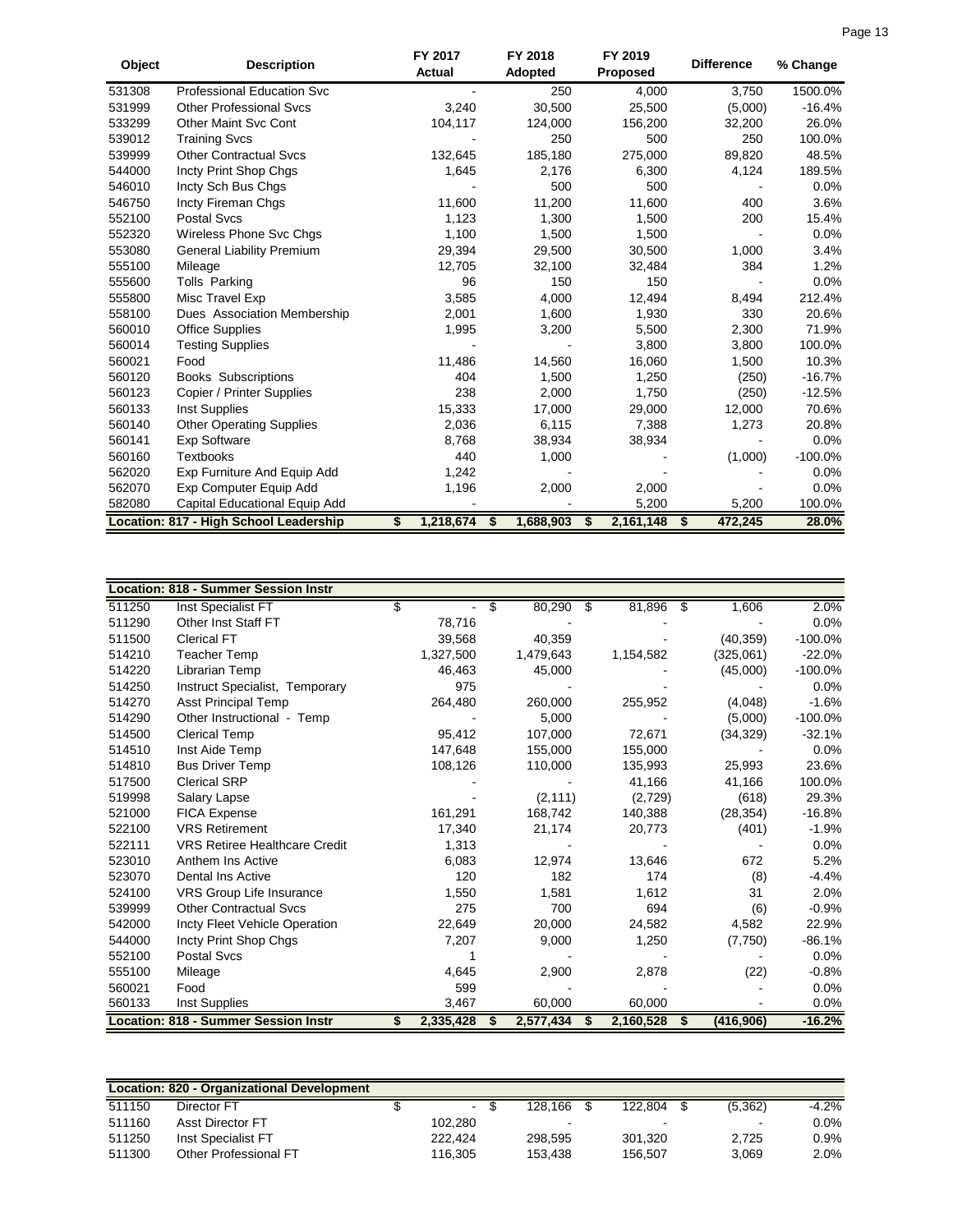| Object | Description | FY 2017 Actual | FY 2018 Adopted | FY 2019 Proposed | Difference | % Change |
|---|---|---|---|---|---|---|
| 531308 | Professional Education Svc | - | 250 | 4,000 | 3,750 | 1500.0% |
| 531999 | Other Professional Svcs | 3,240 | 30,500 | 25,500 | (5,000) | -16.4% |
| 533299 | Other Maint Svc Cont | 104,117 | 124,000 | 156,200 | 32,200 | 26.0% |
| 539012 | Training Svcs | - | 250 | 500 | 250 | 100.0% |
| 539999 | Other Contractual Svcs | 132,645 | 185,180 | 275,000 | 89,820 | 48.5% |
| 544000 | Incty Print Shop Chgs | 1,645 | 2,176 | 6,300 | 4,124 | 189.5% |
| 546010 | Incty Sch Bus Chgs | - | 500 | 500 | - | 0.0% |
| 546750 | Incty Fireman Chgs | 11,600 | 11,200 | 11,600 | 400 | 3.6% |
| 552100 | Postal Svcs | 1,123 | 1,300 | 1,500 | 200 | 15.4% |
| 552320 | Wireless Phone Svc Chgs | 1,100 | 1,500 | 1,500 | - | 0.0% |
| 553080 | General Liability Premium | 29,394 | 29,500 | 30,500 | 1,000 | 3.4% |
| 555100 | Mileage | 12,705 | 32,100 | 32,484 | 384 | 1.2% |
| 555600 | Tolls Parking | 96 | 150 | 150 | - | 0.0% |
| 555800 | Misc Travel Exp | 3,585 | 4,000 | 12,494 | 8,494 | 212.4% |
| 558100 | Dues Association Membership | 2,001 | 1,600 | 1,930 | 330 | 20.6% |
| 560010 | Office Supplies | 1,995 | 3,200 | 5,500 | 2,300 | 71.9% |
| 560014 | Testing Supplies | - | - | 3,800 | 3,800 | 100.0% |
| 560021 | Food | 11,486 | 14,560 | 16,060 | 1,500 | 10.3% |
| 560120 | Books Subscriptions | 404 | 1,500 | 1,250 | (250) | -16.7% |
| 560123 | Copier / Printer Supplies | 238 | 2,000 | 1,750 | (250) | -12.5% |
| 560133 | Inst Supplies | 15,333 | 17,000 | 29,000 | 12,000 | 70.6% |
| 560140 | Other Operating Supplies | 2,036 | 6,115 | 7,388 | 1,273 | 20.8% |
| 560141 | Exp Software | 8,768 | 38,934 | 38,934 | - | 0.0% |
| 560160 | Textbooks | 440 | 1,000 | - | (1,000) | -100.0% |
| 562020 | Exp Furniture And Equip Add | 1,242 | - | - | - | 0.0% |
| 562070 | Exp Computer Equip Add | 1,196 | 2,000 | 2,000 | - | 0.0% |
| 582080 | Capital Educational Equip Add | - | - | 5,200 | 5,200 | 100.0% |
| **Location: 817 - High School Leadership** | | **$ 1,218,674** | **$ 1,688,903** | **$ 2,161,148** | **$ 472,245** | **28.0%** |

| Object | Description | FY 2017 Actual | FY 2018 Adopted | FY 2019 Proposed | Difference | % Change |
|---|---|---|---|---|---|---|
| **Location: 818 - Summer Session Instr** | | | | | | |
| 511250 | Inst Specialist FT | $ - | $ 80,290 | $ 81,896 | $ 1,606 | 2.0% |
| 511290 | Other Inst Staff FT | 78,716 | - | - | - | 0.0% |
| 511500 | Clerical FT | 39,568 | 40,359 | - | (40,359) | -100.0% |
| 514210 | Teacher Temp | 1,327,500 | 1,479,643 | 1,154,582 | (325,061) | -22.0% |
| 514220 | Librarian Temp | 46,463 | 45,000 | - | (45,000) | -100.0% |
| 514250 | Instruct Specialist, Temporary | 975 | - | - | - | 0.0% |
| 514270 | Asst Principal Temp | 264,480 | 260,000 | 255,952 | (4,048) | -1.6% |
| 514290 | Other Instructional - Temp | - | 5,000 | - | (5,000) | -100.0% |
| 514500 | Clerical Temp | 95,412 | 107,000 | 72,671 | (34,329) | -32.1% |
| 514510 | Inst Aide Temp | 147,648 | 155,000 | 155,000 | - | 0.0% |
| 514810 | Bus Driver Temp | 108,126 | 110,000 | 135,993 | 25,993 | 23.6% |
| 517500 | Clerical SRP | - | - | 41,166 | 41,166 | 100.0% |
| 519998 | Salary Lapse | - | (2,111) | (2,729) | (618) | 29.3% |
| 521000 | FICA Expense | 161,291 | 168,742 | 140,388 | (28,354) | -16.8% |
| 522100 | VRS Retirement | 17,340 | 21,174 | 20,773 | (401) | -1.9% |
| 522111 | VRS Retiree Healthcare Credit | 1,313 | - | - | - | 0.0% |
| 523010 | Anthem Ins Active | 6,083 | 12,974 | 13,646 | 672 | 5.2% |
| 523070 | Dental Ins Active | 120 | 182 | 174 | (8) | -4.4% |
| 524100 | VRS Group Life Insurance | 1,550 | 1,581 | 1,612 | 31 | 2.0% |
| 539999 | Other Contractual Svcs | 275 | 700 | 694 | (6) | -0.9% |
| 542000 | Incty Fleet Vehicle Operation | 22,649 | 20,000 | 24,582 | 4,582 | 22.9% |
| 544000 | Incty Print Shop Chgs | 7,207 | 9,000 | 1,250 | (7,750) | -86.1% |
| 552100 | Postal Svcs | 1 | - | - | - | 0.0% |
| 555100 | Mileage | 4,645 | 2,900 | 2,878 | (22) | -0.8% |
| 560021 | Food | 599 | - | - | - | 0.0% |
| 560133 | Inst Supplies | 3,467 | 60,000 | 60,000 | - | 0.0% |
| **Location: 818 - Summer Session Instr** | | **$ 2,335,428** | **$ 2,577,434** | **$ 2,160,528** | **$ (416,906)** | **-16.2%** |

| Object | Description | FY 2017 Actual | FY 2018 Adopted | FY 2019 Proposed | Difference | % Change |
|---|---|---|---|---|---|---|
| **Location: 820 - Organizational Development** | | | | | | |
| 511150 | Director FT | $ - | $ 128,166 | $ 122,804 | $ (5,362) | -4.2% |
| 511160 | Asst Director FT | 102,280 | - | - | - | 0.0% |
| 511250 | Inst Specialist FT | 222,424 | 298,595 | 301,320 | 2,725 | 0.9% |
| 511300 | Other Professional FT | 116,305 | 153,438 | 156,507 | 3,069 | 2.0% |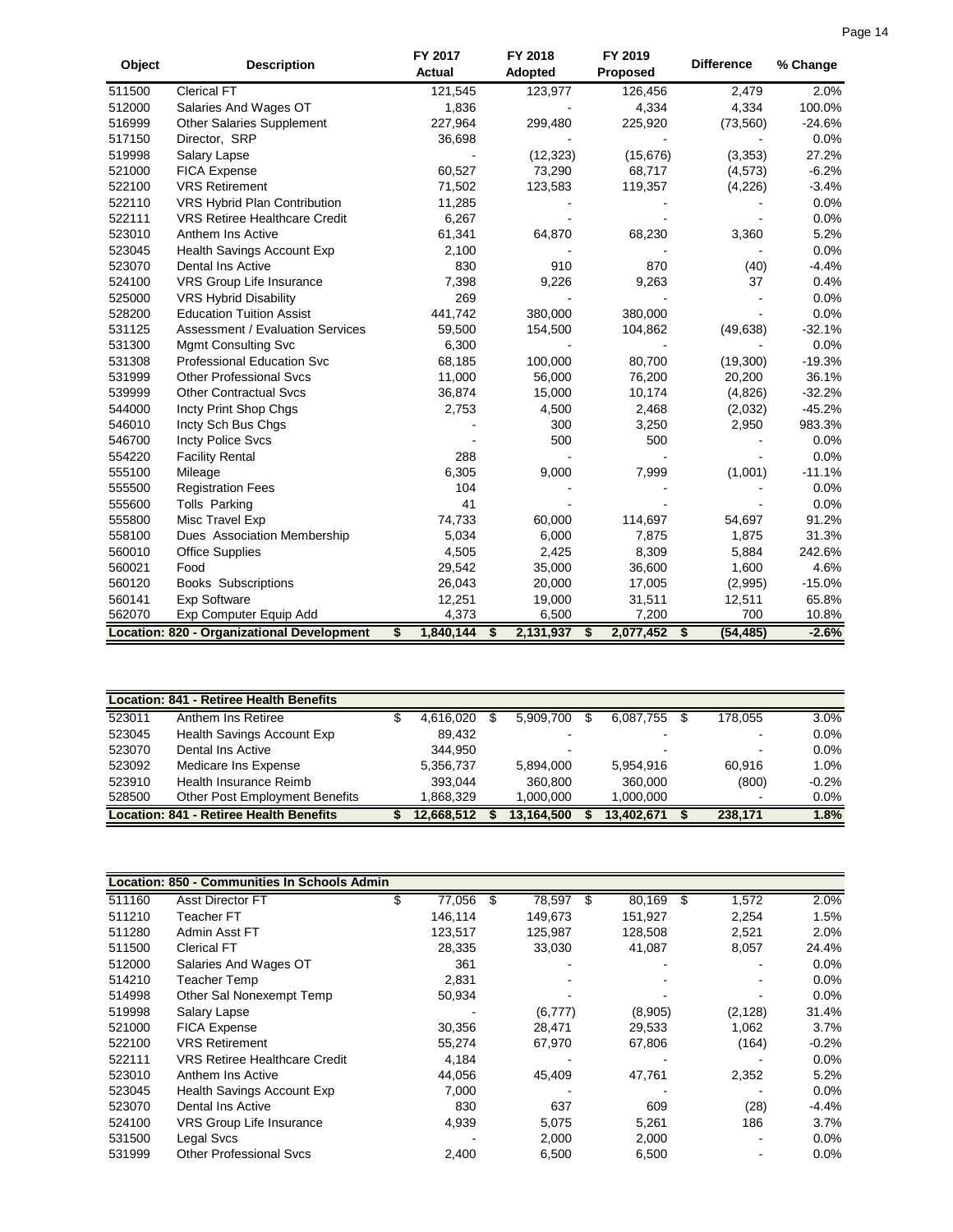| Object | Description | FY 2017 Actual | FY 2018 Adopted | FY 2019 Proposed | Difference | % Change |
|---|---|---|---|---|---|---|
| 511500 | Clerical FT | 121,545 | 123,977 | 126,456 | 2,479 | 2.0% |
| 512000 | Salaries And Wages OT | 1,836 | - | 4,334 | 4,334 | 100.0% |
| 516999 | Other Salaries Supplement | 227,964 | 299,480 | 225,920 | (73,560) | -24.6% |
| 517150 | Director, SRP | 36,698 | - | - | - | 0.0% |
| 519998 | Salary Lapse | - | (12,323) | (15,676) | (3,353) | 27.2% |
| 521000 | FICA Expense | 60,527 | 73,290 | 68,717 | (4,573) | -6.2% |
| 522100 | VRS Retirement | 71,502 | 123,583 | 119,357 | (4,226) | -3.4% |
| 522110 | VRS Hybrid Plan Contribution | 11,285 | - | - | - | 0.0% |
| 522111 | VRS Retiree Healthcare Credit | 6,267 | - | - | - | 0.0% |
| 523010 | Anthem Ins Active | 61,341 | 64,870 | 68,230 | 3,360 | 5.2% |
| 523045 | Health Savings Account Exp | 2,100 | - | - | - | 0.0% |
| 523070 | Dental Ins Active | 830 | 910 | 870 | (40) | -4.4% |
| 524100 | VRS Group Life Insurance | 7,398 | 9,226 | 9,263 | 37 | 0.4% |
| 525000 | VRS Hybrid Disability | 269 | - | - | - | 0.0% |
| 528200 | Education Tuition Assist | 441,742 | 380,000 | 380,000 | - | 0.0% |
| 531125 | Assessment / Evaluation Services | 59,500 | 154,500 | 104,862 | (49,638) | -32.1% |
| 531300 | Mgmt Consulting Svc | 6,300 | - | - | - | 0.0% |
| 531308 | Professional Education Svc | 68,185 | 100,000 | 80,700 | (19,300) | -19.3% |
| 531999 | Other Professional Svcs | 11,000 | 56,000 | 76,200 | 20,200 | 36.1% |
| 539999 | Other Contractual Svcs | 36,874 | 15,000 | 10,174 | (4,826) | -32.2% |
| 544000 | Incty Print Shop Chgs | 2,753 | 4,500 | 2,468 | (2,032) | -45.2% |
| 546010 | Incty Sch Bus Chgs | - | 300 | 3,250 | 2,950 | 983.3% |
| 546700 | Incty Police Svcs | - | 500 | 500 | - | 0.0% |
| 554220 | Facility Rental | 288 | - | - | - | 0.0% |
| 555100 | Mileage | 6,305 | 9,000 | 7,999 | (1,001) | -11.1% |
| 555500 | Registration Fees | 104 | - | - | - | 0.0% |
| 555600 | Tolls Parking | 41 | - | - | - | 0.0% |
| 555800 | Misc Travel Exp | 74,733 | 60,000 | 114,697 | 54,697 | 91.2% |
| 558100 | Dues Association Membership | 5,034 | 6,000 | 7,875 | 1,875 | 31.3% |
| 560010 | Office Supplies | 4,505 | 2,425 | 8,309 | 5,884 | 242.6% |
| 560021 | Food | 29,542 | 35,000 | 36,600 | 1,600 | 4.6% |
| 560120 | Books Subscriptions | 26,043 | 20,000 | 17,005 | (2,995) | -15.0% |
| 560141 | Exp Software | 12,251 | 19,000 | 31,511 | 12,511 | 65.8% |
| 562070 | Exp Computer Equip Add | 4,373 | 6,500 | 7,200 | 700 | 10.8% |
| **Location: 820 - Organizational Development** | | **$ 1,840,144** | **$ 2,131,937** | **$ 2,077,452** | **$ (54,485)** | **-2.6%** |

| Object | Description | FY 2017 Actual | FY 2018 Adopted | FY 2019 Proposed | Difference | % Change |
|---|---|---|---|---|---|---|
| **Location: 841 - Retiree Health Benefits** | | | | | | |
| 523011 | Anthem Ins Retiree | $ 4,616,020 | $ 5,909,700 | $ 6,087,755 | $ 178,055 | 3.0% |
| 523045 | Health Savings Account Exp | 89,432 | - | - | - | 0.0% |
| 523070 | Dental Ins Active | 344,950 | - | - | - | 0.0% |
| 523092 | Medicare Ins Expense | 5,356,737 | 5,894,000 | 5,954,916 | 60,916 | 1.0% |
| 523910 | Health Insurance Reimb | 393,044 | 360,800 | 360,000 | (800) | -0.2% |
| 528500 | Other Post Employment Benefits | 1,868,329 | 1,000,000 | 1,000,000 | - | 0.0% |
| **Location: 841 - Retiree Health Benefits** | | **$ 12,668,512** | **$ 13,164,500** | **$ 13,402,671** | **$ 238,171** | **1.8%** |

| Object | Description | FY 2017 Actual | FY 2018 Adopted | FY 2019 Proposed | Difference | % Change |
|---|---|---|---|---|---|---|
| **Location: 850 - Communities In Schools Admin** | | | | | | |
| 511160 | Asst Director FT | $ 77,056 | $ 78,597 | $ 80,169 | $ 1,572 | 2.0% |
| 511210 | Teacher FT | 146,114 | 149,673 | 151,927 | 2,254 | 1.5% |
| 511280 | Admin Asst FT | 123,517 | 125,987 | 128,508 | 2,521 | 2.0% |
| 511500 | Clerical FT | 28,335 | 33,030 | 41,087 | 8,057 | 24.4% |
| 512000 | Salaries And Wages OT | 361 | - | - | - | 0.0% |
| 514210 | Teacher Temp | 2,831 | - | - | - | 0.0% |
| 514998 | Other Sal Nonexempt Temp | 50,934 | - | - | - | 0.0% |
| 519998 | Salary Lapse | - | (6,777) | (8,905) | (2,128) | 31.4% |
| 521000 | FICA Expense | 30,356 | 28,471 | 29,533 | 1,062 | 3.7% |
| 522100 | VRS Retirement | 55,274 | 67,970 | 67,806 | (164) | -0.2% |
| 522111 | VRS Retiree Healthcare Credit | 4,184 | - | - | - | 0.0% |
| 523010 | Anthem Ins Active | 44,056 | 45,409 | 47,761 | 2,352 | 5.2% |
| 523045 | Health Savings Account Exp | 7,000 | - | - | - | 0.0% |
| 523070 | Dental Ins Active | 830 | 637 | 609 | (28) | -4.4% |
| 524100 | VRS Group Life Insurance | 4,939 | 5,075 | 5,261 | 186 | 3.7% |
| 531500 | Legal Svcs | - | 2,000 | 2,000 | - | 0.0% |
| 531999 | Other Professional Svcs | 2,400 | 6,500 | 6,500 | - | 0.0% |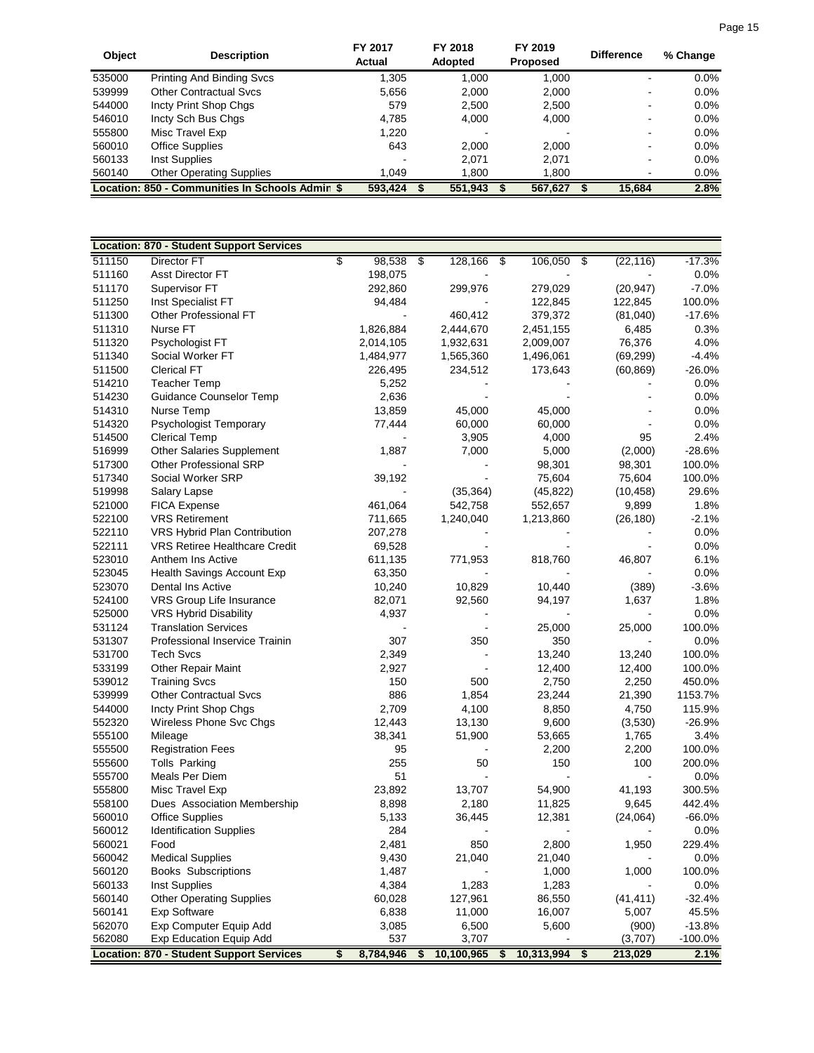| Object | Description | FY 2017 Actual | FY 2018 Adopted | FY 2019 Proposed | Difference | % Change |
|---|---|---|---|---|---|---|
| 535000 | Printing And Binding Svcs | 1,305 | 1,000 | 1,000 | - | 0.0% |
| 539999 | Other Contractual Svcs | 5,656 | 2,000 | 2,000 | - | 0.0% |
| 544000 | Incty Print Shop Chgs | 579 | 2,500 | 2,500 | - | 0.0% |
| 546010 | Incty Sch Bus Chgs | 4,785 | 4,000 | 4,000 | - | 0.0% |
| 555800 | Misc Travel Exp | 1,220 | - | - | - | 0.0% |
| 560010 | Office Supplies | 643 | 2,000 | 2,000 | - | 0.0% |
| 560133 | Inst Supplies | - | 2,071 | 2,071 | - | 0.0% |
| 560140 | Other Operating Supplies | 1,049 | 1,800 | 1,800 | - | 0.0% |
| **Location: 850 - Communities In Schools Admin** | | **$ 593,424** | **$ 551,943** | **$ 567,627** | **$ 15,684** | **2.8%** |

| Object | Description | FY 2017 Actual | FY 2018 Adopted | FY 2019 Proposed | Difference | % Change |
|---|---|---|---|---|---|---|
| **Location: 870 - Student Support Services** | | | | | | |
| 511150 | Director FT | $ 98,538 | $ 128,166 | $ 106,050 | $ (22,116) | -17.3% |
| 511160 | Asst Director FT | 198,075 | - | - | - | 0.0% |
| 511170 | Supervisor FT | 292,860 | 299,976 | 279,029 | (20,947) | -7.0% |
| 511250 | Inst Specialist FT | 94,484 | - | 122,845 | 122,845 | 100.0% |
| 511300 | Other Professional FT | - | 460,412 | 379,372 | (81,040) | -17.6% |
| 511310 | Nurse FT | 1,826,884 | 2,444,670 | 2,451,155 | 6,485 | 0.3% |
| 511320 | Psychologist FT | 2,014,105 | 1,932,631 | 2,009,007 | 76,376 | 4.0% |
| 511340 | Social Worker FT | 1,484,977 | 1,565,360 | 1,496,061 | (69,299) | -4.4% |
| 511500 | Clerical FT | 226,495 | 234,512 | 173,643 | (60,869) | -26.0% |
| 514210 | Teacher Temp | 5,252 | - | - | - | 0.0% |
| 514230 | Guidance Counselor Temp | 2,636 | - | - | - | 0.0% |
| 514310 | Nurse Temp | 13,859 | 45,000 | 45,000 | - | 0.0% |
| 514320 | Psychologist Temporary | 77,444 | 60,000 | 60,000 | - | 0.0% |
| 514500 | Clerical Temp | - | 3,905 | 4,000 | 95 | 2.4% |
| 516999 | Other Salaries Supplement | 1,887 | 7,000 | 5,000 | (2,000) | -28.6% |
| 517300 | Other Professional SRP | - | - | 98,301 | 98,301 | 100.0% |
| 517340 | Social Worker SRP | 39,192 | - | 75,604 | 75,604 | 100.0% |
| 519998 | Salary Lapse | - | (35,364) | (45,822) | (10,458) | 29.6% |
| 521000 | FICA Expense | 461,064 | 542,758 | 552,657 | 9,899 | 1.8% |
| 522100 | VRS Retirement | 711,665 | 1,240,040 | 1,213,860 | (26,180) | -2.1% |
| 522110 | VRS Hybrid Plan Contribution | 207,278 | - | - | - | 0.0% |
| 522111 | VRS Retiree Healthcare Credit | 69,528 | - | - | - | 0.0% |
| 523010 | Anthem Ins Active | 611,135 | 771,953 | 818,760 | 46,807 | 6.1% |
| 523045 | Health Savings Account Exp | 63,350 | - | - | - | 0.0% |
| 523070 | Dental Ins Active | 10,240 | 10,829 | 10,440 | (389) | -3.6% |
| 524100 | VRS Group Life Insurance | 82,071 | 92,560 | 94,197 | 1,637 | 1.8% |
| 525000 | VRS Hybrid Disability | 4,937 | - | - | - | 0.0% |
| 531124 | Translation Services | - | - | 25,000 | 25,000 | 100.0% |
| 531307 | Professional Inservice Trainin | 307 | 350 | 350 | - | 0.0% |
| 531700 | Tech Svcs | 2,349 | - | 13,240 | 13,240 | 100.0% |
| 533199 | Other Repair Maint | 2,927 | - | 12,400 | 12,400 | 100.0% |
| 539012 | Training Svcs | 150 | 500 | 2,750 | 2,250 | 450.0% |
| 539999 | Other Contractual Svcs | 886 | 1,854 | 23,244 | 21,390 | 1153.7% |
| 544000 | Incty Print Shop Chgs | 2,709 | 4,100 | 8,850 | 4,750 | 115.9% |
| 552320 | Wireless Phone Svc Chgs | 12,443 | 13,130 | 9,600 | (3,530) | -26.9% |
| 555100 | Mileage | 38,341 | 51,900 | 53,665 | 1,765 | 3.4% |
| 555500 | Registration Fees | 95 | - | 2,200 | 2,200 | 100.0% |
| 555600 | Tolls Parking | 255 | 50 | 150 | 100 | 200.0% |
| 555700 | Meals Per Diem | 51 | - | - | - | 0.0% |
| 555800 | Misc Travel Exp | 23,892 | 13,707 | 54,900 | 41,193 | 300.5% |
| 558100 | Dues Association Membership | 8,898 | 2,180 | 11,825 | 9,645 | 442.4% |
| 560010 | Office Supplies | 5,133 | 36,445 | 12,381 | (24,064) | -66.0% |
| 560012 | Identification Supplies | 284 | - | - | - | 0.0% |
| 560021 | Food | 2,481 | 850 | 2,800 | 1,950 | 229.4% |
| 560042 | Medical Supplies | 9,430 | 21,040 | 21,040 | - | 0.0% |
| 560120 | Books Subscriptions | 1,487 | - | 1,000 | 1,000 | 100.0% |
| 560133 | Inst Supplies | 4,384 | 1,283 | 1,283 | - | 0.0% |
| 560140 | Other Operating Supplies | 60,028 | 127,961 | 86,550 | (41,411) | -32.4% |
| 560141 | Exp Software | 6,838 | 11,000 | 16,007 | 5,007 | 45.5% |
| 562070 | Exp Computer Equip Add | 3,085 | 6,500 | 5,600 | (900) | -13.8% |
| 562080 | Exp Education Equip Add | 537 | 3,707 | - | (3,707) | -100.0% |
| **Location: 870 - Student Support Services** | | **$ 8,784,946** | **$ 10,100,965** | **$ 10,313,994** | **$ 213,029** | **2.1%** |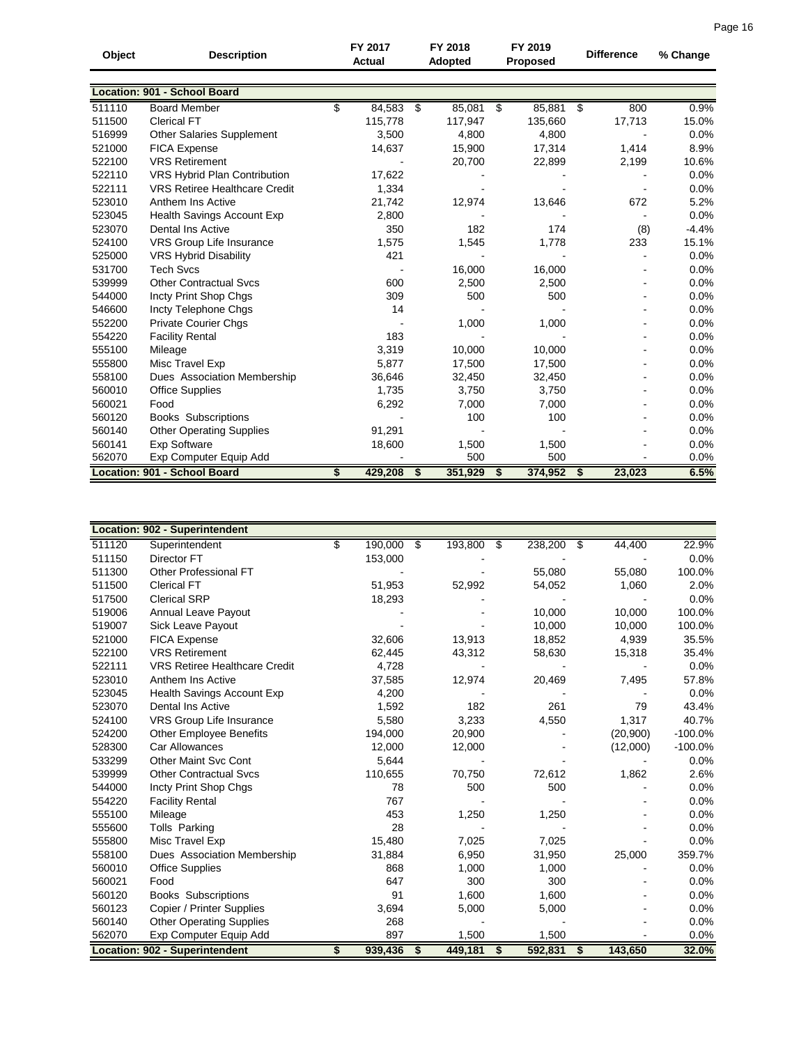| Object | Description | FY 2017 Actual | FY 2018 Adopted | FY 2019 Proposed | Difference | % Change |
|---|---|---|---|---|---|---|
| **Location: 901 - School Board** | | | | | | |
| 511110 | Board Member | $ 84,583 | $ 85,081 | $ 85,881 | $ 800 | 0.9% |
| 511500 | Clerical FT | 115,778 | 117,947 | 135,660 | 17,713 | 15.0% |
| 516999 | Other Salaries Supplement | 3,500 | 4,800 | 4,800 | - | 0.0% |
| 521000 | FICA Expense | 14,637 | 15,900 | 17,314 | 1,414 | 8.9% |
| 522100 | VRS Retirement | - | 20,700 | 22,899 | 2,199 | 10.6% |
| 522110 | VRS Hybrid Plan Contribution | 17,622 | - | - | - | 0.0% |
| 522111 | VRS Retiree Healthcare Credit | 1,334 | - | - | - | 0.0% |
| 523010 | Anthem Ins Active | 21,742 | 12,974 | 13,646 | 672 | 5.2% |
| 523045 | Health Savings Account Exp | 2,800 | - | - | - | 0.0% |
| 523070 | Dental Ins Active | 350 | 182 | 174 | (8) | -4.4% |
| 524100 | VRS Group Life Insurance | 1,575 | 1,545 | 1,778 | 233 | 15.1% |
| 525000 | VRS Hybrid Disability | 421 | - | - | - | 0.0% |
| 531700 | Tech Svcs | - | 16,000 | 16,000 | - | 0.0% |
| 539999 | Other Contractual Svcs | 600 | 2,500 | 2,500 | - | 0.0% |
| 544000 | Incty Print Shop Chgs | 309 | 500 | 500 | - | 0.0% |
| 546600 | Incty Telephone Chgs | 14 | - | - | - | 0.0% |
| 552200 | Private Courier Chgs | - | 1,000 | 1,000 | - | 0.0% |
| 554220 | Facility Rental | 183 | - | - | - | 0.0% |
| 555100 | Mileage | 3,319 | 10,000 | 10,000 | - | 0.0% |
| 555800 | Misc Travel Exp | 5,877 | 17,500 | 17,500 | - | 0.0% |
| 558100 | Dues Association Membership | 36,646 | 32,450 | 32,450 | - | 0.0% |
| 560010 | Office Supplies | 1,735 | 3,750 | 3,750 | - | 0.0% |
| 560021 | Food | 6,292 | 7,000 | 7,000 | - | 0.0% |
| 560120 | Books Subscriptions | - | 100 | 100 | - | 0.0% |
| 560140 | Other Operating Supplies | 91,291 | - | - | - | 0.0% |
| 560141 | Exp Software | 18,600 | 1,500 | 1,500 | - | 0.0% |
| 562070 | Exp Computer Equip Add | - | 500 | 500 | - | 0.0% |
| **Location: 901 - School Board** | | **$ 429,208** | **$ 351,929** | **$ 374,952** | **$ 23,023** | **6.5%** |

| Object | Description | FY 2017 Actual | FY 2018 Adopted | FY 2019 Proposed | Difference | % Change |
|---|---|---|---|---|---|---|
| **Location: 902 - Superintendent** | | | | | | |
| 511120 | Superintendent | $ 190,000 | $ 193,800 | $ 238,200 | $ 44,400 | 22.9% |
| 511150 | Director FT | 153,000 | - | - | - | 0.0% |
| 511300 | Other Professional FT | - | - | 55,080 | 55,080 | 100.0% |
| 511500 | Clerical FT | 51,953 | 52,992 | 54,052 | 1,060 | 2.0% |
| 517500 | Clerical SRP | 18,293 | - | - | - | 0.0% |
| 519006 | Annual Leave Payout | - | - | 10,000 | 10,000 | 100.0% |
| 519007 | Sick Leave Payout | - | - | 10,000 | 10,000 | 100.0% |
| 521000 | FICA Expense | 32,606 | 13,913 | 18,852 | 4,939 | 35.5% |
| 522100 | VRS Retirement | 62,445 | 43,312 | 58,630 | 15,318 | 35.4% |
| 522111 | VRS Retiree Healthcare Credit | 4,728 | - | - | - | 0.0% |
| 523010 | Anthem Ins Active | 37,585 | 12,974 | 20,469 | 7,495 | 57.8% |
| 523045 | Health Savings Account Exp | 4,200 | - | - | - | 0.0% |
| 523070 | Dental Ins Active | 1,592 | 182 | 261 | 79 | 43.4% |
| 524100 | VRS Group Life Insurance | 5,580 | 3,233 | 4,550 | 1,317 | 40.7% |
| 524200 | Other Employee Benefits | 194,000 | 20,900 | - | (20,900) | -100.0% |
| 528300 | Car Allowances | 12,000 | 12,000 | - | (12,000) | -100.0% |
| 533299 | Other Maint Svc Cont | 5,644 | - | - | - | 0.0% |
| 539999 | Other Contractual Svcs | 110,655 | 70,750 | 72,612 | 1,862 | 2.6% |
| 544000 | Incty Print Shop Chgs | 78 | 500 | 500 | - | 0.0% |
| 554220 | Facility Rental | 767 | - | - | - | 0.0% |
| 555100 | Mileage | 453 | 1,250 | 1,250 | - | 0.0% |
| 555600 | Tolls Parking | 28 | - | - | - | 0.0% |
| 555800 | Misc Travel Exp | 15,480 | 7,025 | 7,025 | - | 0.0% |
| 558100 | Dues Association Membership | 31,884 | 6,950 | 31,950 | 25,000 | 359.7% |
| 560010 | Office Supplies | 868 | 1,000 | 1,000 | - | 0.0% |
| 560021 | Food | 647 | 300 | 300 | - | 0.0% |
| 560120 | Books Subscriptions | 91 | 1,600 | 1,600 | - | 0.0% |
| 560123 | Copier / Printer Supplies | 3,694 | 5,000 | 5,000 | - | 0.0% |
| 560140 | Other Operating Supplies | 268 | - | - | - | 0.0% |
| 562070 | Exp Computer Equip Add | 897 | 1,500 | 1,500 | - | 0.0% |
| **Location: 902 - Superintendent** | | **$ 939,436** | **$ 449,181** | **$ 592,831** | **$ 143,650** | **32.0%** |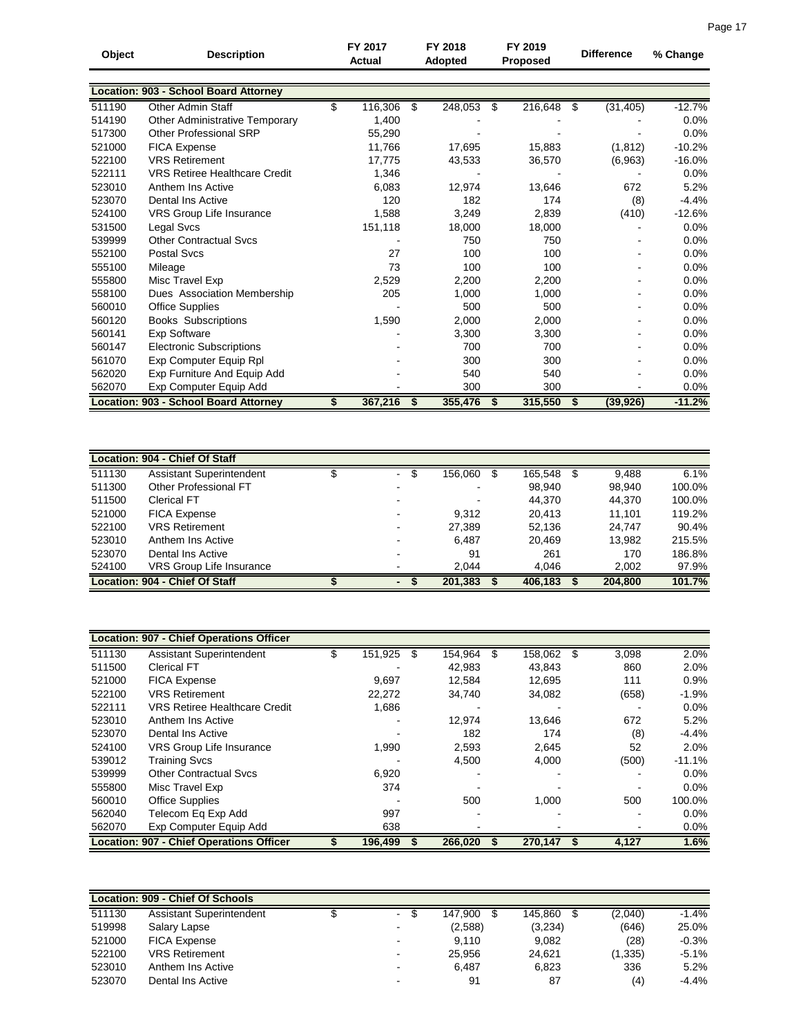| Object | Description | FY 2017 Actual | FY 2018 Adopted | FY 2019 Proposed | Difference | % Change |
|---|---|---|---|---|---|---|
| **Location: 903 - School Board Attorney** | | | | | | |
| 511190 | Other Admin Staff | $ 116,306 | $ 248,053 | $ 216,648 | $ (31,405) | -12.7% |
| 514190 | Other Administrative Temporary | 1,400 | - | - | - | 0.0% |
| 517300 | Other Professional SRP | 55,290 | - | - | - | 0.0% |
| 521000 | FICA Expense | 11,766 | 17,695 | 15,883 | (1,812) | -10.2% |
| 522100 | VRS Retirement | 17,775 | 43,533 | 36,570 | (6,963) | -16.0% |
| 522111 | VRS Retiree Healthcare Credit | 1,346 | - | - | - | 0.0% |
| 523010 | Anthem Ins Active | 6,083 | 12,974 | 13,646 | 672 | 5.2% |
| 523070 | Dental Ins Active | 120 | 182 | 174 | (8) | -4.4% |
| 524100 | VRS Group Life Insurance | 1,588 | 3,249 | 2,839 | (410) | -12.6% |
| 531500 | Legal Svcs | 151,118 | 18,000 | 18,000 | - | 0.0% |
| 539999 | Other Contractual Svcs | - | 750 | 750 | - | 0.0% |
| 552100 | Postal Svcs | 27 | 100 | 100 | - | 0.0% |
| 555100 | Mileage | 73 | 100 | 100 | - | 0.0% |
| 555800 | Misc Travel Exp | 2,529 | 2,200 | 2,200 | - | 0.0% |
| 558100 | Dues Association Membership | 205 | 1,000 | 1,000 | - | 0.0% |
| 560010 | Office Supplies | - | 500 | 500 | - | 0.0% |
| 560120 | Books Subscriptions | 1,590 | 2,000 | 2,000 | - | 0.0% |
| 560141 | Exp Software | - | 3,300 | 3,300 | - | 0.0% |
| 560147 | Electronic Subscriptions | - | 700 | 700 | - | 0.0% |
| 561070 | Exp Computer Equip Rpl | - | 300 | 300 | - | 0.0% |
| 562020 | Exp Furniture And Equip Add | - | 540 | 540 | - | 0.0% |
| 562070 | Exp Computer Equip Add | - | 300 | 300 | - | 0.0% |
| **Location: 903 - School Board Attorney** | | **$ 367,216** | **$ 355,476** | **$ 315,550** | **$ (39,926)** | **-11.2%** |

| Object | Description | FY 2017 Actual | FY 2018 Adopted | FY 2019 Proposed | Difference | % Change |
|---|---|---|---|---|---|---|
| **Location: 904 - Chief Of Staff** | | | | | | |
| 511130 | Assistant Superintendent | $ - | $ 156,060 | $ 165,548 | $ 9,488 | 6.1% |
| 511300 | Other Professional FT | - | - | 98,940 | 98,940 | 100.0% |
| 511500 | Clerical FT | - | - | 44,370 | 44,370 | 100.0% |
| 521000 | FICA Expense | - | 9,312 | 20,413 | 11,101 | 119.2% |
| 522100 | VRS Retirement | - | 27,389 | 52,136 | 24,747 | 90.4% |
| 523010 | Anthem Ins Active | - | 6,487 | 20,469 | 13,982 | 215.5% |
| 523070 | Dental Ins Active | - | 91 | 261 | 170 | 186.8% |
| 524100 | VRS Group Life Insurance | - | 2,044 | 4,046 | 2,002 | 97.9% |
| **Location: 904 - Chief Of Staff** | | **$ -** | **$ 201,383** | **$ 406,183** | **$ 204,800** | **101.7%** |

| Object | Description | FY 2017 Actual | FY 2018 Adopted | FY 2019 Proposed | Difference | % Change |
|---|---|---|---|---|---|---|
| **Location: 907 - Chief Operations Officer** | | | | | | |
| 511130 | Assistant Superintendent | $ 151,925 | $ 154,964 | $ 158,062 | $ 3,098 | 2.0% |
| 511500 | Clerical FT | - | 42,983 | 43,843 | 860 | 2.0% |
| 521000 | FICA Expense | 9,697 | 12,584 | 12,695 | 111 | 0.9% |
| 522100 | VRS Retirement | 22,272 | 34,740 | 34,082 | (658) | -1.9% |
| 522111 | VRS Retiree Healthcare Credit | 1,686 | - | - | - | 0.0% |
| 523010 | Anthem Ins Active | - | 12,974 | 13,646 | 672 | 5.2% |
| 523070 | Dental Ins Active | - | 182 | 174 | (8) | -4.4% |
| 524100 | VRS Group Life Insurance | 1,990 | 2,593 | 2,645 | 52 | 2.0% |
| 539012 | Training Svcs | - | 4,500 | 4,000 | (500) | -11.1% |
| 539999 | Other Contractual Svcs | 6,920 | - | - | - | 0.0% |
| 555800 | Misc Travel Exp | 374 | - | - | - | 0.0% |
| 560010 | Office Supplies | - | 500 | 1,000 | 500 | 100.0% |
| 562040 | Telecom Eq Exp Add | 997 | - | - | - | 0.0% |
| 562070 | Exp Computer Equip Add | 638 | - | - | - | 0.0% |
| **Location: 907 - Chief Operations Officer** | | **$ 196,499** | **$ 266,020** | **$ 270,147** | **$ 4,127** | **1.6%** |

| Object | Description | FY 2017 Actual | FY 2018 Adopted | FY 2019 Proposed | Difference | % Change |
|---|---|---|---|---|---|---|
| **Location: 909 - Chief Of Schools** | | | | | | |
| 511130 | Assistant Superintendent | $ - | $ 147,900 | $ 145,860 | $ (2,040) | -1.4% |
| 519998 | Salary Lapse | - | (2,588) | (3,234) | (646) | 25.0% |
| 521000 | FICA Expense | - | 9,110 | 9,082 | (28) | -0.3% |
| 522100 | VRS Retirement | - | 25,956 | 24,621 | (1,335) | -5.1% |
| 523010 | Anthem Ins Active | - | 6,487 | 6,823 | 336 | 5.2% |
| 523070 | Dental Ins Active | - | 91 | 87 | (4) | -4.4% |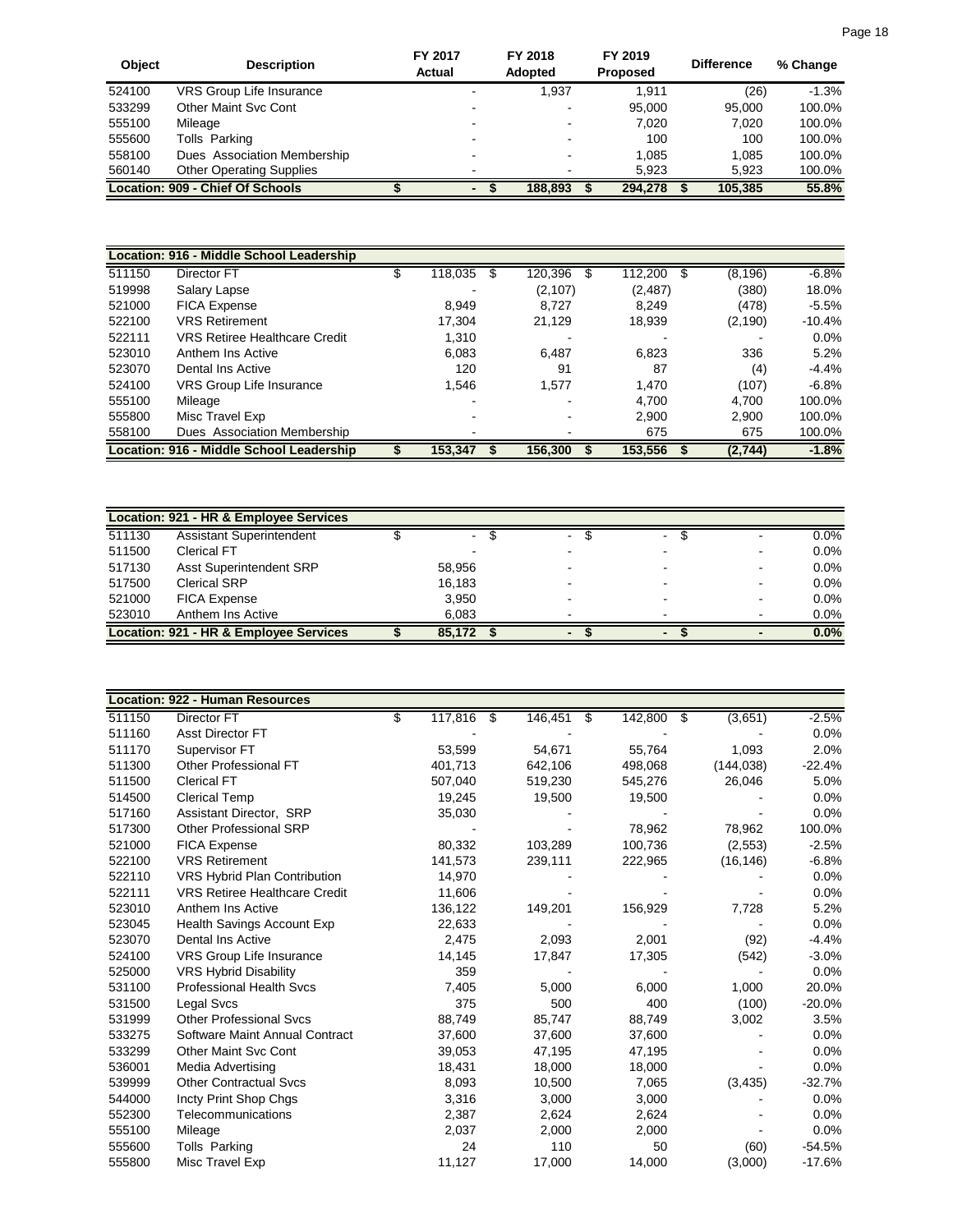| Object | Description | FY 2017 Actual | FY 2018 Adopted | FY 2019 Proposed | Difference | % Change |
|---|---|---|---|---|---|---|
| 524100 | VRS Group Life Insurance | - | 1,937 | 1,911 | (26) | -1.3% |
| 533299 | Other Maint Svc Cont | - | - | 95,000 | 95,000 | 100.0% |
| 555100 | Mileage | - | - | 7,020 | 7,020 | 100.0% |
| 555600 | Tolls Parking | - | - | 100 | 100 | 100.0% |
| 558100 | Dues Association Membership | - | - | 1,085 | 1,085 | 100.0% |
| 560140 | Other Operating Supplies | - | - | 5,923 | 5,923 | 100.0% |
| **Location: 909 - Chief Of Schools** | | **$ -** | **$ 188,893** | **$ 294,278** | **$ 105,385** | **55.8%** |

| Object | Description | FY 2017 Actual | FY 2018 Adopted | FY 2019 Proposed | Difference | % Change |
|---|---|---|---|---|---|---|
| **Location: 916 - Middle School Leadership** | | | | | | |
| 511150 | Director FT | $ 118,035 | $ 120,396 | $ 112,200 | $ (8,196) | -6.8% |
| 519998 | Salary Lapse | - | (2,107) | (2,487) | (380) | 18.0% |
| 521000 | FICA Expense | 8,949 | 8,727 | 8,249 | (478) | -5.5% |
| 522100 | VRS Retirement | 17,304 | 21,129 | 18,939 | (2,190) | -10.4% |
| 522111 | VRS Retiree Healthcare Credit | 1,310 | - | - | - | 0.0% |
| 523010 | Anthem Ins Active | 6,083 | 6,487 | 6,823 | 336 | 5.2% |
| 523070 | Dental Ins Active | 120 | 91 | 87 | (4) | -4.4% |
| 524100 | VRS Group Life Insurance | 1,546 | 1,577 | 1,470 | (107) | -6.8% |
| 555100 | Mileage | - | - | 4,700 | 4,700 | 100.0% |
| 555800 | Misc Travel Exp | - | - | 2,900 | 2,900 | 100.0% |
| 558100 | Dues Association Membership | - | - | 675 | 675 | 100.0% |
| **Location: 916 - Middle School Leadership** | | **$ 153,347** | **$ 156,300** | **$ 153,556** | **$ (2,744)** | **-1.8%** |

| Object | Description | FY 2017 Actual | FY 2018 Adopted | FY 2019 Proposed | Difference | % Change |
|---|---|---|---|---|---|---|
| **Location: 921 - HR & Employee Services** | | | | | | |
| 511130 | Assistant Superintendent | $ - | $ - | $ - | $ - | 0.0% |
| 511500 | Clerical FT | - | - | - | - | 0.0% |
| 517130 | Asst Superintendent SRP | 58,956 | - | - | - | 0.0% |
| 517500 | Clerical SRP | 16,183 | - | - | - | 0.0% |
| 521000 | FICA Expense | 3,950 | - | - | - | 0.0% |
| 523010 | Anthem Ins Active | 6,083 | - | - | - | 0.0% |
| **Location: 921 - HR & Employee Services** | | **$ 85,172** | **$ -** | **$ -** | **$ -** | **0.0%** |

| Object | Description | FY 2017 Actual | FY 2018 Adopted | FY 2019 Proposed | Difference | % Change |
|---|---|---|---|---|---|---|
| **Location: 922 - Human Resources** | | | | | | |
| 511150 | Director FT | $ 117,816 | $ 146,451 | $ 142,800 | $ (3,651) | -2.5% |
| 511160 | Asst Director FT | - | - | - | - | 0.0% |
| 511170 | Supervisor FT | 53,599 | 54,671 | 55,764 | 1,093 | 2.0% |
| 511300 | Other Professional FT | 401,713 | 642,106 | 498,068 | (144,038) | -22.4% |
| 511500 | Clerical FT | 507,040 | 519,230 | 545,276 | 26,046 | 5.0% |
| 514500 | Clerical Temp | 19,245 | 19,500 | 19,500 | - | 0.0% |
| 517160 | Assistant Director, SRP | 35,030 | - | - | - | 0.0% |
| 517300 | Other Professional SRP | - | - | 78,962 | 78,962 | 100.0% |
| 521000 | FICA Expense | 80,332 | 103,289 | 100,736 | (2,553) | -2.5% |
| 522100 | VRS Retirement | 141,573 | 239,111 | 222,965 | (16,146) | -6.8% |
| 522110 | VRS Hybrid Plan Contribution | 14,970 | - | - | - | 0.0% |
| 522111 | VRS Retiree Healthcare Credit | 11,606 | - | - | - | 0.0% |
| 523010 | Anthem Ins Active | 136,122 | 149,201 | 156,929 | 7,728 | 5.2% |
| 523045 | Health Savings Account Exp | 22,633 | - | - | - | 0.0% |
| 523070 | Dental Ins Active | 2,475 | 2,093 | 2,001 | (92) | -4.4% |
| 524100 | VRS Group Life Insurance | 14,145 | 17,847 | 17,305 | (542) | -3.0% |
| 525000 | VRS Hybrid Disability | 359 | - | - | - | 0.0% |
| 531100 | Professional Health Svcs | 7,405 | 5,000 | 6,000 | 1,000 | 20.0% |
| 531500 | Legal Svcs | 375 | 500 | 400 | (100) | -20.0% |
| 531999 | Other Professional Svcs | 88,749 | 85,747 | 88,749 | 3,002 | 3.5% |
| 533275 | Software Maint Annual Contract | 37,600 | 37,600 | 37,600 | - | 0.0% |
| 533299 | Other Maint Svc Cont | 39,053 | 47,195 | 47,195 | - | 0.0% |
| 536001 | Media Advertising | 18,431 | 18,000 | 18,000 | - | 0.0% |
| 539999 | Other Contractual Svcs | 8,093 | 10,500 | 7,065 | (3,435) | -32.7% |
| 544000 | Incty Print Shop Chgs | 3,316 | 3,000 | 3,000 | - | 0.0% |
| 552300 | Telecommunications | 2,387 | 2,624 | 2,624 | - | 0.0% |
| 555100 | Mileage | 2,037 | 2,000 | 2,000 | - | 0.0% |
| 555600 | Tolls Parking | 24 | 110 | 50 | (60) | -54.5% |
| 555800 | Misc Travel Exp | 11,127 | 17,000 | 14,000 | (3,000) | -17.6% |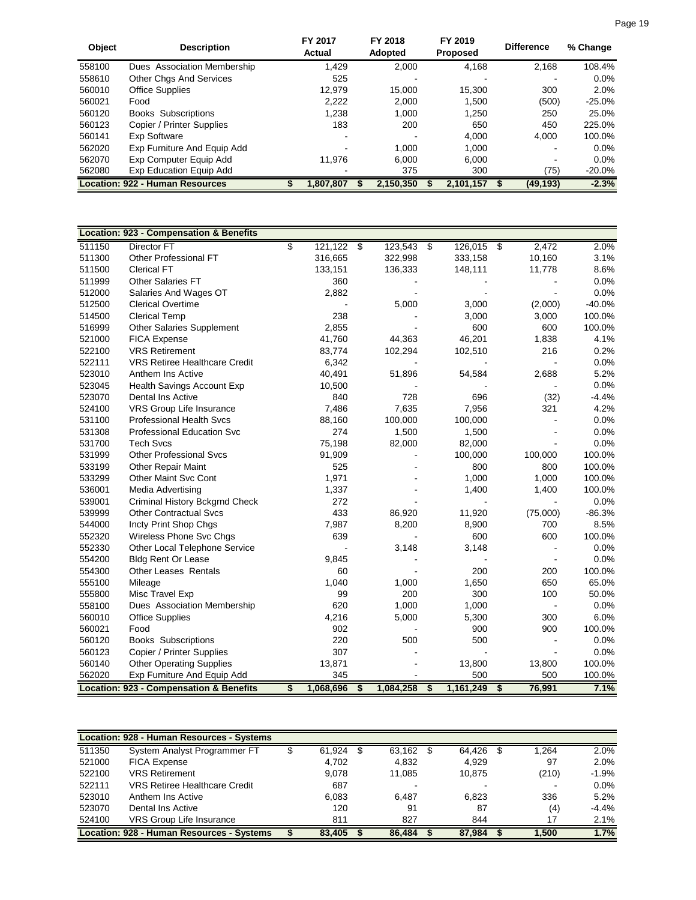| Object | Description | FY 2017 Actual | FY 2018 Adopted | FY 2019 Proposed | Difference | % Change |
|---|---|---|---|---|---|---|
| 558100 | Dues Association Membership | 1,429 | 2,000 | 4,168 | 2,168 | 108.4% |
| 558610 | Other Chgs And Services | 525 | - | - | - | 0.0% |
| 560010 | Office Supplies | 12,979 | 15,000 | 15,300 | 300 | 2.0% |
| 560021 | Food | 2,222 | 2,000 | 1,500 | (500) | -25.0% |
| 560120 | Books Subscriptions | 1,238 | 1,000 | 1,250 | 250 | 25.0% |
| 560123 | Copier / Printer Supplies | 183 | 200 | 650 | 450 | 225.0% |
| 560141 | Exp Software | - | - | 4,000 | 4,000 | 100.0% |
| 562020 | Exp Furniture And Equip Add | - | 1,000 | 1,000 | - | 0.0% |
| 562070 | Exp Computer Equip Add | 11,976 | 6,000 | 6,000 | - | 0.0% |
| 562080 | Exp Education Equip Add | - | 375 | 300 | (75) | -20.0% |
| **Location: 922 - Human Resources** | | **$ 1,807,807** | **$ 2,150,350** | **$ 2,101,157** | **$ (49,193)** | **-2.3%** |

| Object | Description | FY 2017 Actual | FY 2018 Adopted | FY 2019 Proposed | Difference | % Change |
|---|---|---|---|---|---|---|
| **Location: 923 - Compensation & Benefits** | | | | | | |
| 511150 | Director FT | $ 121,122 | $ 123,543 | $ 126,015 | $ 2,472 | 2.0% |
| 511300 | Other Professional FT | 316,665 | 322,998 | 333,158 | 10,160 | 3.1% |
| 511500 | Clerical FT | 133,151 | 136,333 | 148,111 | 11,778 | 8.6% |
| 511999 | Other Salaries FT | 360 | - | - | - | 0.0% |
| 512000 | Salaries And Wages OT | 2,882 | - | - | - | 0.0% |
| 512500 | Clerical Overtime | - | 5,000 | 3,000 | (2,000) | -40.0% |
| 514500 | Clerical Temp | 238 | - | 3,000 | 3,000 | 100.0% |
| 516999 | Other Salaries Supplement | 2,855 | - | 600 | 600 | 100.0% |
| 521000 | FICA Expense | 41,760 | 44,363 | 46,201 | 1,838 | 4.1% |
| 522100 | VRS Retirement | 83,774 | 102,294 | 102,510 | 216 | 0.2% |
| 522111 | VRS Retiree Healthcare Credit | 6,342 | - | - | - | 0.0% |
| 523010 | Anthem Ins Active | 40,491 | 51,896 | 54,584 | 2,688 | 5.2% |
| 523045 | Health Savings Account Exp | 10,500 | - | - | - | 0.0% |
| 523070 | Dental Ins Active | 840 | 728 | 696 | (32) | -4.4% |
| 524100 | VRS Group Life Insurance | 7,486 | 7,635 | 7,956 | 321 | 4.2% |
| 531100 | Professional Health Svcs | 88,160 | 100,000 | 100,000 | - | 0.0% |
| 531308 | Professional Education Svc | 274 | 1,500 | 1,500 | - | 0.0% |
| 531700 | Tech Svcs | 75,198 | 82,000 | 82,000 | - | 0.0% |
| 531999 | Other Professional Svcs | 91,909 | - | 100,000 | 100,000 | 100.0% |
| 533199 | Other Repair Maint | 525 | - | 800 | 800 | 100.0% |
| 533299 | Other Maint Svc Cont | 1,971 | - | 1,000 | 1,000 | 100.0% |
| 536001 | Media Advertising | 1,337 | - | 1,400 | 1,400 | 100.0% |
| 539001 | Criminal History Bckgrnd Check | 272 | - | - | - | 0.0% |
| 539999 | Other Contractual Svcs | 433 | 86,920 | 11,920 | (75,000) | -86.3% |
| 544000 | Incty Print Shop Chgs | 7,987 | 8,200 | 8,900 | 700 | 8.5% |
| 552320 | Wireless Phone Svc Chgs | 639 | - | 600 | 600 | 100.0% |
| 552330 | Other Local Telephone Service | - | 3,148 | 3,148 | - | 0.0% |
| 554200 | Bldg Rent Or Lease | 9,845 | - | - | - | 0.0% |
| 554300 | Other Leases Rentals | 60 | - | 200 | 200 | 100.0% |
| 555100 | Mileage | 1,040 | 1,000 | 1,650 | 650 | 65.0% |
| 555800 | Misc Travel Exp | 99 | 200 | 300 | 100 | 50.0% |
| 558100 | Dues Association Membership | 620 | 1,000 | 1,000 | - | 0.0% |
| 560010 | Office Supplies | 4,216 | 5,000 | 5,300 | 300 | 6.0% |
| 560021 | Food | 902 | - | 900 | 900 | 100.0% |
| 560120 | Books Subscriptions | 220 | 500 | 500 | - | 0.0% |
| 560123 | Copier / Printer Supplies | 307 | - | - | - | 0.0% |
| 560140 | Other Operating Supplies | 13,871 | - | 13,800 | 13,800 | 100.0% |
| 562020 | Exp Furniture And Equip Add | 345 | - | 500 | 500 | 100.0% |
| **Location: 923 - Compensation & Benefits** | | **$ 1,068,696** | **$ 1,084,258** | **$ 1,161,249** | **$ 76,991** | **7.1%** |

| Object | Description | FY 2017 Actual | FY 2018 Adopted | FY 2019 Proposed | Difference | % Change |
|---|---|---|---|---|---|---|
| **Location: 928 - Human Resources - Systems** | | | | | | |
| 511350 | System Analyst Programmer FT | $ 61,924 | $ 63,162 | $ 64,426 | $ 1,264 | 2.0% |
| 521000 | FICA Expense | 4,702 | 4,832 | 4,929 | 97 | 2.0% |
| 522100 | VRS Retirement | 9,078 | 11,085 | 10,875 | (210) | -1.9% |
| 522111 | VRS Retiree Healthcare Credit | 687 | - | - | - | 0.0% |
| 523010 | Anthem Ins Active | 6,083 | 6,487 | 6,823 | 336 | 5.2% |
| 523070 | Dental Ins Active | 120 | 91 | 87 | (4) | -4.4% |
| 524100 | VRS Group Life Insurance | 811 | 827 | 844 | 17 | 2.1% |
| **Location: 928 - Human Resources - Systems** | | **$ 83,405** | **$ 86,484** | **$ 87,984** | **$ 1,500** | **1.7%** |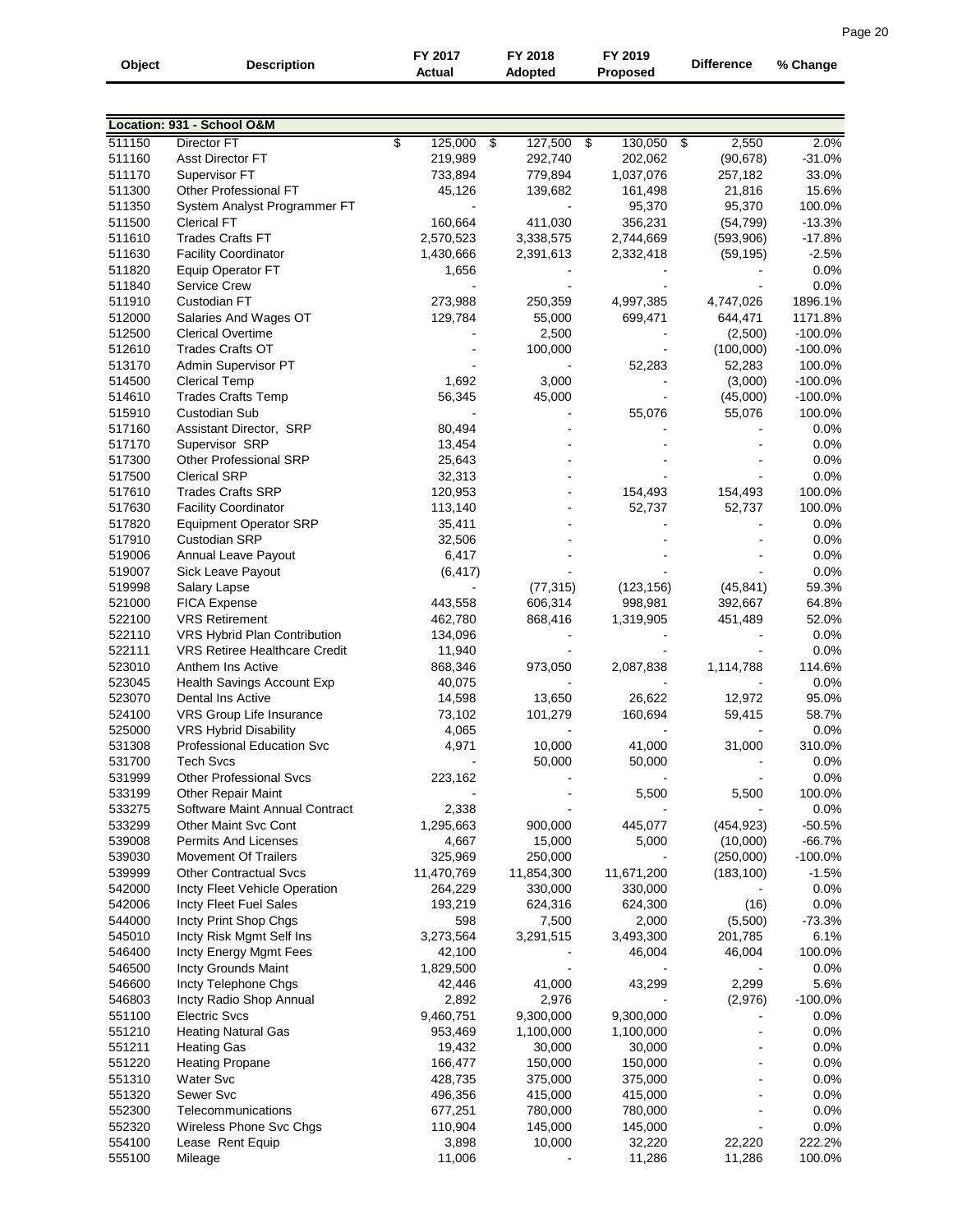| Object | Description | FY 2017 Actual | FY 2018 Adopted | FY 2019 Proposed | Difference | % Change |
|---|---|---|---|---|---|---|
| **Location: 931 - School O&M** | | | | | | |
| 511150 | Director FT | $ 125,000 | $ 127,500 | $ 130,050 | $ 2,550 | 2.0% |
| 511160 | Asst Director FT | 219,989 | 292,740 | 202,062 | (90,678) | -31.0% |
| 511170 | Supervisor FT | 733,894 | 779,894 | 1,037,076 | 257,182 | 33.0% |
| 511300 | Other Professional FT | 45,126 | 139,682 | 161,498 | 21,816 | 15.6% |
| 511350 | System Analyst Programmer FT | - | - | 95,370 | 95,370 | 100.0% |
| 511500 | Clerical FT | 160,664 | 411,030 | 356,231 | (54,799) | -13.3% |
| 511610 | Trades Crafts FT | 2,570,523 | 3,338,575 | 2,744,669 | (593,906) | -17.8% |
| 511630 | Facility Coordinator | 1,430,666 | 2,391,613 | 2,332,418 | (59,195) | -2.5% |
| 511820 | Equip Operator FT | 1,656 | - | - | - | 0.0% |
| 511840 | Service Crew | - | - | - | - | 0.0% |
| 511910 | Custodian FT | 273,988 | 250,359 | 4,997,385 | 4,747,026 | 1896.1% |
| 512000 | Salaries And Wages OT | 129,784 | 55,000 | 699,471 | 644,471 | 1171.8% |
| 512500 | Clerical Overtime | - | 2,500 | - | (2,500) | -100.0% |
| 512610 | Trades Crafts OT | - | 100,000 | - | (100,000) | -100.0% |
| 513170 | Admin Supervisor PT | - | - | 52,283 | 52,283 | 100.0% |
| 514500 | Clerical Temp | 1,692 | 3,000 | - | (3,000) | -100.0% |
| 514610 | Trades Crafts Temp | 56,345 | 45,000 | - | (45,000) | -100.0% |
| 515910 | Custodian Sub | - | - | 55,076 | 55,076 | 100.0% |
| 517160 | Assistant Director, SRP | 80,494 | - | - | - | 0.0% |
| 517170 | Supervisor SRP | 13,454 | - | - | - | 0.0% |
| 517300 | Other Professional SRP | 25,643 | - | - | - | 0.0% |
| 517500 | Clerical SRP | 32,313 | - | - | - | 0.0% |
| 517610 | Trades Crafts SRP | 120,953 | - | 154,493 | 154,493 | 100.0% |
| 517630 | Facility Coordinator | 113,140 | - | 52,737 | 52,737 | 100.0% |
| 517820 | Equipment Operator SRP | 35,411 | - | - | - | 0.0% |
| 517910 | Custodian SRP | 32,506 | - | - | - | 0.0% |
| 519006 | Annual Leave Payout | 6,417 | - | - | - | 0.0% |
| 519007 | Sick Leave Payout | (6,417) | - | - | - | 0.0% |
| 519998 | Salary Lapse | - | (77,315) | (123,156) | (45,841) | 59.3% |
| 521000 | FICA Expense | 443,558 | 606,314 | 998,981 | 392,667 | 64.8% |
| 522100 | VRS Retirement | 462,780 | 868,416 | 1,319,905 | 451,489 | 52.0% |
| 522110 | VRS Hybrid Plan Contribution | 134,096 | - | - | - | 0.0% |
| 522111 | VRS Retiree Healthcare Credit | 11,940 | - | - | - | 0.0% |
| 523010 | Anthem Ins Active | 868,346 | 973,050 | 2,087,838 | 1,114,788 | 114.6% |
| 523045 | Health Savings Account Exp | 40,075 | - | - | - | 0.0% |
| 523070 | Dental Ins Active | 14,598 | 13,650 | 26,622 | 12,972 | 95.0% |
| 524100 | VRS Group Life Insurance | 73,102 | 101,279 | 160,694 | 59,415 | 58.7% |
| 525000 | VRS Hybrid Disability | 4,065 | - | - | - | 0.0% |
| 531308 | Professional Education Svc | 4,971 | 10,000 | 41,000 | 31,000 | 310.0% |
| 531700 | Tech Svcs | - | 50,000 | 50,000 | - | 0.0% |
| 531999 | Other Professional Svcs | 223,162 | - | - | - | 0.0% |
| 533199 | Other Repair Maint | - | - | 5,500 | 5,500 | 100.0% |
| 533275 | Software Maint Annual Contract | 2,338 | - | - | - | 0.0% |
| 533299 | Other Maint Svc Cont | 1,295,663 | 900,000 | 445,077 | (454,923) | -50.5% |
| 539008 | Permits And Licenses | 4,667 | 15,000 | 5,000 | (10,000) | -66.7% |
| 539030 | Movement Of Trailers | 325,969 | 250,000 | - | (250,000) | -100.0% |
| 539999 | Other Contractual Svcs | 11,470,769 | 11,854,300 | 11,671,200 | (183,100) | -1.5% |
| 542000 | Incty Fleet Vehicle Operation | 264,229 | 330,000 | 330,000 | - | 0.0% |
| 542006 | Incty Fleet Fuel Sales | 193,219 | 624,316 | 624,300 | (16) | 0.0% |
| 544000 | Incty Print Shop Chgs | 598 | 7,500 | 2,000 | (5,500) | -73.3% |
| 545010 | Incty Risk Mgmt Self Ins | 3,273,564 | 3,291,515 | 3,493,300 | 201,785 | 6.1% |
| 546400 | Incty Energy Mgmt Fees | 42,100 | - | 46,004 | 46,004 | 100.0% |
| 546500 | Incty Grounds Maint | 1,829,500 | - | - | - | 0.0% |
| 546600 | Incty Telephone Chgs | 42,446 | 41,000 | 43,299 | 2,299 | 5.6% |
| 546803 | Incty Radio Shop Annual | 2,892 | 2,976 | - | (2,976) | -100.0% |
| 551100 | Electric Svcs | 9,460,751 | 9,300,000 | 9,300,000 | - | 0.0% |
| 551210 | Heating Natural Gas | 953,469 | 1,100,000 | 1,100,000 | - | 0.0% |
| 551211 | Heating Gas | 19,432 | 30,000 | 30,000 | - | 0.0% |
| 551220 | Heating Propane | 166,477 | 150,000 | 150,000 | - | 0.0% |
| 551310 | Water Svc | 428,735 | 375,000 | 375,000 | - | 0.0% |
| 551320 | Sewer Svc | 496,356 | 415,000 | 415,000 | - | 0.0% |
| 552300 | Telecommunications | 677,251 | 780,000 | 780,000 | - | 0.0% |
| 552320 | Wireless Phone Svc Chgs | 110,904 | 145,000 | 145,000 | - | 0.0% |
| 554100 | Lease Rent Equip | 3,898 | 10,000 | 32,220 | 22,220 | 222.2% |
| 555100 | Mileage | 11,006 | - | 11,286 | 11,286 | 100.0% |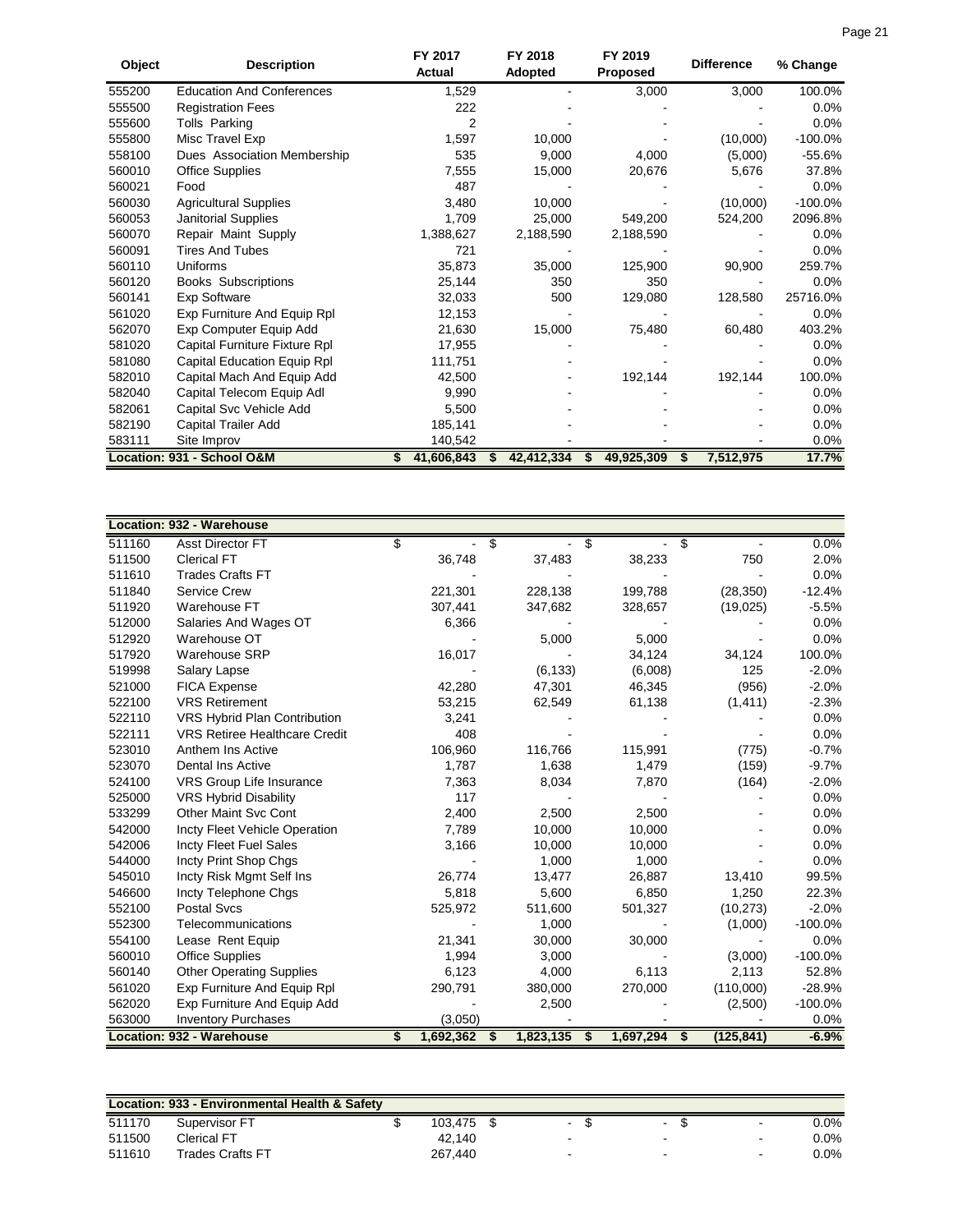| Object | Description | FY 2017 Actual | FY 2018 Adopted | FY 2019 Proposed | Difference | % Change |
|---|---|---|---|---|---|---|
| 555200 | Education And Conferences | 1,529 | - | 3,000 | 3,000 | 100.0% |
| 555500 | Registration Fees | 222 | - | - | - | 0.0% |
| 555600 | Tolls Parking | 2 | - | - | - | 0.0% |
| 555800 | Misc Travel Exp | 1,597 | 10,000 | - | (10,000) | -100.0% |
| 558100 | Dues Association Membership | 535 | 9,000 | 4,000 | (5,000) | -55.6% |
| 560010 | Office Supplies | 7,555 | 15,000 | 20,676 | 5,676 | 37.8% |
| 560021 | Food | 487 | - | - | - | 0.0% |
| 560030 | Agricultural Supplies | 3,480 | 10,000 | - | (10,000) | -100.0% |
| 560053 | Janitorial Supplies | 1,709 | 25,000 | 549,200 | 524,200 | 2096.8% |
| 560070 | Repair Maint Supply | 1,388,627 | 2,188,590 | 2,188,590 | - | 0.0% |
| 560091 | Tires And Tubes | 721 | - | - | - | 0.0% |
| 560110 | Uniforms | 35,873 | 35,000 | 125,900 | 90,900 | 259.7% |
| 560120 | Books Subscriptions | 25,144 | 350 | 350 | - | 0.0% |
| 560141 | Exp Software | 32,033 | 500 | 129,080 | 128,580 | 25716.0% |
| 561020 | Exp Furniture And Equip Rpl | 12,153 | - | - | - | 0.0% |
| 562070 | Exp Computer Equip Add | 21,630 | 15,000 | 75,480 | 60,480 | 403.2% |
| 581020 | Capital Furniture Fixture Rpl | 17,955 | - | - | - | 0.0% |
| 581080 | Capital Education Equip Rpl | 111,751 | - | - | - | 0.0% |
| 582010 | Capital Mach And Equip Add | 42,500 | - | 192,144 | 192,144 | 100.0% |
| 582040 | Capital Telecom Equip Adl | 9,990 | - | - | - | 0.0% |
| 582061 | Capital Svc Vehicle Add | 5,500 | - | - | - | 0.0% |
| 582190 | Capital Trailer Add | 185,141 | - | - | - | 0.0% |
| 583111 | Site Improv | 140,542 | - | - | - | 0.0% |
| **Location: 931 - School O&M** | | **$ 41,606,843** | **$ 42,412,334** | **$ 49,925,309** | **$ 7,512,975** | **17.7%** |

| Object | Description | FY 2017 Actual | FY 2018 Adopted | FY 2019 Proposed | Difference | % Change |
|---|---|---|---|---|---|---|
| **Location: 932 - Warehouse** | | | | | | |
| 511160 | Asst Director FT | $ - | $ - | $ - | $ - | 0.0% |
| 511500 | Clerical FT | 36,748 | 37,483 | 38,233 | 750 | 2.0% |
| 511610 | Trades Crafts FT | - | - | - | - | 0.0% |
| 511840 | Service Crew | 221,301 | 228,138 | 199,788 | (28,350) | -12.4% |
| 511920 | Warehouse FT | 307,441 | 347,682 | 328,657 | (19,025) | -5.5% |
| 512000 | Salaries And Wages OT | 6,366 | - | - | - | 0.0% |
| 512920 | Warehouse OT | - | 5,000 | 5,000 | - | 0.0% |
| 517920 | Warehouse SRP | 16,017 | - | 34,124 | 34,124 | 100.0% |
| 519998 | Salary Lapse | - | (6,133) | (6,008) | 125 | -2.0% |
| 521000 | FICA Expense | 42,280 | 47,301 | 46,345 | (956) | -2.0% |
| 522100 | VRS Retirement | 53,215 | 62,549 | 61,138 | (1,411) | -2.3% |
| 522110 | VRS Hybrid Plan Contribution | 3,241 | - | - | - | 0.0% |
| 522111 | VRS Retiree Healthcare Credit | 408 | - | - | - | 0.0% |
| 523010 | Anthem Ins Active | 106,960 | 116,766 | 115,991 | (775) | -0.7% |
| 523070 | Dental Ins Active | 1,787 | 1,638 | 1,479 | (159) | -9.7% |
| 524100 | VRS Group Life Insurance | 7,363 | 8,034 | 7,870 | (164) | -2.0% |
| 525000 | VRS Hybrid Disability | 117 | - | - | - | 0.0% |
| 533299 | Other Maint Svc Cont | 2,400 | 2,500 | 2,500 | - | 0.0% |
| 542000 | Incty Fleet Vehicle Operation | 7,789 | 10,000 | 10,000 | - | 0.0% |
| 542006 | Incty Fleet Fuel Sales | 3,166 | 10,000 | 10,000 | - | 0.0% |
| 544000 | Incty Print Shop Chgs | - | 1,000 | 1,000 | - | 0.0% |
| 545010 | Incty Risk Mgmt Self Ins | 26,774 | 13,477 | 26,887 | 13,410 | 99.5% |
| 546600 | Incty Telephone Chgs | 5,818 | 5,600 | 6,850 | 1,250 | 22.3% |
| 552100 | Postal Svcs | 525,972 | 511,600 | 501,327 | (10,273) | -2.0% |
| 552300 | Telecommunications | - | 1,000 | - | (1,000) | -100.0% |
| 554100 | Lease Rent Equip | 21,341 | 30,000 | 30,000 | - | 0.0% |
| 560010 | Office Supplies | 1,994 | 3,000 | - | (3,000) | -100.0% |
| 560140 | Other Operating Supplies | 6,123 | 4,000 | 6,113 | 2,113 | 52.8% |
| 561020 | Exp Furniture And Equip Rpl | 290,791 | 380,000 | 270,000 | (110,000) | -28.9% |
| 562020 | Exp Furniture And Equip Add | - | 2,500 | - | (2,500) | -100.0% |
| 563000 | Inventory Purchases | (3,050) | - | - | - | 0.0% |
| **Location: 932 - Warehouse** | | **$ 1,692,362** | **$ 1,823,135** | **$ 1,697,294** | **$ (125,841)** | **-6.9%** |

| Object | Description | FY 2017 Actual | FY 2018 Adopted | FY 2019 Proposed | Difference | % Change |
|---|---|---|---|---|---|---|
| **Location: 933 - Environmental Health & Safety** | | | | | | |
| 511170 | Supervisor FT | $ 103,475 | $ - | $ - | $ - | 0.0% |
| 511500 | Clerical FT | 42,140 | - | - | - | 0.0% |
| 511610 | Trades Crafts FT | 267,440 | - | - | - | 0.0% |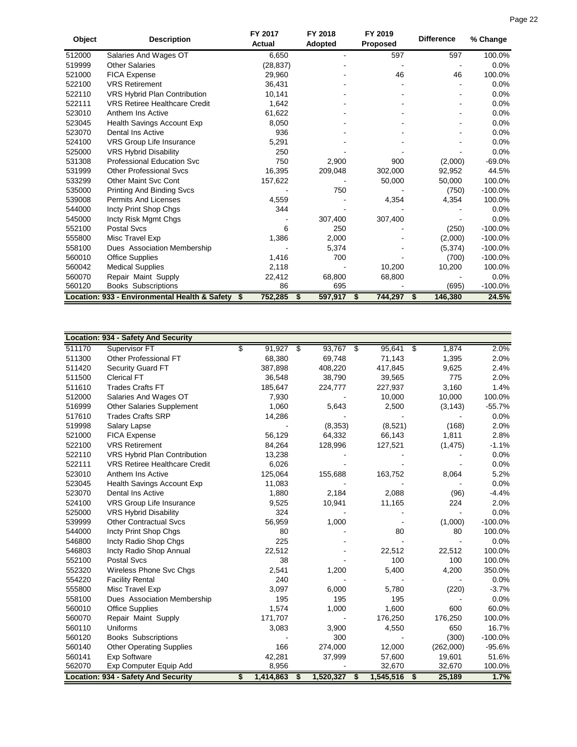| Object | Description | FY 2017 Actual | FY 2018 Adopted | FY 2019 Proposed | Difference | % Change |
|---|---|---|---|---|---|---|
| 512000 | Salaries And Wages OT | 6,650 | - | 597 | 597 | 100.0% |
| 519999 | Other Salaries | (28,837) | - | - | - | 0.0% |
| 521000 | FICA Expense | 29,960 | - | 46 | 46 | 100.0% |
| 522100 | VRS Retirement | 36,431 | - | - | - | 0.0% |
| 522110 | VRS Hybrid Plan Contribution | 10,141 | - | - | - | 0.0% |
| 522111 | VRS Retiree Healthcare Credit | 1,642 | - | - | - | 0.0% |
| 523010 | Anthem Ins Active | 61,622 | - | - | - | 0.0% |
| 523045 | Health Savings Account Exp | 8,050 | - | - | - | 0.0% |
| 523070 | Dental Ins Active | 936 | - | - | - | 0.0% |
| 524100 | VRS Group Life Insurance | 5,291 | - | - | - | 0.0% |
| 525000 | VRS Hybrid Disability | 250 | - | - | - | 0.0% |
| 531308 | Professional Education Svc | 750 | 2,900 | 900 | (2,000) | -69.0% |
| 531999 | Other Professional Svcs | 16,395 | 209,048 | 302,000 | 92,952 | 44.5% |
| 533299 | Other Maint Svc Cont | 157,622 | - | 50,000 | 50,000 | 100.0% |
| 535000 | Printing And Binding Svcs | - | 750 | - | (750) | -100.0% |
| 539008 | Permits And Licenses | 4,559 | - | 4,354 | 4,354 | 100.0% |
| 544000 | Incty Print Shop Chgs | 344 | - | - | - | 0.0% |
| 545000 | Incty Risk Mgmt Chgs | - | 307,400 | 307,400 | - | 0.0% |
| 552100 | Postal Svcs | 6 | 250 | - | (250) | -100.0% |
| 555800 | Misc Travel Exp | 1,386 | 2,000 | - | (2,000) | -100.0% |
| 558100 | Dues Association Membership | - | 5,374 | - | (5,374) | -100.0% |
| 560010 | Office Supplies | 1,416 | 700 | - | (700) | -100.0% |
| 560042 | Medical Supplies | 2,118 | - | 10,200 | 10,200 | 100.0% |
| 560070 | Repair Maint Supply | 22,412 | 68,800 | 68,800 | - | 0.0% |
| 560120 | Books Subscriptions | 86 | 695 | - | (695) | -100.0% |
| **Location: 933 - Environmental Health & Safety** | | **$ 752,285** | **$ 597,917** | **$ 744,297** | **$ 146,380** | **24.5%** |

| Object | Description | FY 2017 Actual | FY 2018 Adopted | FY 2019 Proposed | Difference | % Change |
|---|---|---|---|---|---|---|
| **Location: 934 - Safety And Security** | | | | | | |
| 511170 | Supervisor FT | $ 91,927 | $ 93,767 | $ 95,641 | $ 1,874 | 2.0% |
| 511300 | Other Professional FT | 68,380 | 69,748 | 71,143 | 1,395 | 2.0% |
| 511420 | Security Guard FT | 387,898 | 408,220 | 417,845 | 9,625 | 2.4% |
| 511500 | Clerical FT | 36,548 | 38,790 | 39,565 | 775 | 2.0% |
| 511610 | Trades Crafts FT | 185,647 | 224,777 | 227,937 | 3,160 | 1.4% |
| 512000 | Salaries And Wages OT | 7,930 | - | 10,000 | 10,000 | 100.0% |
| 516999 | Other Salaries Supplement | 1,060 | 5,643 | 2,500 | (3,143) | -55.7% |
| 517610 | Trades Crafts SRP | 14,286 | - | - | - | 0.0% |
| 519998 | Salary Lapse | - | (8,353) | (8,521) | (168) | 2.0% |
| 521000 | FICA Expense | 56,129 | 64,332 | 66,143 | 1,811 | 2.8% |
| 522100 | VRS Retirement | 84,264 | 128,996 | 127,521 | (1,475) | -1.1% |
| 522110 | VRS Hybrid Plan Contribution | 13,238 | - | - | - | 0.0% |
| 522111 | VRS Retiree Healthcare Credit | 6,026 | - | - | - | 0.0% |
| 523010 | Anthem Ins Active | 125,064 | 155,688 | 163,752 | 8,064 | 5.2% |
| 523045 | Health Savings Account Exp | 11,083 | - | - | - | 0.0% |
| 523070 | Dental Ins Active | 1,880 | 2,184 | 2,088 | (96) | -4.4% |
| 524100 | VRS Group Life Insurance | 9,525 | 10,941 | 11,165 | 224 | 2.0% |
| 525000 | VRS Hybrid Disability | 324 | - | - | - | 0.0% |
| 539999 | Other Contractual Svcs | 56,959 | 1,000 | - | (1,000) | -100.0% |
| 544000 | Incty Print Shop Chgs | 80 | - | 80 | 80 | 100.0% |
| 546800 | Incty Radio Shop Chgs | 225 | - | - | - | 0.0% |
| 546803 | Incty Radio Shop Annual | 22,512 | - | 22,512 | 22,512 | 100.0% |
| 552100 | Postal Svcs | 38 | - | 100 | 100 | 100.0% |
| 552320 | Wireless Phone Svc Chgs | 2,541 | 1,200 | 5,400 | 4,200 | 350.0% |
| 554220 | Facility Rental | 240 | - | - | - | 0.0% |
| 555800 | Misc Travel Exp | 3,097 | 6,000 | 5,780 | (220) | -3.7% |
| 558100 | Dues Association Membership | 195 | 195 | 195 | - | 0.0% |
| 560010 | Office Supplies | 1,574 | 1,000 | 1,600 | 600 | 60.0% |
| 560070 | Repair Maint Supply | 171,707 | - | 176,250 | 176,250 | 100.0% |
| 560110 | Uniforms | 3,083 | 3,900 | 4,550 | 650 | 16.7% |
| 560120 | Books Subscriptions | - | 300 | - | (300) | -100.0% |
| 560140 | Other Operating Supplies | 166 | 274,000 | 12,000 | (262,000) | -95.6% |
| 560141 | Exp Software | 42,281 | 37,999 | 57,600 | 19,601 | 51.6% |
| 562070 | Exp Computer Equip Add | 8,956 | - | 32,670 | 32,670 | 100.0% |
| **Location: 934 - Safety And Security** | | **$ 1,414,863** | **$ 1,520,327** | **$ 1,545,516** | **$ 25,189** | **1.7%** |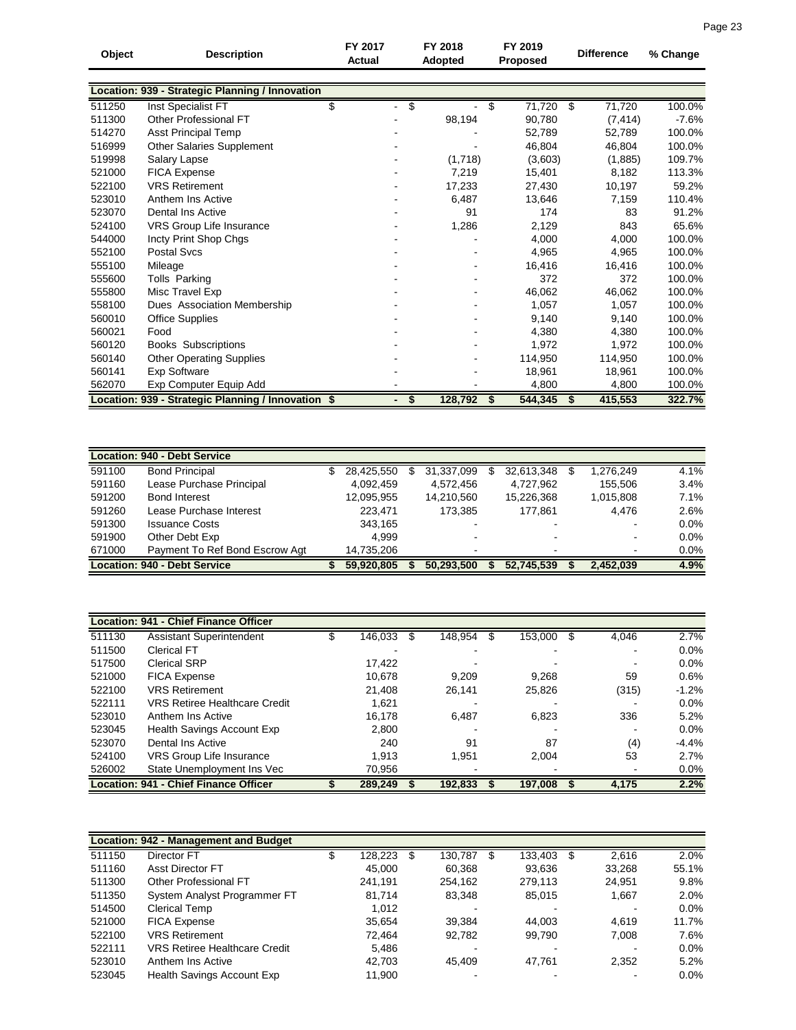| Object | Description | FY 2017 Actual | FY 2018 Adopted | FY 2019 Proposed | Difference | % Change |
|---|---|---|---|---|---|---|
| **Location: 939 - Strategic Planning / Innovation** | | | | | | |
| 511250 | Inst Specialist FT | $ - | $ - | $ 71,720 | $ 71,720 | 100.0% |
| 511300 | Other Professional FT | - | 98,194 | 90,780 | (7,414) | -7.6% |
| 514270 | Asst Principal Temp | - | - | 52,789 | 52,789 | 100.0% |
| 516999 | Other Salaries Supplement | - | - | 46,804 | 46,804 | 100.0% |
| 519998 | Salary Lapse | - | (1,718) | (3,603) | (1,885) | 109.7% |
| 521000 | FICA Expense | - | 7,219 | 15,401 | 8,182 | 113.3% |
| 522100 | VRS Retirement | - | 17,233 | 27,430 | 10,197 | 59.2% |
| 523010 | Anthem Ins Active | - | 6,487 | 13,646 | 7,159 | 110.4% |
| 523070 | Dental Ins Active | - | 91 | 174 | 83 | 91.2% |
| 524100 | VRS Group Life Insurance | - | 1,286 | 2,129 | 843 | 65.6% |
| 544000 | Incty Print Shop Chgs | - | - | 4,000 | 4,000 | 100.0% |
| 552100 | Postal Svcs | - | - | 4,965 | 4,965 | 100.0% |
| 555100 | Mileage | - | - | 16,416 | 16,416 | 100.0% |
| 555600 | Tolls Parking | - | - | 372 | 372 | 100.0% |
| 555800 | Misc Travel Exp | - | - | 46,062 | 46,062 | 100.0% |
| 558100 | Dues Association Membership | - | - | 1,057 | 1,057 | 100.0% |
| 560010 | Office Supplies | - | - | 9,140 | 9,140 | 100.0% |
| 560021 | Food | - | - | 4,380 | 4,380 | 100.0% |
| 560120 | Books Subscriptions | - | - | 1,972 | 1,972 | 100.0% |
| 560140 | Other Operating Supplies | - | - | 114,950 | 114,950 | 100.0% |
| 560141 | Exp Software | - | - | 18,961 | 18,961 | 100.0% |
| 562070 | Exp Computer Equip Add | - | - | 4,800 | 4,800 | 100.0% |
| **Location: 939 - Strategic Planning / Innovation** | | **$ -** | **$ 128,792** | **$ 544,345** | **$ 415,553** | **322.7%** |

| Object | Description | FY 2017 Actual | FY 2018 Adopted | FY 2019 Proposed | Difference | % Change |
|---|---|---|---|---|---|---|
| **Location: 940 - Debt Service** | | | | | | |
| 591100 | Bond Principal | $ 28,425,550 | $ 31,337,099 | $ 32,613,348 | $ 1,276,249 | 4.1% |
| 591160 | Lease Purchase Principal | 4,092,459 | 4,572,456 | 4,727,962 | 155,506 | 3.4% |
| 591200 | Bond Interest | 12,095,955 | 14,210,560 | 15,226,368 | 1,015,808 | 7.1% |
| 591260 | Lease Purchase Interest | 223,471 | 173,385 | 177,861 | 4,476 | 2.6% |
| 591300 | Issuance Costs | 343,165 | - | - | - | 0.0% |
| 591900 | Other Debt Exp | 4,999 | - | - | - | 0.0% |
| 671000 | Payment To Ref Bond Escrow Agt | 14,735,206 | - | - | - | 0.0% |
| **Location: 940 - Debt Service** | | **$ 59,920,805** | **$ 50,293,500** | **$ 52,745,539** | **$ 2,452,039** | **4.9%** |

| Object | Description | FY 2017 Actual | FY 2018 Adopted | FY 2019 Proposed | Difference | % Change |
|---|---|---|---|---|---|---|
| **Location: 941 - Chief Finance Officer** | | | | | | |
| 511130 | Assistant Superintendent | $ 146,033 | $ 148,954 | $ 153,000 | $ 4,046 | 2.7% |
| 511500 | Clerical FT | - | - | - | - | 0.0% |
| 517500 | Clerical SRP | 17,422 | - | - | - | 0.0% |
| 521000 | FICA Expense | 10,678 | 9,209 | 9,268 | 59 | 0.6% |
| 522100 | VRS Retirement | 21,408 | 26,141 | 25,826 | (315) | -1.2% |
| 522111 | VRS Retiree Healthcare Credit | 1,621 | - | - | - | 0.0% |
| 523010 | Anthem Ins Active | 16,178 | 6,487 | 6,823 | 336 | 5.2% |
| 523045 | Health Savings Account Exp | 2,800 | - | - | - | 0.0% |
| 523070 | Dental Ins Active | 240 | 91 | 87 | (4) | -4.4% |
| 524100 | VRS Group Life Insurance | 1,913 | 1,951 | 2,004 | 53 | 2.7% |
| 526002 | State Unemployment Ins Vec | 70,956 | - | - | - | 0.0% |
| **Location: 941 - Chief Finance Officer** | | **$ 289,249** | **$ 192,833** | **$ 197,008** | **$ 4,175** | **2.2%** |

| Object | Description | FY 2017 Actual | FY 2018 Adopted | FY 2019 Proposed | Difference | % Change |
|---|---|---|---|---|---|---|
| **Location: 942 - Management and Budget** | | | | | | |
| 511150 | Director FT | $ 128,223 | $ 130,787 | $ 133,403 | $ 2,616 | 2.0% |
| 511160 | Asst Director FT | 45,000 | 60,368 | 93,636 | 33,268 | 55.1% |
| 511300 | Other Professional FT | 241,191 | 254,162 | 279,113 | 24,951 | 9.8% |
| 511350 | System Analyst Programmer FT | 81,714 | 83,348 | 85,015 | 1,667 | 2.0% |
| 514500 | Clerical Temp | 1,012 | - | - | - | 0.0% |
| 521000 | FICA Expense | 35,654 | 39,384 | 44,003 | 4,619 | 11.7% |
| 522100 | VRS Retirement | 72,464 | 92,782 | 99,790 | 7,008 | 7.6% |
| 522111 | VRS Retiree Healthcare Credit | 5,486 | - | - | - | 0.0% |
| 523010 | Anthem Ins Active | 42,703 | 45,409 | 47,761 | 2,352 | 5.2% |
| 523045 | Health Savings Account Exp | 11,900 | - | - | - | 0.0% |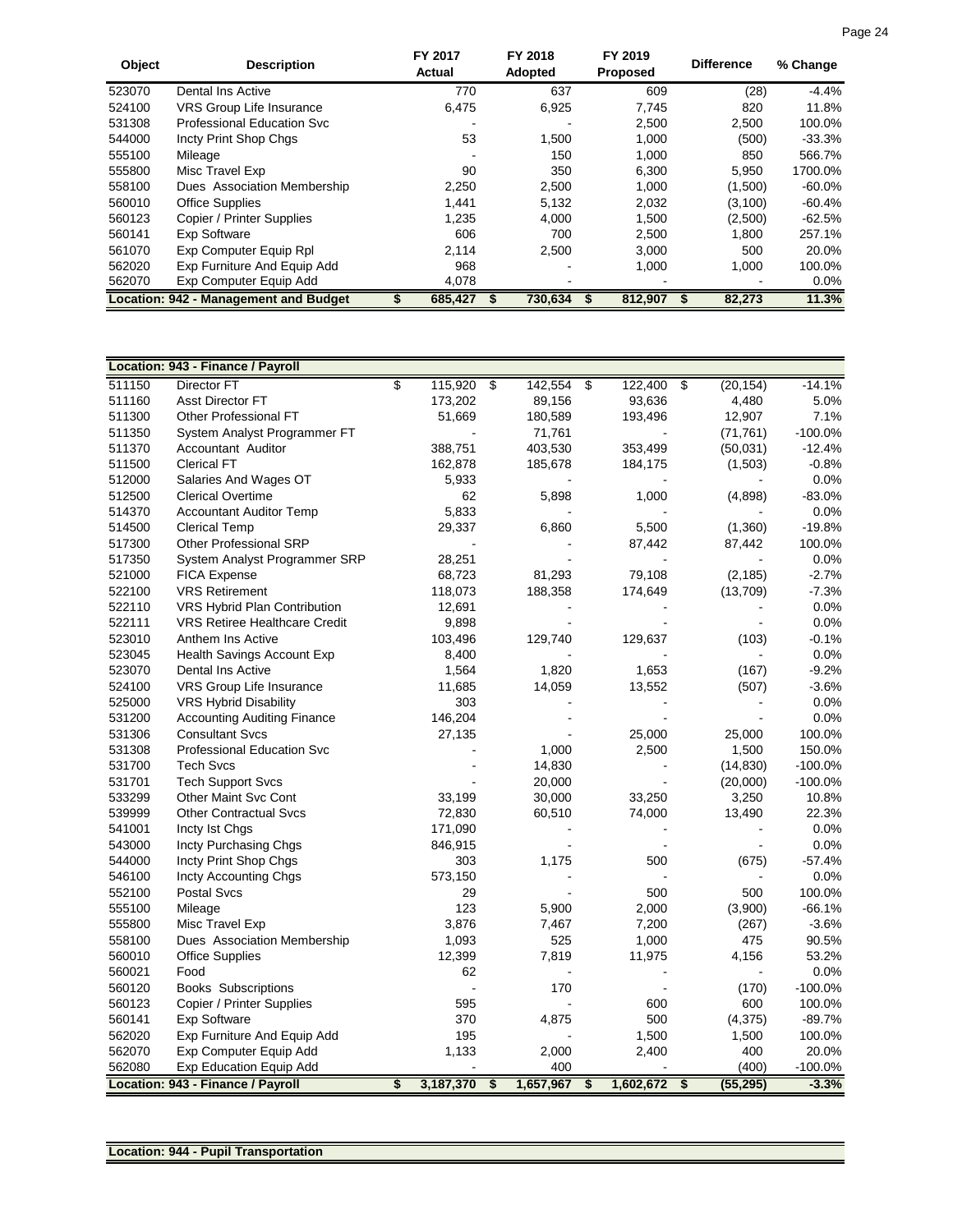| Object | Description | FY 2017 Actual | FY 2018 Adopted | FY 2019 Proposed | Difference | % Change |
|---|---|---|---|---|---|---|
| 523070 | Dental Ins Active | 770 | 637 | 609 | (28) | -4.4% |
| 524100 | VRS Group Life Insurance | 6,475 | 6,925 | 7,745 | 820 | 11.8% |
| 531308 | Professional Education Svc | - | - | 2,500 | 2,500 | 100.0% |
| 544000 | Incty Print Shop Chgs | 53 | 1,500 | 1,000 | (500) | -33.3% |
| 555100 | Mileage | - | 150 | 1,000 | 850 | 566.7% |
| 555800 | Misc Travel Exp | 90 | 350 | 6,300 | 5,950 | 1700.0% |
| 558100 | Dues Association Membership | 2,250 | 2,500 | 1,000 | (1,500) | -60.0% |
| 560010 | Office Supplies | 1,441 | 5,132 | 2,032 | (3,100) | -60.4% |
| 560123 | Copier / Printer Supplies | 1,235 | 4,000 | 1,500 | (2,500) | -62.5% |
| 560141 | Exp Software | 606 | 700 | 2,500 | 1,800 | 257.1% |
| 561070 | Exp Computer Equip Rpl | 2,114 | 2,500 | 3,000 | 500 | 20.0% |
| 562020 | Exp Furniture And Equip Add | 968 | - | 1,000 | 1,000 | 100.0% |
| 562070 | Exp Computer Equip Add | 4,078 | - | - | - | 0.0% |
| **Location: 942 - Management and Budget** | | **$ 685,427** | **$ 730,634** | **$ 812,907** | **$ 82,273** | **11.3%** |

| Object | Description | FY 2017 Actual | FY 2018 Adopted | FY 2019 Proposed | Difference | % Change |
|---|---|---|---|---|---|---|
| **Location: 943 - Finance / Payroll** | | | | | | |
| 511150 | Director FT | $ 115,920 | $ 142,554 | $ 122,400 | $ (20,154) | -14.1% |
| 511160 | Asst Director FT | 173,202 | 89,156 | 93,636 | 4,480 | 5.0% |
| 511300 | Other Professional FT | 51,669 | 180,589 | 193,496 | 12,907 | 7.1% |
| 511350 | System Analyst Programmer FT | - | 71,761 | - | (71,761) | -100.0% |
| 511370 | Accountant Auditor | 388,751 | 403,530 | 353,499 | (50,031) | -12.4% |
| 511500 | Clerical FT | 162,878 | 185,678 | 184,175 | (1,503) | -0.8% |
| 512000 | Salaries And Wages OT | 5,933 | - | - | - | 0.0% |
| 512500 | Clerical Overtime | 62 | 5,898 | 1,000 | (4,898) | -83.0% |
| 514370 | Accountant Auditor Temp | 5,833 | - | - | - | 0.0% |
| 514500 | Clerical Temp | 29,337 | 6,860 | 5,500 | (1,360) | -19.8% |
| 517300 | Other Professional SRP | - | - | 87,442 | 87,442 | 100.0% |
| 517350 | System Analyst Programmer SRP | 28,251 | - | - | - | 0.0% |
| 521000 | FICA Expense | 68,723 | 81,293 | 79,108 | (2,185) | -2.7% |
| 522100 | VRS Retirement | 118,073 | 188,358 | 174,649 | (13,709) | -7.3% |
| 522110 | VRS Hybrid Plan Contribution | 12,691 | - | - | - | 0.0% |
| 522111 | VRS Retiree Healthcare Credit | 9,898 | - | - | - | 0.0% |
| 523010 | Anthem Ins Active | 103,496 | 129,740 | 129,637 | (103) | -0.1% |
| 523045 | Health Savings Account Exp | 8,400 | - | - | - | 0.0% |
| 523070 | Dental Ins Active | 1,564 | 1,820 | 1,653 | (167) | -9.2% |
| 524100 | VRS Group Life Insurance | 11,685 | 14,059 | 13,552 | (507) | -3.6% |
| 525000 | VRS Hybrid Disability | 303 | - | - | - | 0.0% |
| 531200 | Accounting Auditing Finance | 146,204 | - | - | - | 0.0% |
| 531306 | Consultant Svcs | 27,135 | - | 25,000 | 25,000 | 100.0% |
| 531308 | Professional Education Svc | - | 1,000 | 2,500 | 1,500 | 150.0% |
| 531700 | Tech Svcs | - | 14,830 | - | (14,830) | -100.0% |
| 531701 | Tech Support Svcs | - | 20,000 | - | (20,000) | -100.0% |
| 533299 | Other Maint Svc Cont | 33,199 | 30,000 | 33,250 | 3,250 | 10.8% |
| 539999 | Other Contractual Svcs | 72,830 | 60,510 | 74,000 | 13,490 | 22.3% |
| 541001 | Incty Ist Chgs | 171,090 | - | - | - | 0.0% |
| 543000 | Incty Purchasing Chgs | 846,915 | - | - | - | 0.0% |
| 544000 | Incty Print Shop Chgs | 303 | 1,175 | 500 | (675) | -57.4% |
| 546100 | Incty Accounting Chgs | 573,150 | - | - | - | 0.0% |
| 552100 | Postal Svcs | 29 | - | 500 | 500 | 100.0% |
| 555100 | Mileage | 123 | 5,900 | 2,000 | (3,900) | -66.1% |
| 555800 | Misc Travel Exp | 3,876 | 7,467 | 7,200 | (267) | -3.6% |
| 558100 | Dues Association Membership | 1,093 | 525 | 1,000 | 475 | 90.5% |
| 560010 | Office Supplies | 12,399 | 7,819 | 11,975 | 4,156 | 53.2% |
| 560021 | Food | 62 | - | - | - | 0.0% |
| 560120 | Books Subscriptions | - | 170 | - | (170) | -100.0% |
| 560123 | Copier / Printer Supplies | 595 | - | 600 | 600 | 100.0% |
| 560141 | Exp Software | 370 | 4,875 | 500 | (4,375) | -89.7% |
| 562020 | Exp Furniture And Equip Add | 195 | - | 1,500 | 1,500 | 100.0% |
| 562070 | Exp Computer Equip Add | 1,133 | 2,000 | 2,400 | 400 | 20.0% |
| 562080 | Exp Education Equip Add | - | 400 | - | (400) | -100.0% |
| **Location: 943 - Finance / Payroll** | | **$ 3,187,370** | **$ 1,657,967** | **$ 1,602,672** | **$ (55,295)** | **-3.3%** |

**Location: 944 - Pupil Transportation**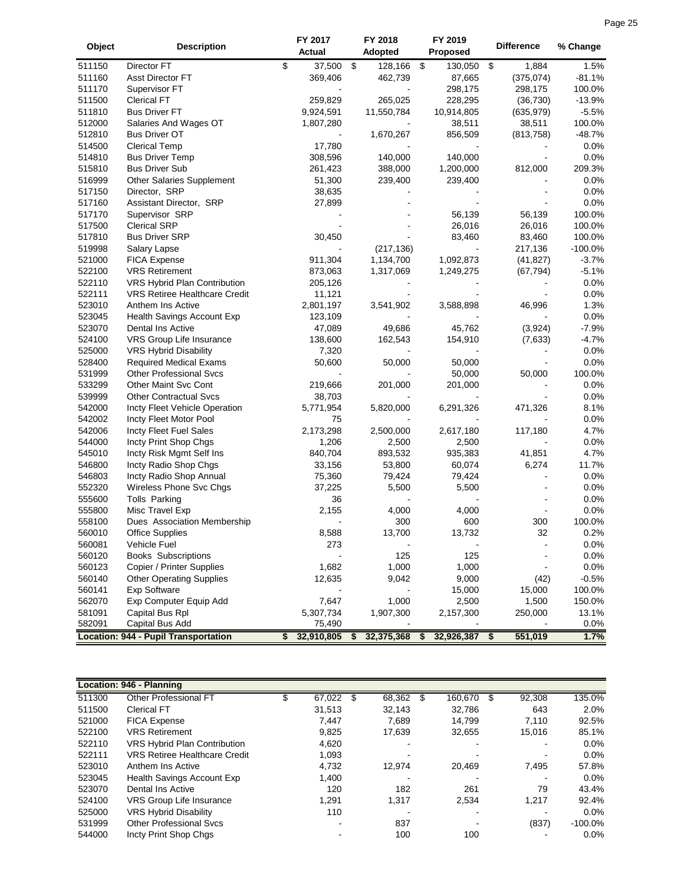| Object | Description | FY 2017 Actual | FY 2018 Adopted | FY 2019 Proposed | Difference | % Change |
|---|---|---|---|---|---|---|
| 511150 | Director FT | $ 37,500 | $ 128,166 | $ 130,050 | $ 1,884 | 1.5% |
| 511160 | Asst Director FT | 369,406 | 462,739 | 87,665 | (375,074) | -81.1% |
| 511170 | Supervisor FT | - | - | 298,175 | 298,175 | 100.0% |
| 511500 | Clerical FT | 259,829 | 265,025 | 228,295 | (36,730) | -13.9% |
| 511810 | Bus Driver FT | 9,924,591 | 11,550,784 | 10,914,805 | (635,979) | -5.5% |
| 512000 | Salaries And Wages OT | 1,807,280 | - | 38,511 | 38,511 | 100.0% |
| 512810 | Bus Driver OT | - | 1,670,267 | 856,509 | (813,758) | -48.7% |
| 514500 | Clerical Temp | 17,780 | - | - | - | 0.0% |
| 514810 | Bus Driver Temp | 308,596 | 140,000 | 140,000 | - | 0.0% |
| 515810 | Bus Driver Sub | 261,423 | 388,000 | 1,200,000 | 812,000 | 209.3% |
| 516999 | Other Salaries Supplement | 51,300 | 239,400 | 239,400 | - | 0.0% |
| 517150 | Director, SRP | 38,635 | - | - | - | 0.0% |
| 517160 | Assistant Director, SRP | 27,899 | - | - | - | 0.0% |
| 517170 | Supervisor SRP | - | - | 56,139 | 56,139 | 100.0% |
| 517500 | Clerical SRP | - | - | 26,016 | 26,016 | 100.0% |
| 517810 | Bus Driver SRP | 30,450 | - | 83,460 | 83,460 | 100.0% |
| 519998 | Salary Lapse | - | (217,136) | - | 217,136 | -100.0% |
| 521000 | FICA Expense | 911,304 | 1,134,700 | 1,092,873 | (41,827) | -3.7% |
| 522100 | VRS Retirement | 873,063 | 1,317,069 | 1,249,275 | (67,794) | -5.1% |
| 522110 | VRS Hybrid Plan Contribution | 205,126 | - | - | - | 0.0% |
| 522111 | VRS Retiree Healthcare Credit | 11,121 | - | - | - | 0.0% |
| 523010 | Anthem Ins Active | 2,801,197 | 3,541,902 | 3,588,898 | 46,996 | 1.3% |
| 523045 | Health Savings Account Exp | 123,109 | - | - | - | 0.0% |
| 523070 | Dental Ins Active | 47,089 | 49,686 | 45,762 | (3,924) | -7.9% |
| 524100 | VRS Group Life Insurance | 138,600 | 162,543 | 154,910 | (7,633) | -4.7% |
| 525000 | VRS Hybrid Disability | 7,320 | - | - | - | 0.0% |
| 528400 | Required Medical Exams | 50,600 | 50,000 | 50,000 | - | 0.0% |
| 531999 | Other Professional Svcs | - | - | 50,000 | 50,000 | 100.0% |
| 533299 | Other Maint Svc Cont | 219,666 | 201,000 | 201,000 | - | 0.0% |
| 539999 | Other Contractual Svcs | 38,703 | - | - | - | 0.0% |
| 542000 | Incty Fleet Vehicle Operation | 5,771,954 | 5,820,000 | 6,291,326 | 471,326 | 8.1% |
| 542002 | Incty Fleet Motor Pool | 75 | - | - | - | 0.0% |
| 542006 | Incty Fleet Fuel Sales | 2,173,298 | 2,500,000 | 2,617,180 | 117,180 | 4.7% |
| 544000 | Incty Print Shop Chgs | 1,206 | 2,500 | 2,500 | - | 0.0% |
| 545010 | Incty Risk Mgmt Self Ins | 840,704 | 893,532 | 935,383 | 41,851 | 4.7% |
| 546800 | Incty Radio Shop Chgs | 33,156 | 53,800 | 60,074 | 6,274 | 11.7% |
| 546803 | Incty Radio Shop Annual | 75,360 | 79,424 | 79,424 | - | 0.0% |
| 552320 | Wireless Phone Svc Chgs | 37,225 | 5,500 | 5,500 | - | 0.0% |
| 555600 | Tolls Parking | 36 | - | - | - | 0.0% |
| 555800 | Misc Travel Exp | 2,155 | 4,000 | 4,000 | - | 0.0% |
| 558100 | Dues Association Membership | - | 300 | 600 | 300 | 100.0% |
| 560010 | Office Supplies | 8,588 | 13,700 | 13,732 | 32 | 0.2% |
| 560081 | Vehicle Fuel | 273 | - | - | - | 0.0% |
| 560120 | Books Subscriptions | - | 125 | 125 | - | 0.0% |
| 560123 | Copier / Printer Supplies | 1,682 | 1,000 | 1,000 | - | 0.0% |
| 560140 | Other Operating Supplies | 12,635 | 9,042 | 9,000 | (42) | -0.5% |
| 560141 | Exp Software | - | - | 15,000 | 15,000 | 100.0% |
| 562070 | Exp Computer Equip Add | 7,647 | 1,000 | 2,500 | 1,500 | 150.0% |
| 581091 | Capital Bus Rpl | 5,307,734 | 1,907,300 | 2,157,300 | 250,000 | 13.1% |
| 582091 | Capital Bus Add | 75,490 | - | - | - | 0.0% |
| **Location: 944 - Pupil Transportation** | | **$ 32,910,805** | **$ 32,375,368** | **$ 32,926,387** | **$ 551,019** | **1.7%** |

| Location: 946 - Planning | | | | | | |
|---|---|---|---|---|---|---|
| 511300 | Other Professional FT | $ 67,022 | $ 68,362 | $ 160,670 | $ 92,308 | 135.0% |
| 511500 | Clerical FT | 31,513 | 32,143 | 32,786 | 643 | 2.0% |
| 521000 | FICA Expense | 7,447 | 7,689 | 14,799 | 7,110 | 92.5% |
| 522100 | VRS Retirement | 9,825 | 17,639 | 32,655 | 15,016 | 85.1% |
| 522110 | VRS Hybrid Plan Contribution | 4,620 | - | - | - | 0.0% |
| 522111 | VRS Retiree Healthcare Credit | 1,093 | - | - | - | 0.0% |
| 523010 | Anthem Ins Active | 4,732 | 12,974 | 20,469 | 7,495 | 57.8% |
| 523045 | Health Savings Account Exp | 1,400 | - | - | - | 0.0% |
| 523070 | Dental Ins Active | 120 | 182 | 261 | 79 | 43.4% |
| 524100 | VRS Group Life Insurance | 1,291 | 1,317 | 2,534 | 1,217 | 92.4% |
| 525000 | VRS Hybrid Disability | 110 | - | - | - | 0.0% |
| 531999 | Other Professional Svcs | - | 837 | - | (837) | -100.0% |
| 544000 | Incty Print Shop Chgs | - | 100 | 100 | - | 0.0% |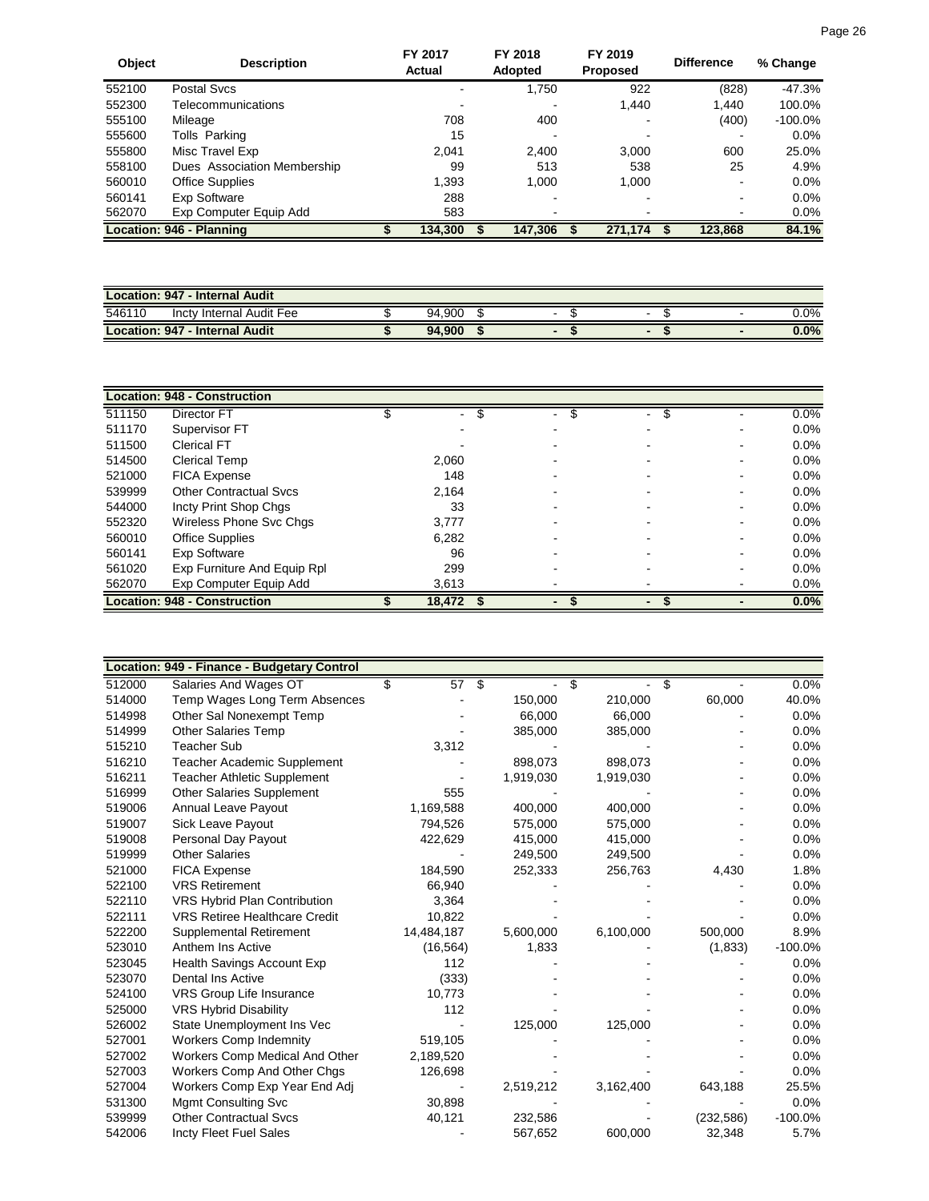| Object | Description | FY 2017 Actual | FY 2018 Adopted | FY 2019 Proposed | Difference | % Change |
|---|---|---|---|---|---|---|
| 552100 | Postal Svcs | - | 1,750 | 922 | (828) | -47.3% |
| 552300 | Telecommunications | - | - | 1,440 | 1,440 | 100.0% |
| 555100 | Mileage | 708 | 400 | - | (400) | -100.0% |
| 555600 | Tolls Parking | 15 | - | - | - | 0.0% |
| 555800 | Misc Travel Exp | 2,041 | 2,400 | 3,000 | 600 | 25.0% |
| 558100 | Dues Association Membership | 99 | 513 | 538 | 25 | 4.9% |
| 560010 | Office Supplies | 1,393 | 1,000 | 1,000 | - | 0.0% |
| 560141 | Exp Software | 288 | - | - | - | 0.0% |
| 562070 | Exp Computer Equip Add | 583 | - | - | - | 0.0% |
| **Location: 946 - Planning** | | **$ 134,300** | **$ 147,306** | **$ 271,174** | **$ 123,868** | **84.1%** |

| Object | Description | FY 2017 Actual | FY 2018 Adopted | FY 2019 Proposed | Difference | % Change |
|---|---|---|---|---|---|---|
| **Location: 947 - Internal Audit** | | | | | | |
| 546110 | Incty Internal Audit Fee | $ 94,900 | $ - | $ - | $ - | 0.0% |
| **Location: 947 - Internal Audit** | | **$ 94,900** | **$ -** | **$ -** | **$ -** | **0.0%** |

| Object | Description | FY 2017 Actual | FY 2018 Adopted | FY 2019 Proposed | Difference | % Change |
|---|---|---|---|---|---|---|
| **Location: 948 - Construction** | | | | | | |
| 511150 | Director FT | $ - | $ - | $ - | $ - | 0.0% |
| 511170 | Supervisor FT | - | - | - | - | 0.0% |
| 511500 | Clerical FT | - | - | - | - | 0.0% |
| 514500 | Clerical Temp | 2,060 | - | - | - | 0.0% |
| 521000 | FICA Expense | 148 | - | - | - | 0.0% |
| 539999 | Other Contractual Svcs | 2,164 | - | - | - | 0.0% |
| 544000 | Incty Print Shop Chgs | 33 | - | - | - | 0.0% |
| 552320 | Wireless Phone Svc Chgs | 3,777 | - | - | - | 0.0% |
| 560010 | Office Supplies | 6,282 | - | - | - | 0.0% |
| 560141 | Exp Software | 96 | - | - | - | 0.0% |
| 561020 | Exp Furniture And Equip Rpl | 299 | - | - | - | 0.0% |
| 562070 | Exp Computer Equip Add | 3,613 | - | - | - | 0.0% |
| **Location: 948 - Construction** | | **$ 18,472** | **$ -** | **$ -** | **$ -** | **0.0%** |

| Object | Description | FY 2017 Actual | FY 2018 Adopted | FY 2019 Proposed | Difference | % Change |
|---|---|---|---|---|---|---|
| **Location: 949 - Finance - Budgetary Control** | | | | | | |
| 512000 | Salaries And Wages OT | $ 57 | $ - | $ - | $ - | 0.0% |
| 514000 | Temp Wages Long Term Absences | - | 150,000 | 210,000 | 60,000 | 40.0% |
| 514998 | Other Sal Nonexempt Temp | - | 66,000 | 66,000 | - | 0.0% |
| 514999 | Other Salaries Temp | - | 385,000 | 385,000 | - | 0.0% |
| 515210 | Teacher Sub | 3,312 | - | - | - | 0.0% |
| 516210 | Teacher Academic Supplement | - | 898,073 | 898,073 | - | 0.0% |
| 516211 | Teacher Athletic Supplement | - | 1,919,030 | 1,919,030 | - | 0.0% |
| 516999 | Other Salaries Supplement | 555 | - | - | - | 0.0% |
| 519006 | Annual Leave Payout | 1,169,588 | 400,000 | 400,000 | - | 0.0% |
| 519007 | Sick Leave Payout | 794,526 | 575,000 | 575,000 | - | 0.0% |
| 519008 | Personal Day Payout | 422,629 | 415,000 | 415,000 | - | 0.0% |
| 519999 | Other Salaries | - | 249,500 | 249,500 | - | 0.0% |
| 521000 | FICA Expense | 184,590 | 252,333 | 256,763 | 4,430 | 1.8% |
| 522100 | VRS Retirement | 66,940 | - | - | - | 0.0% |
| 522110 | VRS Hybrid Plan Contribution | 3,364 | - | - | - | 0.0% |
| 522111 | VRS Retiree Healthcare Credit | 10,822 | - | - | - | 0.0% |
| 522200 | Supplemental Retirement | 14,484,187 | 5,600,000 | 6,100,000 | 500,000 | 8.9% |
| 523010 | Anthem Ins Active | (16,564) | 1,833 | - | (1,833) | -100.0% |
| 523045 | Health Savings Account Exp | 112 | - | - | - | 0.0% |
| 523070 | Dental Ins Active | (333) | - | - | - | 0.0% |
| 524100 | VRS Group Life Insurance | 10,773 | - | - | - | 0.0% |
| 525000 | VRS Hybrid Disability | 112 | - | - | - | 0.0% |
| 526002 | State Unemployment Ins Vec | - | 125,000 | 125,000 | - | 0.0% |
| 527001 | Workers Comp Indemnity | 519,105 | - | - | - | 0.0% |
| 527002 | Workers Comp Medical And Other | 2,189,520 | - | - | - | 0.0% |
| 527003 | Workers Comp And Other Chgs | 126,698 | - | - | - | 0.0% |
| 527004 | Workers Comp Exp Year End Adj | - | 2,519,212 | 3,162,400 | 643,188 | 25.5% |
| 531300 | Mgmt Consulting Svc | 30,898 | - | - | - | 0.0% |
| 539999 | Other Contractual Svcs | 40,121 | 232,586 | - | (232,586) | -100.0% |
| 542006 | Incty Fleet Fuel Sales | - | 567,652 | 600,000 | 32,348 | 5.7% |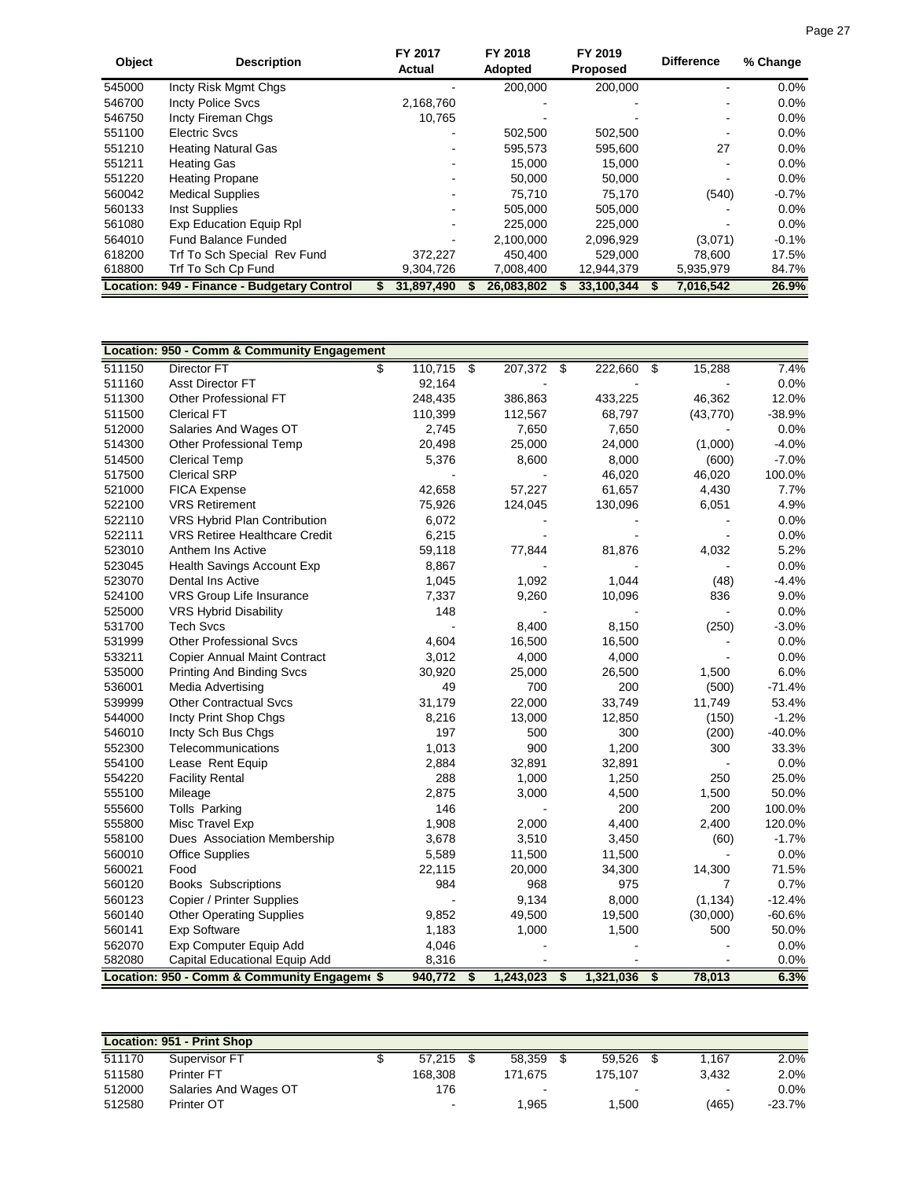| Object | Description | FY 2017 Actual | FY 2018 Adopted | FY 2019 Proposed | Difference | % Change |
|---|---|---|---|---|---|---|
| 545000 | Incty Risk Mgmt Chgs | - | 200,000 | 200,000 | - | 0.0% |
| 546700 | Incty Police Svcs | 2,168,760 | - | - | - | 0.0% |
| 546750 | Incty Fireman Chgs | 10,765 | - | - | - | 0.0% |
| 551100 | Electric Svcs | - | 502,500 | 502,500 | - | 0.0% |
| 551210 | Heating Natural Gas | - | 595,573 | 595,600 | 27 | 0.0% |
| 551211 | Heating Gas | - | 15,000 | 15,000 | - | 0.0% |
| 551220 | Heating Propane | - | 50,000 | 50,000 | - | 0.0% |
| 560042 | Medical Supplies | - | 75,710 | 75,170 | (540) | -0.7% |
| 560133 | Inst Supplies | - | 505,000 | 505,000 | - | 0.0% |
| 561080 | Exp Education Equip Rpl | - | 225,000 | 225,000 | - | 0.0% |
| 564010 | Fund Balance Funded | - | 2,100,000 | 2,096,929 | (3,071) | -0.1% |
| 618200 | Trf To Sch Special Rev Fund | 372,227 | 450,400 | 529,000 | 78,600 | 17.5% |
| 618800 | Trf To Sch Cp Fund | 9,304,726 | 7,008,400 | 12,944,379 | 5,935,979 | 84.7% |
| **Location: 949 - Finance - Budgetary Control** | | **$ 31,897,490** | **$ 26,083,802** | **$ 33,100,344** | **$ 7,016,542** | **26.9%** |

| Object | Description | FY 2017 Actual | FY 2018 Adopted | FY 2019 Proposed | Difference | % Change |
|---|---|---|---|---|---|---|
| **Location: 950 - Comm & Community Engagement** | | | | | | |
| 511150 | Director FT | $ 110,715 | $ 207,372 | $ 222,660 | $ 15,288 | 7.4% |
| 511160 | Asst Director FT | 92,164 | - | - | - | 0.0% |
| 511300 | Other Professional FT | 248,435 | 386,863 | 433,225 | 46,362 | 12.0% |
| 511500 | Clerical FT | 110,399 | 112,567 | 68,797 | (43,770) | -38.9% |
| 512000 | Salaries And Wages OT | 2,745 | 7,650 | 7,650 | - | 0.0% |
| 514300 | Other Professional Temp | 20,498 | 25,000 | 24,000 | (1,000) | -4.0% |
| 514500 | Clerical Temp | 5,376 | 8,600 | 8,000 | (600) | -7.0% |
| 517500 | Clerical SRP | - | - | 46,020 | 46,020 | 100.0% |
| 521000 | FICA Expense | 42,658 | 57,227 | 61,657 | 4,430 | 7.7% |
| 522100 | VRS Retirement | 75,926 | 124,045 | 130,096 | 6,051 | 4.9% |
| 522110 | VRS Hybrid Plan Contribution | 6,072 | - | - | - | 0.0% |
| 522111 | VRS Retiree Healthcare Credit | 6,215 | - | - | - | 0.0% |
| 523010 | Anthem Ins Active | 59,118 | 77,844 | 81,876 | 4,032 | 5.2% |
| 523045 | Health Savings Account Exp | 8,867 | - | - | - | 0.0% |
| 523070 | Dental Ins Active | 1,045 | 1,092 | 1,044 | (48) | -4.4% |
| 524100 | VRS Group Life Insurance | 7,337 | 9,260 | 10,096 | 836 | 9.0% |
| 525000 | VRS Hybrid Disability | 148 | - | - | - | 0.0% |
| 531700 | Tech Svcs | - | 8,400 | 8,150 | (250) | -3.0% |
| 531999 | Other Professional Svcs | 4,604 | 16,500 | 16,500 | - | 0.0% |
| 533211 | Copier Annual Maint Contract | 3,012 | 4,000 | 4,000 | - | 0.0% |
| 535000 | Printing And Binding Svcs | 30,920 | 25,000 | 26,500 | 1,500 | 6.0% |
| 536001 | Media Advertising | 49 | 700 | 200 | (500) | -71.4% |
| 539999 | Other Contractual Svcs | 31,179 | 22,000 | 33,749 | 11,749 | 53.4% |
| 544000 | Incty Print Shop Chgs | 8,216 | 13,000 | 12,850 | (150) | -1.2% |
| 546010 | Incty Sch Bus Chgs | 197 | 500 | 300 | (200) | -40.0% |
| 552300 | Telecommunications | 1,013 | 900 | 1,200 | 300 | 33.3% |
| 554100 | Lease Rent Equip | 2,884 | 32,891 | 32,891 | - | 0.0% |
| 554220 | Facility Rental | 288 | 1,000 | 1,250 | 250 | 25.0% |
| 555100 | Mileage | 2,875 | 3,000 | 4,500 | 1,500 | 50.0% |
| 555600 | Tolls Parking | 146 | - | 200 | 200 | 100.0% |
| 555800 | Misc Travel Exp | 1,908 | 2,000 | 4,400 | 2,400 | 120.0% |
| 558100 | Dues Association Membership | 3,678 | 3,510 | 3,450 | (60) | -1.7% |
| 560010 | Office Supplies | 5,589 | 11,500 | 11,500 | - | 0.0% |
| 560021 | Food | 22,115 | 20,000 | 34,300 | 14,300 | 71.5% |
| 560120 | Books Subscriptions | 984 | 968 | 975 | 7 | 0.7% |
| 560123 | Copier / Printer Supplies | - | 9,134 | 8,000 | (1,134) | -12.4% |
| 560140 | Other Operating Supplies | 9,852 | 49,500 | 19,500 | (30,000) | -60.6% |
| 560141 | Exp Software | 1,183 | 1,000 | 1,500 | 500 | 50.0% |
| 562070 | Exp Computer Equip Add | 4,046 | - | - | - | 0.0% |
| 582080 | Capital Educational Equip Add | 8,316 | - | - | - | 0.0% |
| **Location: 950 - Comm & Community Engageme** | | **$ 940,772** | **$ 1,243,023** | **$ 1,321,036** | **$ 78,013** | **6.3%** |

| Object | Description | FY 2017 Actual | FY 2018 Adopted | FY 2019 Proposed | Difference | % Change |
|---|---|---|---|---|---|---|
| **Location: 951 - Print Shop** | | | | | | |
| 511170 | Supervisor FT | $ 57,215 | $ 58,359 | $ 59,526 | $ 1,167 | 2.0% |
| 511580 | Printer FT | 168,308 | 171,675 | 175,107 | 3,432 | 2.0% |
| 512000 | Salaries And Wages OT | 176 | - | - | - | 0.0% |
| 512580 | Printer OT | - | 1,965 | 1,500 | (465) | -23.7% |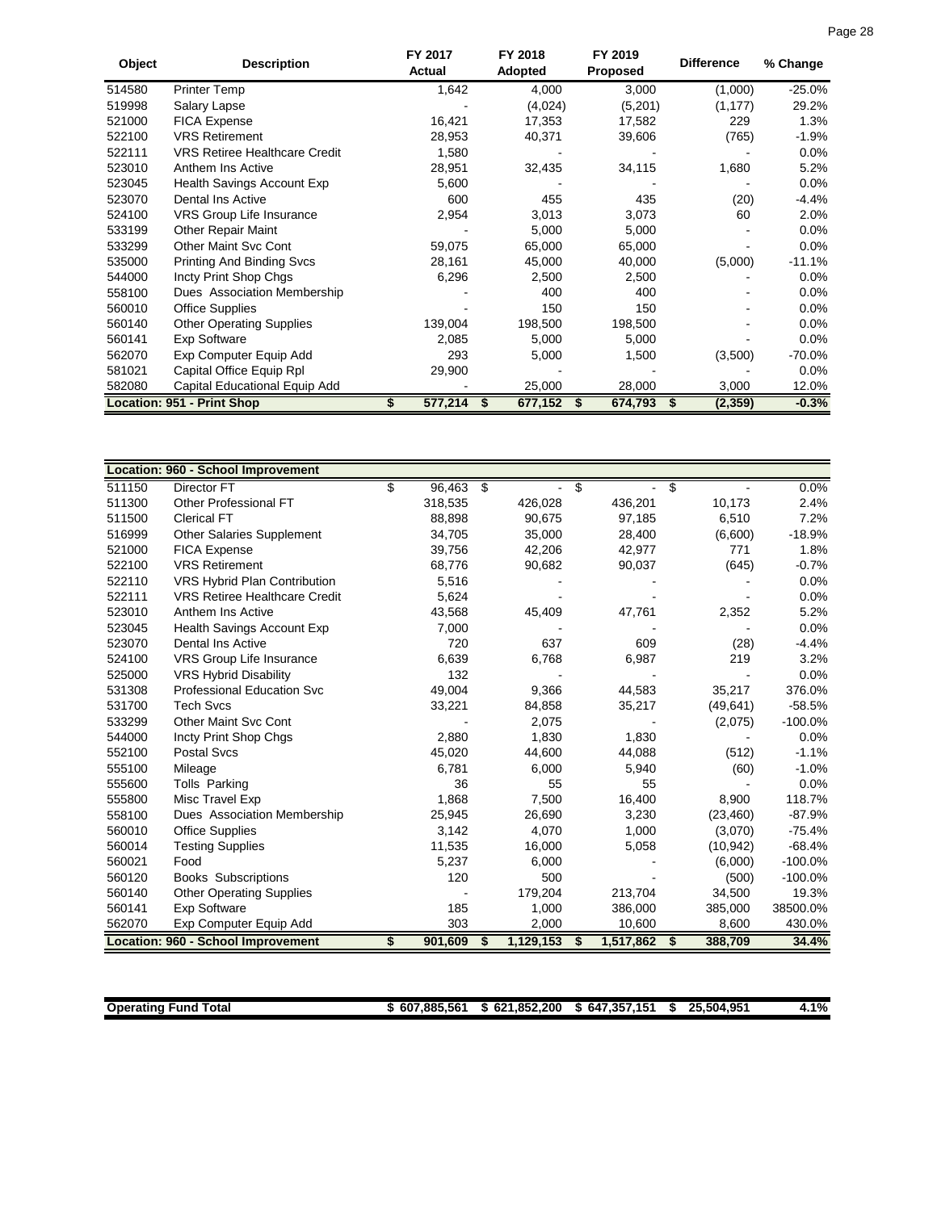| Object | Description | FY 2017 Actual | FY 2018 Adopted | FY 2019 Proposed | Difference | % Change |
|---|---|---|---|---|---|---|
| 514580 | Printer Temp | 1,642 | 4,000 | 3,000 | (1,000) | -25.0% |
| 519998 | Salary Lapse | - | (4,024) | (5,201) | (1,177) | 29.2% |
| 521000 | FICA Expense | 16,421 | 17,353 | 17,582 | 229 | 1.3% |
| 522100 | VRS Retirement | 28,953 | 40,371 | 39,606 | (765) | -1.9% |
| 522111 | VRS Retiree Healthcare Credit | 1,580 | - | - | - | 0.0% |
| 523010 | Anthem Ins Active | 28,951 | 32,435 | 34,115 | 1,680 | 5.2% |
| 523045 | Health Savings Account Exp | 5,600 | - | - | - | 0.0% |
| 523070 | Dental Ins Active | 600 | 455 | 435 | (20) | -4.4% |
| 524100 | VRS Group Life Insurance | 2,954 | 3,013 | 3,073 | 60 | 2.0% |
| 533199 | Other Repair Maint | - | 5,000 | 5,000 | - | 0.0% |
| 533299 | Other Maint Svc Cont | 59,075 | 65,000 | 65,000 | - | 0.0% |
| 535000 | Printing And Binding Svcs | 28,161 | 45,000 | 40,000 | (5,000) | -11.1% |
| 544000 | Incty Print Shop Chgs | 6,296 | 2,500 | 2,500 | - | 0.0% |
| 558100 | Dues Association Membership | - | 400 | 400 | - | 0.0% |
| 560010 | Office Supplies | - | 150 | 150 | - | 0.0% |
| 560140 | Other Operating Supplies | 139,004 | 198,500 | 198,500 | - | 0.0% |
| 560141 | Exp Software | 2,085 | 5,000 | 5,000 | - | 0.0% |
| 562070 | Exp Computer Equip Add | 293 | 5,000 | 1,500 | (3,500) | -70.0% |
| 581021 | Capital Office Equip Rpl | 29,900 | - | - | - | 0.0% |
| 582080 | Capital Educational Equip Add | - | 25,000 | 28,000 | 3,000 | 12.0% |
| **Location: 951 - Print Shop** | | **$ 577,214** | **$ 677,152** | **$ 674,793** | **$ (2,359)** | **-0.3%** |

| Object | Description | FY 2017 Actual | FY 2018 Adopted | FY 2019 Proposed | Difference | % Change |
|---|---|---|---|---|---|---|
| **Location: 960 - School Improvement** | | | | | | |
| 511150 | Director FT | $ 96,463 | $ - | $ - | $ - | 0.0% |
| 511300 | Other Professional FT | 318,535 | 426,028 | 436,201 | 10,173 | 2.4% |
| 511500 | Clerical FT | 88,898 | 90,675 | 97,185 | 6,510 | 7.2% |
| 516999 | Other Salaries Supplement | 34,705 | 35,000 | 28,400 | (6,600) | -18.9% |
| 521000 | FICA Expense | 39,756 | 42,206 | 42,977 | 771 | 1.8% |
| 522100 | VRS Retirement | 68,776 | 90,682 | 90,037 | (645) | -0.7% |
| 522110 | VRS Hybrid Plan Contribution | 5,516 | - | - | - | 0.0% |
| 522111 | VRS Retiree Healthcare Credit | 5,624 | - | - | - | 0.0% |
| 523010 | Anthem Ins Active | 43,568 | 45,409 | 47,761 | 2,352 | 5.2% |
| 523045 | Health Savings Account Exp | 7,000 | - | - | - | 0.0% |
| 523070 | Dental Ins Active | 720 | 637 | 609 | (28) | -4.4% |
| 524100 | VRS Group Life Insurance | 6,639 | 6,768 | 6,987 | 219 | 3.2% |
| 525000 | VRS Hybrid Disability | 132 | - | - | - | 0.0% |
| 531308 | Professional Education Svc | 49,004 | 9,366 | 44,583 | 35,217 | 376.0% |
| 531700 | Tech Svcs | 33,221 | 84,858 | 35,217 | (49,641) | -58.5% |
| 533299 | Other Maint Svc Cont | - | 2,075 | - | (2,075) | -100.0% |
| 544000 | Incty Print Shop Chgs | 2,880 | 1,830 | 1,830 | - | 0.0% |
| 552100 | Postal Svcs | 45,020 | 44,600 | 44,088 | (512) | -1.1% |
| 555100 | Mileage | 6,781 | 6,000 | 5,940 | (60) | -1.0% |
| 555600 | Tolls Parking | 36 | 55 | 55 | - | 0.0% |
| 555800 | Misc Travel Exp | 1,868 | 7,500 | 16,400 | 8,900 | 118.7% |
| 558100 | Dues Association Membership | 25,945 | 26,690 | 3,230 | (23,460) | -87.9% |
| 560010 | Office Supplies | 3,142 | 4,070 | 1,000 | (3,070) | -75.4% |
| 560014 | Testing Supplies | 11,535 | 16,000 | 5,058 | (10,942) | -68.4% |
| 560021 | Food | 5,237 | 6,000 | - | (6,000) | -100.0% |
| 560120 | Books Subscriptions | 120 | 500 | - | (500) | -100.0% |
| 560140 | Other Operating Supplies | - | 179,204 | 213,704 | 34,500 | 19.3% |
| 560141 | Exp Software | 185 | 1,000 | 386,000 | 385,000 | 38500.0% |
| 562070 | Exp Computer Equip Add | 303 | 2,000 | 10,600 | 8,600 | 430.0% |
| **Location: 960 - School Improvement** | | **$ 901,609** | **$ 1,129,153** | **$ 1,517,862** | **$ 388,709** | **34.4%** |

| | | | | | |
|---|---|---|---|---|---|
| **Operating Fund Total** | **$ 607,885,561** | **$ 621,852,200** | **$ 647,357,151** | **$ 25,504,951** | **4.1%** |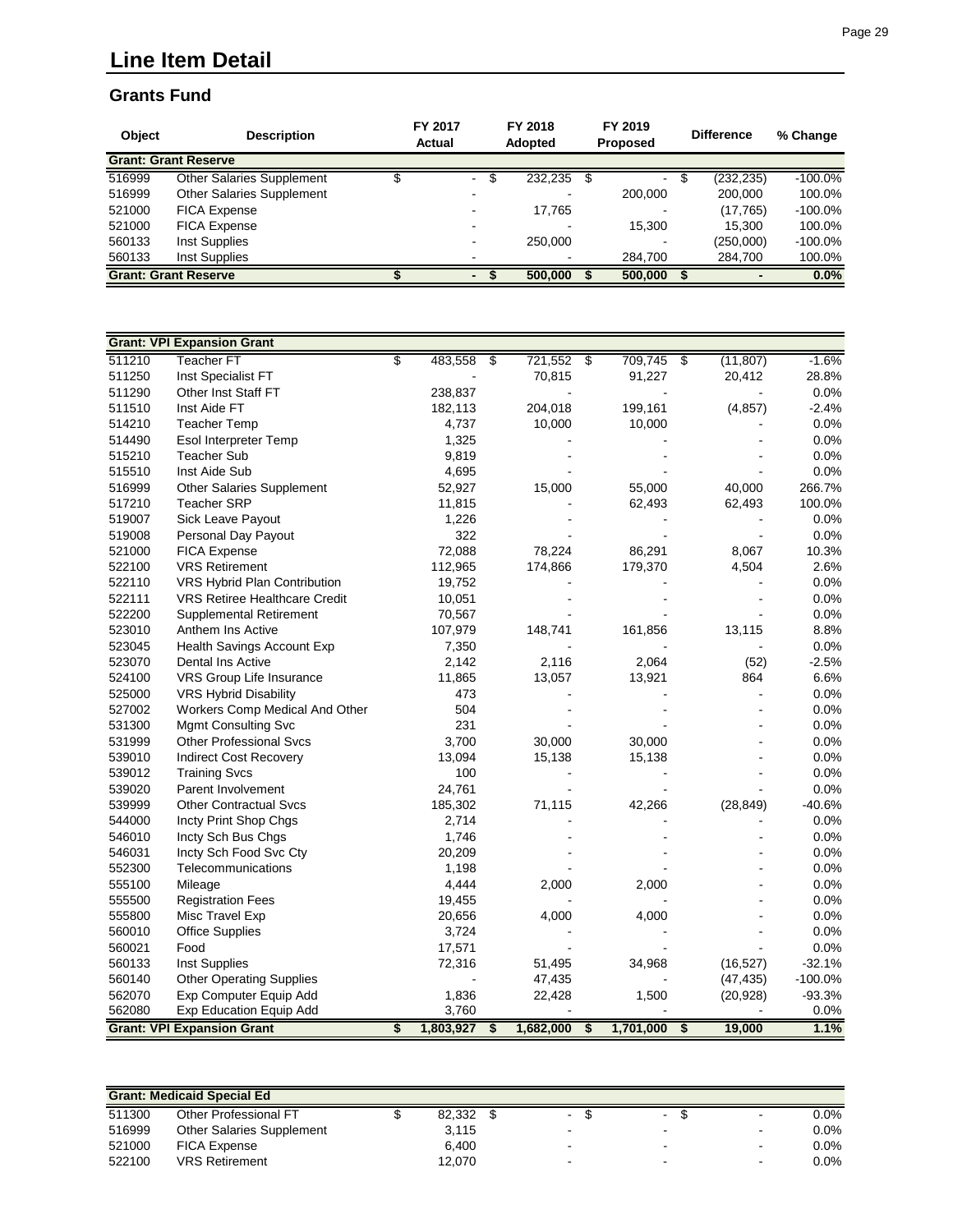# Line Item Detail

## Grants Fund

| Object | Description | FY 2017 Actual | FY 2018 Adopted | FY 2019 Proposed | Difference | % Change |
|---|---|---|---|---|---|---|
| **Grant: Grant Reserve** | | | | | | |
| 516999 | Other Salaries Supplement | $ - | $ 232,235 | $ - | $ (232,235) | -100.0% |
| 516999 | Other Salaries Supplement | - | - | 200,000 | 200,000 | 100.0% |
| 521000 | FICA Expense | - | 17,765 | - | (17,765) | -100.0% |
| 521000 | FICA Expense | - | - | 15,300 | 15,300 | 100.0% |
| 560133 | Inst Supplies | - | 250,000 | - | (250,000) | -100.0% |
| 560133 | Inst Supplies | - | - | 284,700 | 284,700 | 100.0% |
| **Grant: Grant Reserve** | | **$ -** | **$ 500,000** | **$ 500,000** | **$ -** | **0.0%** |

| Object | Description | FY 2017 Actual | FY 2018 Adopted | FY 2019 Proposed | Difference | % Change |
|---|---|---|---|---|---|---|
| **Grant: VPI Expansion Grant** | | | | | | |
| 511210 | Teacher FT | $ 483,558 | $ 721,552 | $ 709,745 | $ (11,807) | -1.6% |
| 511250 | Inst Specialist FT | - | 70,815 | 91,227 | 20,412 | 28.8% |
| 511290 | Other Inst Staff FT | 238,837 | - | - | - | 0.0% |
| 511510 | Inst Aide FT | 182,113 | 204,018 | 199,161 | (4,857) | -2.4% |
| 514210 | Teacher Temp | 4,737 | 10,000 | 10,000 | - | 0.0% |
| 514490 | Esol Interpreter Temp | 1,325 | - | - | - | 0.0% |
| 515210 | Teacher Sub | 9,819 | - | - | - | 0.0% |
| 515510 | Inst Aide Sub | 4,695 | - | - | - | 0.0% |
| 516999 | Other Salaries Supplement | 52,927 | 15,000 | 55,000 | 40,000 | 266.7% |
| 517210 | Teacher SRP | 11,815 | - | 62,493 | 62,493 | 100.0% |
| 519007 | Sick Leave Payout | 1,226 | - | - | - | 0.0% |
| 519008 | Personal Day Payout | 322 | - | - | - | 0.0% |
| 521000 | FICA Expense | 72,088 | 78,224 | 86,291 | 8,067 | 10.3% |
| 522100 | VRS Retirement | 112,965 | 174,866 | 179,370 | 4,504 | 2.6% |
| 522110 | VRS Hybrid Plan Contribution | 19,752 | - | - | - | 0.0% |
| 522111 | VRS Retiree Healthcare Credit | 10,051 | - | - | - | 0.0% |
| 522200 | Supplemental Retirement | 70,567 | - | - | - | 0.0% |
| 523010 | Anthem Ins Active | 107,979 | 148,741 | 161,856 | 13,115 | 8.8% |
| 523045 | Health Savings Account Exp | 7,350 | - | - | - | 0.0% |
| 523070 | Dental Ins Active | 2,142 | 2,116 | 2,064 | (52) | -2.5% |
| 524100 | VRS Group Life Insurance | 11,865 | 13,057 | 13,921 | 864 | 6.6% |
| 525000 | VRS Hybrid Disability | 473 | - | - | - | 0.0% |
| 527002 | Workers Comp Medical And Other | 504 | - | - | - | 0.0% |
| 531300 | Mgmt Consulting Svc | 231 | - | - | - | 0.0% |
| 531999 | Other Professional Svcs | 3,700 | 30,000 | 30,000 | - | 0.0% |
| 539010 | Indirect Cost Recovery | 13,094 | 15,138 | 15,138 | - | 0.0% |
| 539012 | Training Svcs | 100 | - | - | - | 0.0% |
| 539020 | Parent Involvement | 24,761 | - | - | - | 0.0% |
| 539999 | Other Contractual Svcs | 185,302 | 71,115 | 42,266 | (28,849) | -40.6% |
| 544000 | Incty Print Shop Chgs | 2,714 | - | - | - | 0.0% |
| 546010 | Incty Sch Bus Chgs | 1,746 | - | - | - | 0.0% |
| 546031 | Incty Sch Food Svc Cty | 20,209 | - | - | - | 0.0% |
| 552300 | Telecommunications | 1,198 | - | - | - | 0.0% |
| 555100 | Mileage | 4,444 | 2,000 | 2,000 | - | 0.0% |
| 555500 | Registration Fees | 19,455 | - | - | - | 0.0% |
| 555800 | Misc Travel Exp | 20,656 | 4,000 | 4,000 | - | 0.0% |
| 560010 | Office Supplies | 3,724 | - | - | - | 0.0% |
| 560021 | Food | 17,571 | - | - | - | 0.0% |
| 560133 | Inst Supplies | 72,316 | 51,495 | 34,968 | (16,527) | -32.1% |
| 560140 | Other Operating Supplies | - | 47,435 | - | (47,435) | -100.0% |
| 562070 | Exp Computer Equip Add | 1,836 | 22,428 | 1,500 | (20,928) | -93.3% |
| 562080 | Exp Education Equip Add | 3,760 | - | - | - | 0.0% |
| **Grant: VPI Expansion Grant** | | **$ 1,803,927** | **$ 1,682,000** | **$ 1,701,000** | **$ 19,000** | **1.1%** |

| Object | Description | FY 2017 Actual | FY 2018 Adopted | FY 2019 Proposed | Difference | % Change |
|---|---|---|---|---|---|---|
| **Grant: Medicaid Special Ed** | | | | | | |
| 511300 | Other Professional FT | $ 82,332 | $ - | $ - | $ - | 0.0% |
| 516999 | Other Salaries Supplement | 3,115 | - | - | - | 0.0% |
| 521000 | FICA Expense | 6,400 | - | - | - | 0.0% |
| 522100 | VRS Retirement | 12,070 | - | - | - | 0.0% |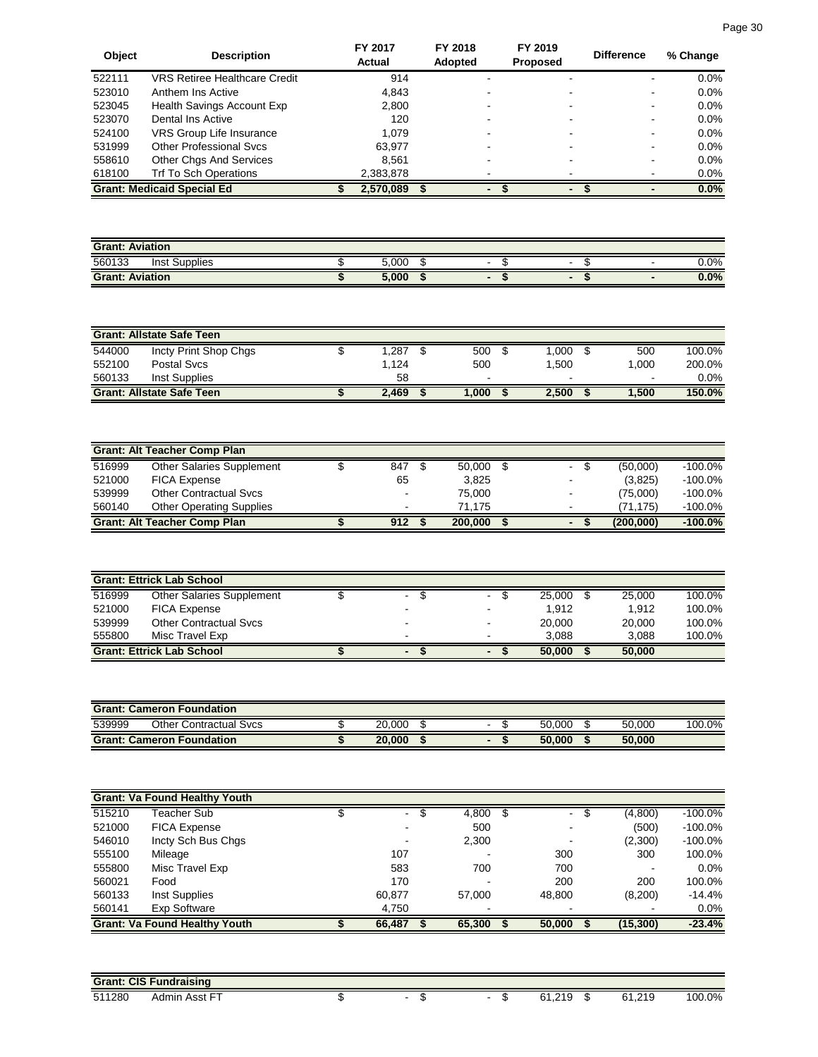| Object | Description | FY 2017 Actual | FY 2018 Adopted | FY 2019 Proposed | Difference | % Change |
|---|---|---|---|---|---|---|
| 522111 | VRS Retiree Healthcare Credit | 914 | - | - | - | 0.0% |
| 523010 | Anthem Ins Active | 4,843 | - | - | - | 0.0% |
| 523045 | Health Savings Account Exp | 2,800 | - | - | - | 0.0% |
| 523070 | Dental Ins Active | 120 | - | - | - | 0.0% |
| 524100 | VRS Group Life Insurance | 1,079 | - | - | - | 0.0% |
| 531999 | Other Professional Svcs | 63,977 | - | - | - | 0.0% |
| 558610 | Other Chgs And Services | 8,561 | - | - | - | 0.0% |
| 618100 | Trf To Sch Operations | 2,383,878 | - | - | - | 0.0% |
| **Grant: Medicaid Special Ed** | | **$ 2,570,089** | **$ -** | **$ -** | **$ -** | **0.0%** |

| Grant: Aviation | | | | | | |
|---|---|---|---|---|---|---|
| 560133 | Inst Supplies | $ 5,000 | $ - | $ - | $ - | 0.0% |
| **Grant: Aviation** | | **$ 5,000** | **$ -** | **$ -** | **$ -** | **0.0%** |

| Grant: Allstate Safe Teen | | | | | | |
|---|---|---|---|---|---|---|
| 544000 | Incty Print Shop Chgs | $ 1,287 | $ 500 | $ 1,000 | $ 500 | 100.0% |
| 552100 | Postal Svcs | 1,124 | 500 | 1,500 | 1,000 | 200.0% |
| 560133 | Inst Supplies | 58 | - | - | - | 0.0% |
| **Grant: Allstate Safe Teen** | | **$ 2,469** | **$ 1,000** | **$ 2,500** | **$ 1,500** | **150.0%** |

| Grant: Alt Teacher Comp Plan | | | | | | |
|---|---|---|---|---|---|---|
| 516999 | Other Salaries Supplement | $ 847 | $ 50,000 | $ - | $ (50,000) | -100.0% |
| 521000 | FICA Expense | 65 | 3,825 | - | (3,825) | -100.0% |
| 539999 | Other Contractual Svcs | - | 75,000 | - | (75,000) | -100.0% |
| 560140 | Other Operating Supplies | - | 71,175 | - | (71,175) | -100.0% |
| **Grant: Alt Teacher Comp Plan** | | **$ 912** | **$ 200,000** | **$ -** | **$ (200,000)** | **-100.0%** |

| Grant: Ettrick Lab School | | | | | | |
|---|---|---|---|---|---|---|
| 516999 | Other Salaries Supplement | $ - | $ - | $ 25,000 | $ 25,000 | 100.0% |
| 521000 | FICA Expense | - | - | 1,912 | 1,912 | 100.0% |
| 539999 | Other Contractual Svcs | - | - | 20,000 | 20,000 | 100.0% |
| 555800 | Misc Travel Exp | - | - | 3,088 | 3,088 | 100.0% |
| **Grant: Ettrick Lab School** | | **$ -** | **$ -** | **$ 50,000** | **$ 50,000** | |

| Grant: Cameron Foundation | | | | | | |
|---|---|---|---|---|---|---|
| 539999 | Other Contractual Svcs | $ 20,000 | $ - | $ 50,000 | $ 50,000 | 100.0% |
| **Grant: Cameron Foundation** | | **$ 20,000** | **$ -** | **$ 50,000** | **$ 50,000** | |

| Grant: Va Found Healthy Youth | | | | | | |
|---|---|---|---|---|---|---|
| 515210 | Teacher Sub | $ - | $ 4,800 | $ - | $ (4,800) | -100.0% |
| 521000 | FICA Expense | - | 500 | - | (500) | -100.0% |
| 546010 | Incty Sch Bus Chgs | - | 2,300 | - | (2,300) | -100.0% |
| 555100 | Mileage | 107 | - | 300 | 300 | 100.0% |
| 555800 | Misc Travel Exp | 583 | 700 | 700 | - | 0.0% |
| 560021 | Food | 170 | - | 200 | 200 | 100.0% |
| 560133 | Inst Supplies | 60,877 | 57,000 | 48,800 | (8,200) | -14.4% |
| 560141 | Exp Software | 4,750 | - | - | - | 0.0% |
| **Grant: Va Found Healthy Youth** | | **$ 66,487** | **$ 65,300** | **$ 50,000** | **$ (15,300)** | **-23.4%** |

| Grant: CIS Fundraising | | | | | | |
|---|---|---|---|---|---|---|
| 511280 | Admin Asst FT | $ - | $ - | $ 61,219 | $ 61,219 | 100.0% |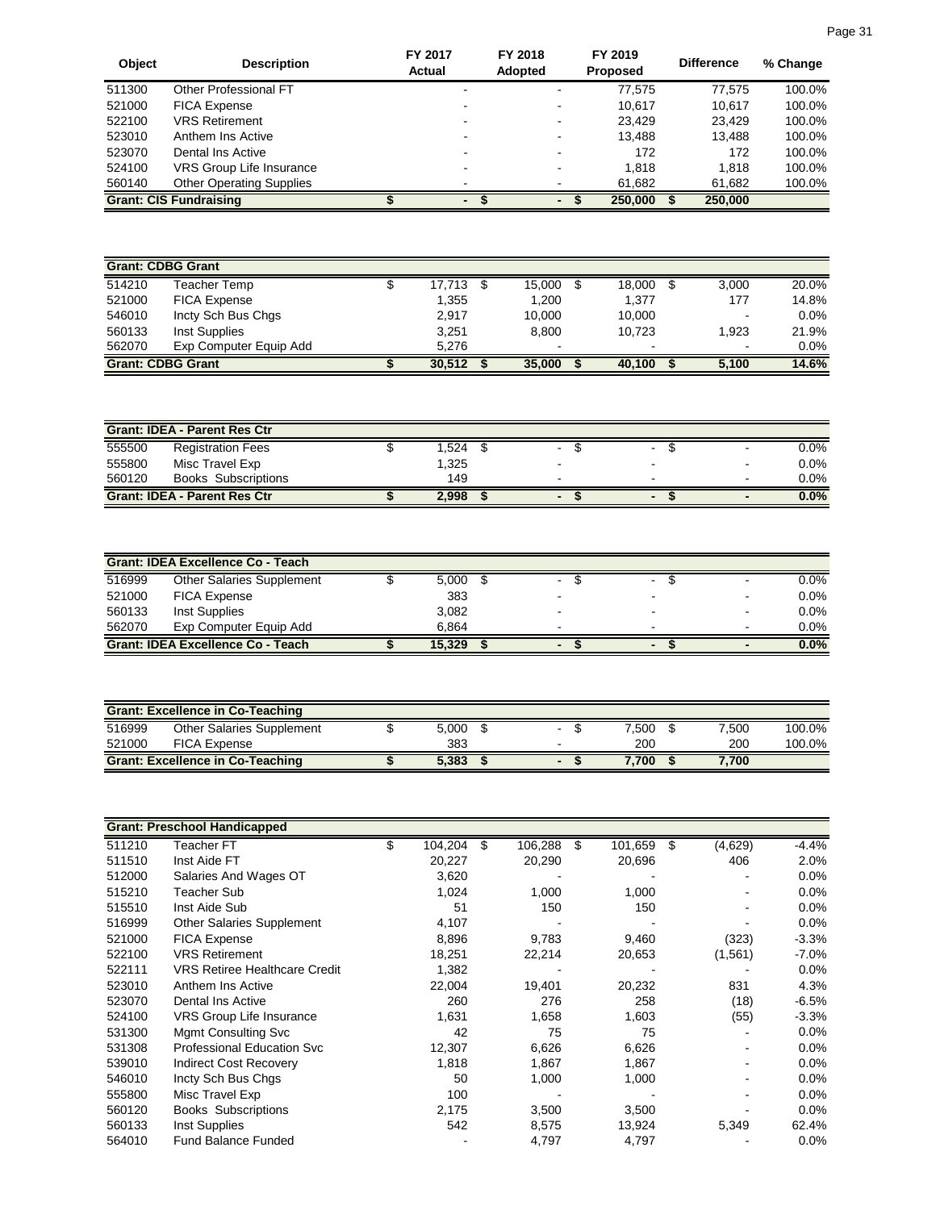| Object | Description | FY 2017 Actual | FY 2018 Adopted | FY 2019 Proposed | Difference | % Change |
|---|---|---|---|---|---|---|
| 511300 | Other Professional FT | - | - | 77,575 | 77,575 | 100.0% |
| 521000 | FICA Expense | - | - | 10,617 | 10,617 | 100.0% |
| 522100 | VRS Retirement | - | - | 23,429 | 23,429 | 100.0% |
| 523010 | Anthem Ins Active | - | - | 13,488 | 13,488 | 100.0% |
| 523070 | Dental Ins Active | - | - | 172 | 172 | 100.0% |
| 524100 | VRS Group Life Insurance | - | - | 1,818 | 1,818 | 100.0% |
| 560140 | Other Operating Supplies | - | - | 61,682 | 61,682 | 100.0% |
| **Grant: CIS Fundraising** | | **$ -** | **$ -** | **$ 250,000** | **$ 250,000** | |

| Object | Description | FY 2017 Actual | FY 2018 Adopted | FY 2019 Proposed | Difference | % Change |
|---|---|---|---|---|---|---|
| **Grant: CDBG Grant** | | | | | | |
| 514210 | Teacher Temp | $ 17,713 | $ 15,000 | $ 18,000 | $ 3,000 | 20.0% |
| 521000 | FICA Expense | 1,355 | 1,200 | 1,377 | 177 | 14.8% |
| 546010 | Incty Sch Bus Chgs | 2,917 | 10,000 | 10,000 | - | 0.0% |
| 560133 | Inst Supplies | 3,251 | 8,800 | 10,723 | 1,923 | 21.9% |
| 562070 | Exp Computer Equip Add | 5,276 | - | - | - | 0.0% |
| **Grant: CDBG Grant** | | **$ 30,512** | **$ 35,000** | **$ 40,100** | **$ 5,100** | **14.6%** |

| Object | Description | FY 2017 Actual | FY 2018 Adopted | FY 2019 Proposed | Difference | % Change |
|---|---|---|---|---|---|---|
| **Grant: IDEA - Parent Res Ctr** | | | | | | |
| 555500 | Registration Fees | $ 1,524 | $ - | $ - | $ - | 0.0% |
| 555800 | Misc Travel Exp | 1,325 | - | - | - | 0.0% |
| 560120 | Books Subscriptions | 149 | - | - | - | 0.0% |
| **Grant: IDEA - Parent Res Ctr** | | **$ 2,998** | **$ -** | **$ -** | **$ -** | **0.0%** |

| Object | Description | FY 2017 Actual | FY 2018 Adopted | FY 2019 Proposed | Difference | % Change |
|---|---|---|---|---|---|---|
| **Grant: IDEA Excellence Co - Teach** | | | | | | |
| 516999 | Other Salaries Supplement | $ 5,000 | $ - | $ - | $ - | 0.0% |
| 521000 | FICA Expense | 383 | - | - | - | 0.0% |
| 560133 | Inst Supplies | 3,082 | - | - | - | 0.0% |
| 562070 | Exp Computer Equip Add | 6,864 | - | - | - | 0.0% |
| **Grant: IDEA Excellence Co - Teach** | | **$ 15,329** | **$ -** | **$ -** | **$ -** | **0.0%** |

| Object | Description | FY 2017 Actual | FY 2018 Adopted | FY 2019 Proposed | Difference | % Change |
|---|---|---|---|---|---|---|
| **Grant: Excellence in Co-Teaching** | | | | | | |
| 516999 | Other Salaries Supplement | $ 5,000 | $ - | $ 7,500 | $ 7,500 | 100.0% |
| 521000 | FICA Expense | 383 | - | 200 | 200 | 100.0% |
| **Grant: Excellence in Co-Teaching** | | **$ 5,383** | **$ -** | **$ 7,700** | **$ 7,700** | |

| Object | Description | FY 2017 Actual | FY 2018 Adopted | FY 2019 Proposed | Difference | % Change |
|---|---|---|---|---|---|---|
| **Grant: Preschool Handicapped** | | | | | | |
| 511210 | Teacher FT | $ 104,204 | $ 106,288 | $ 101,659 | $ (4,629) | -4.4% |
| 511510 | Inst Aide FT | 20,227 | 20,290 | 20,696 | 406 | 2.0% |
| 512000 | Salaries And Wages OT | 3,620 | - | - | - | 0.0% |
| 515210 | Teacher Sub | 1,024 | 1,000 | 1,000 | - | 0.0% |
| 515510 | Inst Aide Sub | 51 | 150 | 150 | - | 0.0% |
| 516999 | Other Salaries Supplement | 4,107 | - | - | - | 0.0% |
| 521000 | FICA Expense | 8,896 | 9,783 | 9,460 | (323) | -3.3% |
| 522100 | VRS Retirement | 18,251 | 22,214 | 20,653 | (1,561) | -7.0% |
| 522111 | VRS Retiree Healthcare Credit | 1,382 | - | - | - | 0.0% |
| 523010 | Anthem Ins Active | 22,004 | 19,401 | 20,232 | 831 | 4.3% |
| 523070 | Dental Ins Active | 260 | 276 | 258 | (18) | -6.5% |
| 524100 | VRS Group Life Insurance | 1,631 | 1,658 | 1,603 | (55) | -3.3% |
| 531300 | Mgmt Consulting Svc | 42 | 75 | 75 | - | 0.0% |
| 531308 | Professional Education Svc | 12,307 | 6,626 | 6,626 | - | 0.0% |
| 539010 | Indirect Cost Recovery | 1,818 | 1,867 | 1,867 | - | 0.0% |
| 546010 | Incty Sch Bus Chgs | 50 | 1,000 | 1,000 | - | 0.0% |
| 555800 | Misc Travel Exp | 100 | - | - | - | 0.0% |
| 560120 | Books Subscriptions | 2,175 | 3,500 | 3,500 | - | 0.0% |
| 560133 | Inst Supplies | 542 | 8,575 | 13,924 | 5,349 | 62.4% |
| 564010 | Fund Balance Funded | - | 4,797 | 4,797 | - | 0.0% |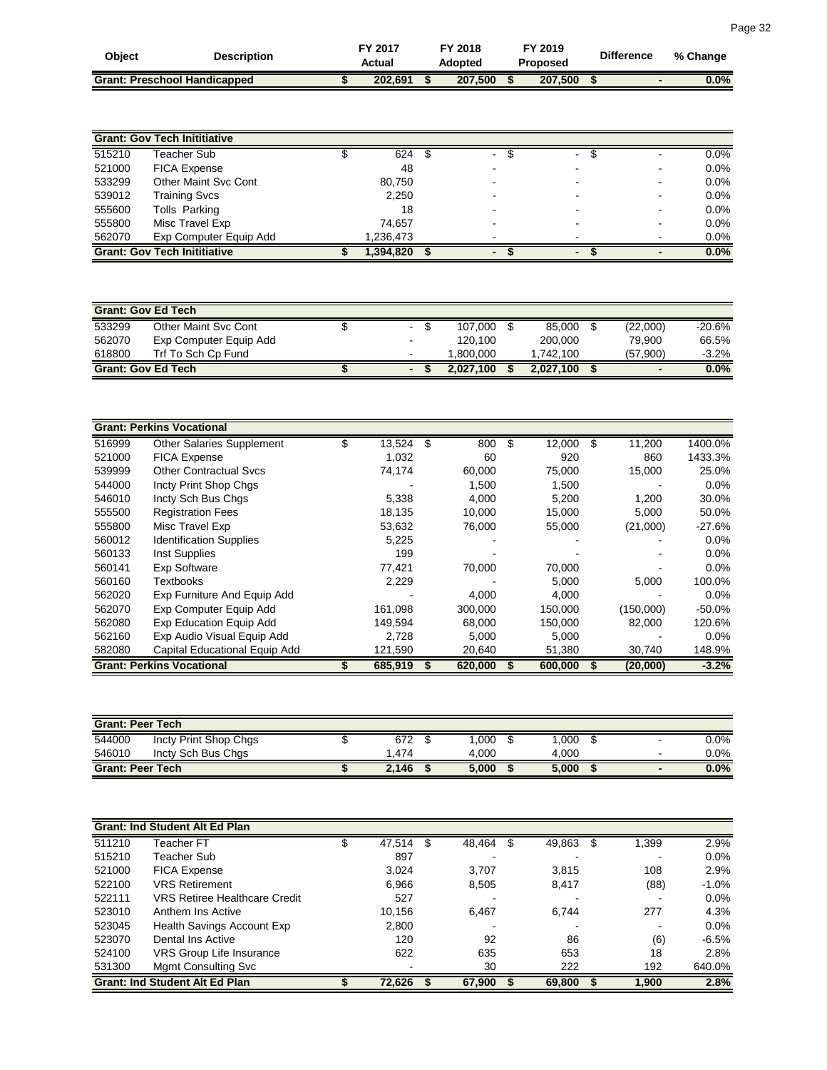| Object | Description | FY 2017 Actual | FY 2018 Adopted | FY 2019 Proposed | Difference | % Change |
|---|---|---|---|---|---|---|
| **Grant: Preschool Handicapped** | | **$ 202,691** | **$ 207,500** | **$ 207,500** | **$ -** | **0.0%** |

| Object | Description | FY 2017 Actual | FY 2018 Adopted | FY 2019 Proposed | Difference | % Change |
|---|---|---|---|---|---|---|
| **Grant: Gov Tech Inititiative** | | | | | | |
| 515210 | Teacher Sub | $ 624 | $ - | $ - | $ - | 0.0% |
| 521000 | FICA Expense | 48 | - | - | - | 0.0% |
| 533299 | Other Maint Svc Cont | 80,750 | - | - | - | 0.0% |
| 539012 | Training Svcs | 2,250 | - | - | - | 0.0% |
| 555600 | Tolls Parking | 18 | - | - | - | 0.0% |
| 555800 | Misc Travel Exp | 74,657 | - | - | - | 0.0% |
| 562070 | Exp Computer Equip Add | 1,236,473 | - | - | - | 0.0% |
| **Grant: Gov Tech Inititiative** | | **$ 1,394,820** | **$ -** | **$ -** | **$ -** | **0.0%** |

| Object | Description | FY 2017 Actual | FY 2018 Adopted | FY 2019 Proposed | Difference | % Change |
|---|---|---|---|---|---|---|
| **Grant: Gov Ed Tech** | | | | | | |
| 533299 | Other Maint Svc Cont | $ - | $ 107,000 | $ 85,000 | $ (22,000) | -20.6% |
| 562070 | Exp Computer Equip Add | - | 120,100 | 200,000 | 79,900 | 66.5% |
| 618800 | Trf To Sch Cp Fund | - | 1,800,000 | 1,742,100 | (57,900) | -3.2% |
| **Grant: Gov Ed Tech** | | **$ -** | **$ 2,027,100** | **$ 2,027,100** | **$ -** | **0.0%** |

| Object | Description | FY 2017 Actual | FY 2018 Adopted | FY 2019 Proposed | Difference | % Change |
|---|---|---|---|---|---|---|
| **Grant: Perkins Vocational** | | | | | | |
| 516999 | Other Salaries Supplement | $ 13,524 | $ 800 | $ 12,000 | $ 11,200 | 1400.0% |
| 521000 | FICA Expense | 1,032 | 60 | 920 | 860 | 1433.3% |
| 539999 | Other Contractual Svcs | 74,174 | 60,000 | 75,000 | 15,000 | 25.0% |
| 544000 | Incty Print Shop Chgs | - | 1,500 | 1,500 | - | 0.0% |
| 546010 | Incty Sch Bus Chgs | 5,338 | 4,000 | 5,200 | 1,200 | 30.0% |
| 555500 | Registration Fees | 18,135 | 10,000 | 15,000 | 5,000 | 50.0% |
| 555800 | Misc Travel Exp | 53,632 | 76,000 | 55,000 | (21,000) | -27.6% |
| 560012 | Identification Supplies | 5,225 | - | - | - | 0.0% |
| 560133 | Inst Supplies | 199 | - | - | - | 0.0% |
| 560141 | Exp Software | 77,421 | 70,000 | 70,000 | - | 0.0% |
| 560160 | Textbooks | 2,229 | - | 5,000 | 5,000 | 100.0% |
| 562020 | Exp Furniture And Equip Add | - | 4,000 | 4,000 | - | 0.0% |
| 562070 | Exp Computer Equip Add | 161,098 | 300,000 | 150,000 | (150,000) | -50.0% |
| 562080 | Exp Education Equip Add | 149,594 | 68,000 | 150,000 | 82,000 | 120.6% |
| 562160 | Exp Audio Visual Equip Add | 2,728 | 5,000 | 5,000 | - | 0.0% |
| 582080 | Capital Educational Equip Add | 121,590 | 20,640 | 51,380 | 30,740 | 148.9% |
| **Grant: Perkins Vocational** | | **$ 685,919** | **$ 620,000** | **$ 600,000** | **$ (20,000)** | **-3.2%** |

| Object | Description | FY 2017 Actual | FY 2018 Adopted | FY 2019 Proposed | Difference | % Change |
|---|---|---|---|---|---|---|
| **Grant: Peer Tech** | | | | | | |
| 544000 | Incty Print Shop Chgs | $ 672 | $ 1,000 | $ 1,000 | $ - | 0.0% |
| 546010 | Incty Sch Bus Chgs | 1,474 | 4,000 | 4,000 | - | 0.0% |
| **Grant: Peer Tech** | | **$ 2,146** | **$ 5,000** | **$ 5,000** | **$ -** | **0.0%** |

| Object | Description | FY 2017 Actual | FY 2018 Adopted | FY 2019 Proposed | Difference | % Change |
|---|---|---|---|---|---|---|
| **Grant: Ind Student Alt Ed Plan** | | | | | | |
| 511210 | Teacher FT | $ 47,514 | $ 48,464 | $ 49,863 | $ 1,399 | 2.9% |
| 515210 | Teacher Sub | 897 | - | - | - | 0.0% |
| 521000 | FICA Expense | 3,024 | 3,707 | 3,815 | 108 | 2.9% |
| 522100 | VRS Retirement | 6,966 | 8,505 | 8,417 | (88) | -1.0% |
| 522111 | VRS Retiree Healthcare Credit | 527 | - | - | - | 0.0% |
| 523010 | Anthem Ins Active | 10,156 | 6,467 | 6,744 | 277 | 4.3% |
| 523045 | Health Savings Account Exp | 2,800 | - | - | - | 0.0% |
| 523070 | Dental Ins Active | 120 | 92 | 86 | (6) | -6.5% |
| 524100 | VRS Group Life Insurance | 622 | 635 | 653 | 18 | 2.8% |
| 531300 | Mgmt Consulting Svc | - | 30 | 222 | 192 | 640.0% |
| **Grant: Ind Student Alt Ed Plan** | | **$ 72,626** | **$ 67,900** | **$ 69,800** | **$ 1,900** | **2.8%** |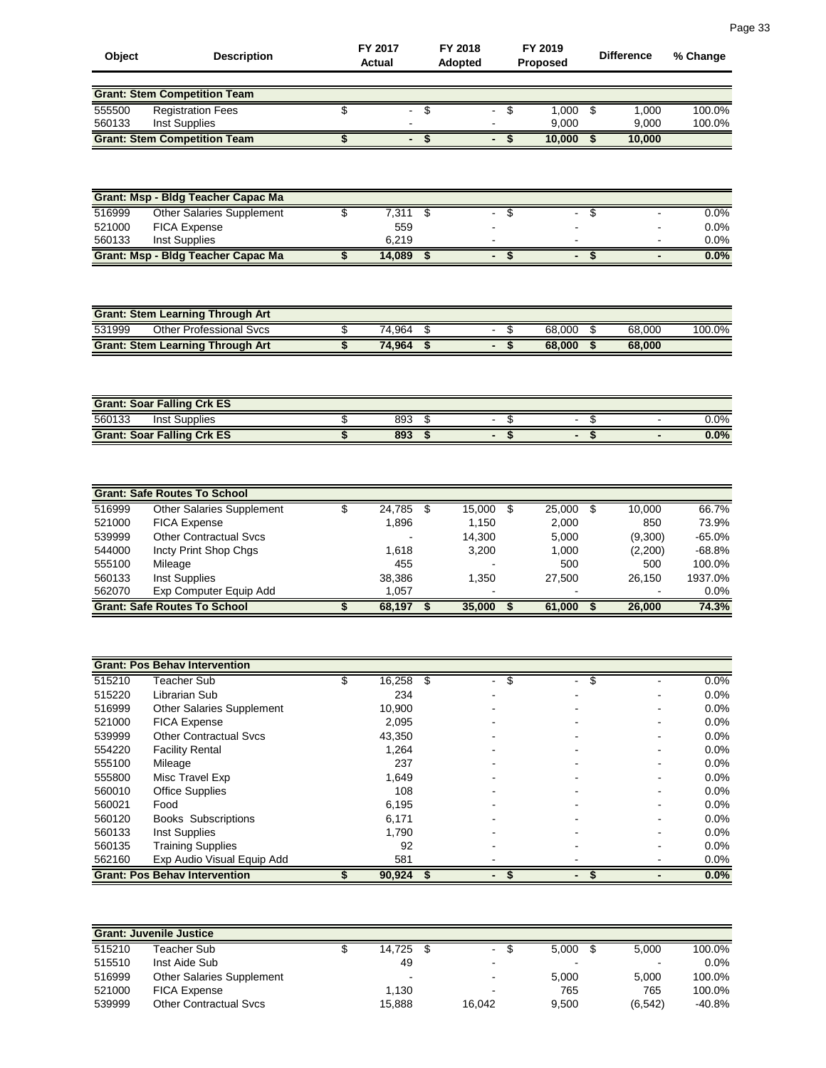| Object | Description | FY 2017 Actual | FY 2018 Adopted | FY 2019 Proposed | Difference | % Change |
|---|---|---|---|---|---|---|
| **Grant: Stem Competition Team** | | | | | | |
| 555500 | Registration Fees | $ - | $ - | $ 1,000 | $ 1,000 | 100.0% |
| 560133 | Inst Supplies | - | - | 9,000 | 9,000 | 100.0% |
| **Grant: Stem Competition Team** | | **$ -** | **$ -** | **$ 10,000** | **$ 10,000** | |

| Object | Description | FY 2017 Actual | FY 2018 Adopted | FY 2019 Proposed | Difference | % Change |
|---|---|---|---|---|---|---|
| **Grant: Msp - Bldg Teacher Capac Ma** | | | | | | |
| 516999 | Other Salaries Supplement | $ 7,311 | $ - | $ - | $ - | 0.0% |
| 521000 | FICA Expense | 559 | - | - | - | 0.0% |
| 560133 | Inst Supplies | 6,219 | - | - | - | 0.0% |
| **Grant: Msp - Bldg Teacher Capac Ma** | | **$ 14,089** | **$ -** | **$ -** | **$ -** | **0.0%** |

| Object | Description | FY 2017 Actual | FY 2018 Adopted | FY 2019 Proposed | Difference | % Change |
|---|---|---|---|---|---|---|
| **Grant: Stem Learning Through Art** | | | | | | |
| 531999 | Other Professional Svcs | $ 74,964 | $ - | $ 68,000 | $ 68,000 | 100.0% |
| **Grant: Stem Learning Through Art** | | **$ 74,964** | **$ -** | **$ 68,000** | **$ 68,000** | |

| Object | Description | FY 2017 Actual | FY 2018 Adopted | FY 2019 Proposed | Difference | % Change |
|---|---|---|---|---|---|---|
| **Grant: Soar Falling Crk ES** | | | | | | |
| 560133 | Inst Supplies | $ 893 | $ - | $ - | $ - | 0.0% |
| **Grant: Soar Falling Crk ES** | | **$ 893** | **$ -** | **$ -** | **$ -** | **0.0%** |

| Object | Description | FY 2017 Actual | FY 2018 Adopted | FY 2019 Proposed | Difference | % Change |
|---|---|---|---|---|---|---|
| **Grant: Safe Routes To School** | | | | | | |
| 516999 | Other Salaries Supplement | $ 24,785 | $ 15,000 | $ 25,000 | $ 10,000 | 66.7% |
| 521000 | FICA Expense | 1,896 | 1,150 | 2,000 | 850 | 73.9% |
| 539999 | Other Contractual Svcs | - | 14,300 | 5,000 | (9,300) | -65.0% |
| 544000 | Incty Print Shop Chgs | 1,618 | 3,200 | 1,000 | (2,200) | -68.8% |
| 555100 | Mileage | 455 | - | 500 | 500 | 100.0% |
| 560133 | Inst Supplies | 38,386 | 1,350 | 27,500 | 26,150 | 1937.0% |
| 562070 | Exp Computer Equip Add | 1,057 | - | - | - | 0.0% |
| **Grant: Safe Routes To School** | | **$ 68,197** | **$ 35,000** | **$ 61,000** | **$ 26,000** | **74.3%** |

| Object | Description | FY 2017 Actual | FY 2018 Adopted | FY 2019 Proposed | Difference | % Change |
|---|---|---|---|---|---|---|
| **Grant: Pos Behav Intervention** | | | | | | |
| 515210 | Teacher Sub | $ 16,258 | $ - | $ - | $ - | 0.0% |
| 515220 | Librarian Sub | 234 | - | - | - | 0.0% |
| 516999 | Other Salaries Supplement | 10,900 | - | - | - | 0.0% |
| 521000 | FICA Expense | 2,095 | - | - | - | 0.0% |
| 539999 | Other Contractual Svcs | 43,350 | - | - | - | 0.0% |
| 554220 | Facility Rental | 1,264 | - | - | - | 0.0% |
| 555100 | Mileage | 237 | - | - | - | 0.0% |
| 555800 | Misc Travel Exp | 1,649 | - | - | - | 0.0% |
| 560010 | Office Supplies | 108 | - | - | - | 0.0% |
| 560021 | Food | 6,195 | - | - | - | 0.0% |
| 560120 | Books Subscriptions | 6,171 | - | - | - | 0.0% |
| 560133 | Inst Supplies | 1,790 | - | - | - | 0.0% |
| 560135 | Training Supplies | 92 | - | - | - | 0.0% |
| 562160 | Exp Audio Visual Equip Add | 581 | - | - | - | 0.0% |
| **Grant: Pos Behav Intervention** | | **$ 90,924** | **$ -** | **$ -** | **$ -** | **0.0%** |

| Object | Description | FY 2017 Actual | FY 2018 Adopted | FY 2019 Proposed | Difference | % Change |
|---|---|---|---|---|---|---|
| **Grant: Juvenile Justice** | | | | | | |
| 515210 | Teacher Sub | $ 14,725 | $ - | $ 5,000 | $ 5,000 | 100.0% |
| 515510 | Inst Aide Sub | 49 | - | - | - | 0.0% |
| 516999 | Other Salaries Supplement | - | - | 5,000 | 5,000 | 100.0% |
| 521000 | FICA Expense | 1,130 | - | 765 | 765 | 100.0% |
| 539999 | Other Contractual Svcs | 15,888 | 16,042 | 9,500 | (6,542) | -40.8% |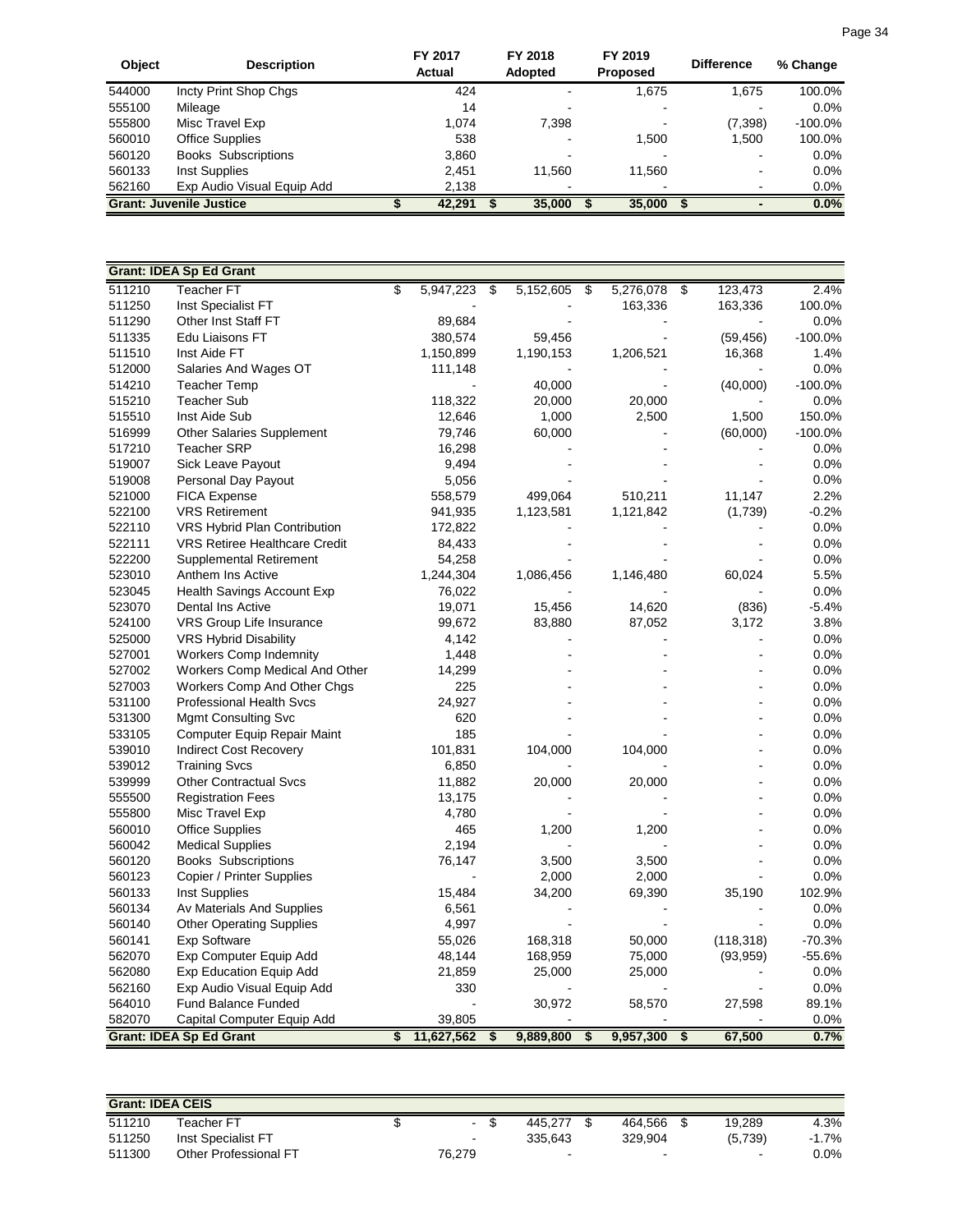| Object | Description | FY 2017 Actual | FY 2018 Adopted | FY 2019 Proposed | Difference | % Change |
|---|---|---|---|---|---|---|
| 544000 | Incty Print Shop Chgs | 424 | - | 1,675 | 1,675 | 100.0% |
| 555100 | Mileage | 14 | - | - | - | 0.0% |
| 555800 | Misc Travel Exp | 1,074 | 7,398 | - | (7,398) | -100.0% |
| 560010 | Office Supplies | 538 | - | 1,500 | 1,500 | 100.0% |
| 560120 | Books Subscriptions | 3,860 | - | - | - | 0.0% |
| 560133 | Inst Supplies | 2,451 | 11,560 | 11,560 | - | 0.0% |
| 562160 | Exp Audio Visual Equip Add | 2,138 | - | - | - | 0.0% |
| **Grant: Juvenile Justice** | | **$ 42,291** | **$ 35,000** | **$ 35,000** | **$ -** | **0.0%** |

| Object | Description | FY 2017 Actual | FY 2018 Adopted | FY 2019 Proposed | Difference | % Change |
|---|---|---|---|---|---|---|
| **Grant: IDEA Sp Ed Grant** | | | | | | |
| 511210 | Teacher FT | $ 5,947,223 | $ 5,152,605 | $ 5,276,078 | $ 123,473 | 2.4% |
| 511250 | Inst Specialist FT | - | - | 163,336 | 163,336 | 100.0% |
| 511290 | Other Inst Staff FT | 89,684 | - | - | - | 0.0% |
| 511335 | Edu Liaisons FT | 380,574 | 59,456 | - | (59,456) | -100.0% |
| 511510 | Inst Aide FT | 1,150,899 | 1,190,153 | 1,206,521 | 16,368 | 1.4% |
| 512000 | Salaries And Wages OT | 111,148 | - | - | - | 0.0% |
| 514210 | Teacher Temp | - | 40,000 | - | (40,000) | -100.0% |
| 515210 | Teacher Sub | 118,322 | 20,000 | 20,000 | - | 0.0% |
| 515510 | Inst Aide Sub | 12,646 | 1,000 | 2,500 | 1,500 | 150.0% |
| 516999 | Other Salaries Supplement | 79,746 | 60,000 | - | (60,000) | -100.0% |
| 517210 | Teacher SRP | 16,298 | - | - | - | 0.0% |
| 519007 | Sick Leave Payout | 9,494 | - | - | - | 0.0% |
| 519008 | Personal Day Payout | 5,056 | - | - | - | 0.0% |
| 521000 | FICA Expense | 558,579 | 499,064 | 510,211 | 11,147 | 2.2% |
| 522100 | VRS Retirement | 941,935 | 1,123,581 | 1,121,842 | (1,739) | -0.2% |
| 522110 | VRS Hybrid Plan Contribution | 172,822 | - | - | - | 0.0% |
| 522111 | VRS Retiree Healthcare Credit | 84,433 | - | - | - | 0.0% |
| 522200 | Supplemental Retirement | 54,258 | - | - | - | 0.0% |
| 523010 | Anthem Ins Active | 1,244,304 | 1,086,456 | 1,146,480 | 60,024 | 5.5% |
| 523045 | Health Savings Account Exp | 76,022 | - | - | - | 0.0% |
| 523070 | Dental Ins Active | 19,071 | 15,456 | 14,620 | (836) | -5.4% |
| 524100 | VRS Group Life Insurance | 99,672 | 83,880 | 87,052 | 3,172 | 3.8% |
| 525000 | VRS Hybrid Disability | 4,142 | - | - | - | 0.0% |
| 527001 | Workers Comp Indemnity | 1,448 | - | - | - | 0.0% |
| 527002 | Workers Comp Medical And Other | 14,299 | - | - | - | 0.0% |
| 527003 | Workers Comp And Other Chgs | 225 | - | - | - | 0.0% |
| 531100 | Professional Health Svcs | 24,927 | - | - | - | 0.0% |
| 531300 | Mgmt Consulting Svc | 620 | - | - | - | 0.0% |
| 533105 | Computer Equip Repair Maint | 185 | - | - | - | 0.0% |
| 539010 | Indirect Cost Recovery | 101,831 | 104,000 | 104,000 | - | 0.0% |
| 539012 | Training Svcs | 6,850 | - | - | - | 0.0% |
| 539999 | Other Contractual Svcs | 11,882 | 20,000 | 20,000 | - | 0.0% |
| 555500 | Registration Fees | 13,175 | - | - | - | 0.0% |
| 555800 | Misc Travel Exp | 4,780 | - | - | - | 0.0% |
| 560010 | Office Supplies | 465 | 1,200 | 1,200 | - | 0.0% |
| 560042 | Medical Supplies | 2,194 | - | - | - | 0.0% |
| 560120 | Books Subscriptions | 76,147 | 3,500 | 3,500 | - | 0.0% |
| 560123 | Copier / Printer Supplies | - | 2,000 | 2,000 | - | 0.0% |
| 560133 | Inst Supplies | 15,484 | 34,200 | 69,390 | 35,190 | 102.9% |
| 560134 | Av Materials And Supplies | 6,561 | - | - | - | 0.0% |
| 560140 | Other Operating Supplies | 4,997 | - | - | - | 0.0% |
| 560141 | Exp Software | 55,026 | 168,318 | 50,000 | (118,318) | -70.3% |
| 562070 | Exp Computer Equip Add | 48,144 | 168,959 | 75,000 | (93,959) | -55.6% |
| 562080 | Exp Education Equip Add | 21,859 | 25,000 | 25,000 | - | 0.0% |
| 562160 | Exp Audio Visual Equip Add | 330 | - | - | - | 0.0% |
| 564010 | Fund Balance Funded | - | 30,972 | 58,570 | 27,598 | 89.1% |
| 582070 | Capital Computer Equip Add | 39,805 | - | - | - | 0.0% |
| **Grant: IDEA Sp Ed Grant** | | **$ 11,627,562** | **$ 9,889,800** | **$ 9,957,300** | **$ 67,500** | **0.7%** |

| Object | Description | FY 2017 Actual | FY 2018 Adopted | FY 2019 Proposed | Difference | % Change |
|---|---|---|---|---|---|---|
| **Grant: IDEA CEIS** | | | | | | |
| 511210 | Teacher FT | $ - | $ 445,277 | $ 464,566 | $ 19,289 | 4.3% |
| 511250 | Inst Specialist FT | - | 335,643 | 329,904 | (5,739) | -1.7% |
| 511300 | Other Professional FT | 76,279 | - | - | - | 0.0% |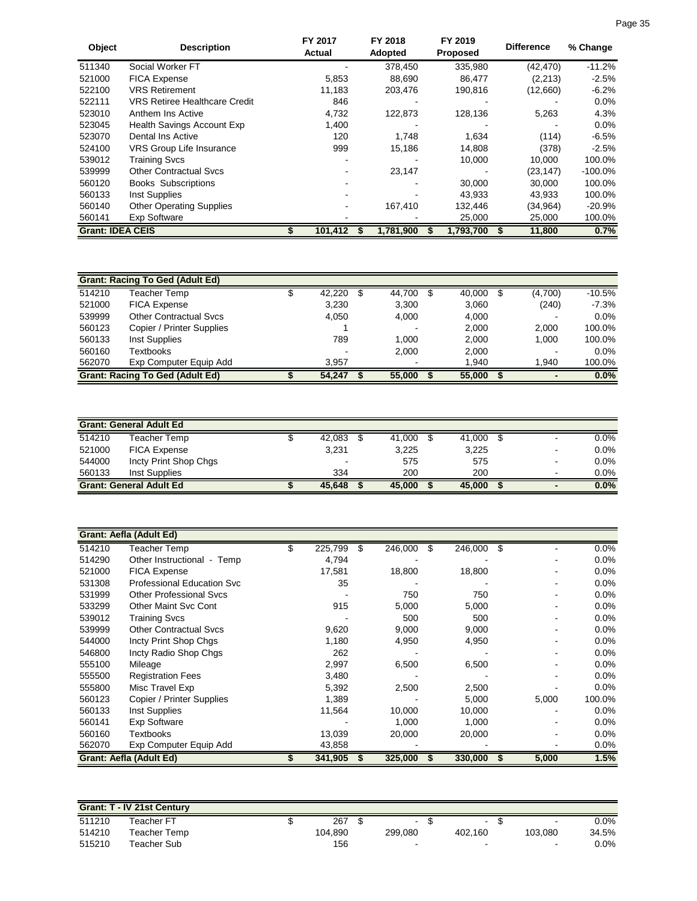| Object | Description | FY 2017 Actual | FY 2018 Adopted | FY 2019 Proposed | Difference | % Change |
|---|---|---|---|---|---|---|
| 511340 | Social Worker FT | - | 378,450 | 335,980 | (42,470) | -11.2% |
| 521000 | FICA Expense | 5,853 | 88,690 | 86,477 | (2,213) | -2.5% |
| 522100 | VRS Retirement | 11,183 | 203,476 | 190,816 | (12,660) | -6.2% |
| 522111 | VRS Retiree Healthcare Credit | 846 | - | - | - | 0.0% |
| 523010 | Anthem Ins Active | 4,732 | 122,873 | 128,136 | 5,263 | 4.3% |
| 523045 | Health Savings Account Exp | 1,400 | - | - | - | 0.0% |
| 523070 | Dental Ins Active | 120 | 1,748 | 1,634 | (114) | -6.5% |
| 524100 | VRS Group Life Insurance | 999 | 15,186 | 14,808 | (378) | -2.5% |
| 539012 | Training Svcs | - | - | 10,000 | 10,000 | 100.0% |
| 539999 | Other Contractual Svcs | - | 23,147 | - | (23,147) | -100.0% |
| 560120 | Books Subscriptions | - | - | 30,000 | 30,000 | 100.0% |
| 560133 | Inst Supplies | - | - | 43,933 | 43,933 | 100.0% |
| 560140 | Other Operating Supplies | - | 167,410 | 132,446 | (34,964) | -20.9% |
| 560141 | Exp Software | - | - | 25,000 | 25,000 | 100.0% |
| **Grant: IDEA CEIS** | | **$ 101,412** | **$ 1,781,900** | **$ 1,793,700** | **$ 11,800** | **0.7%** |

| **Grant: Racing To Ged (Adult Ed)** | | | | | | |
|---|---|---|---|---|---|---|
| 514210 | Teacher Temp | $ 42,220 | $ 44,700 | $ 40,000 | $ (4,700) | -10.5% |
| 521000 | FICA Expense | 3,230 | 3,300 | 3,060 | (240) | -7.3% |
| 539999 | Other Contractual Svcs | 4,050 | 4,000 | 4,000 | - | 0.0% |
| 560123 | Copier / Printer Supplies | 1 | - | 2,000 | 2,000 | 100.0% |
| 560133 | Inst Supplies | 789 | 1,000 | 2,000 | 1,000 | 100.0% |
| 560160 | Textbooks | - | 2,000 | 2,000 | - | 0.0% |
| 562070 | Exp Computer Equip Add | 3,957 | - | 1,940 | 1,940 | 100.0% |
| **Grant: Racing To Ged (Adult Ed)** | | **$ 54,247** | **$ 55,000** | **$ 55,000** | **$ -** | **0.0%** |

| **Grant: General Adult Ed** | | | | | | |
|---|---|---|---|---|---|---|
| 514210 | Teacher Temp | $ 42,083 | $ 41,000 | $ 41,000 | $ - | 0.0% |
| 521000 | FICA Expense | 3,231 | 3,225 | 3,225 | - | 0.0% |
| 544000 | Incty Print Shop Chgs | - | 575 | 575 | - | 0.0% |
| 560133 | Inst Supplies | 334 | 200 | 200 | - | 0.0% |
| **Grant: General Adult Ed** | | **$ 45,648** | **$ 45,000** | **$ 45,000** | **$ -** | **0.0%** |

| **Grant: Aefla (Adult Ed)** | | | | | | |
|---|---|---|---|---|---|---|
| 514210 | Teacher Temp | $ 225,799 | $ 246,000 | $ 246,000 | $ - | 0.0% |
| 514290 | Other Instructional - Temp | 4,794 | - | - | - | 0.0% |
| 521000 | FICA Expense | 17,581 | 18,800 | 18,800 | - | 0.0% |
| 531308 | Professional Education Svc | 35 | - | - | - | 0.0% |
| 531999 | Other Professional Svcs | - | 750 | 750 | - | 0.0% |
| 533299 | Other Maint Svc Cont | 915 | 5,000 | 5,000 | - | 0.0% |
| 539012 | Training Svcs | - | 500 | 500 | - | 0.0% |
| 539999 | Other Contractual Svcs | 9,620 | 9,000 | 9,000 | - | 0.0% |
| 544000 | Incty Print Shop Chgs | 1,180 | 4,950 | 4,950 | - | 0.0% |
| 546800 | Incty Radio Shop Chgs | 262 | - | - | - | 0.0% |
| 555100 | Mileage | 2,997 | 6,500 | 6,500 | - | 0.0% |
| 555500 | Registration Fees | 3,480 | - | - | - | 0.0% |
| 555800 | Misc Travel Exp | 5,392 | 2,500 | 2,500 | - | 0.0% |
| 560123 | Copier / Printer Supplies | 1,389 | - | 5,000 | 5,000 | 100.0% |
| 560133 | Inst Supplies | 11,564 | 10,000 | 10,000 | - | 0.0% |
| 560141 | Exp Software | - | 1,000 | 1,000 | - | 0.0% |
| 560160 | Textbooks | 13,039 | 20,000 | 20,000 | - | 0.0% |
| 562070 | Exp Computer Equip Add | 43,858 | - | - | - | 0.0% |
| **Grant: Aefla (Adult Ed)** | | **$ 341,905** | **$ 325,000** | **$ 330,000** | **$ 5,000** | **1.5%** |

| **Grant: T - IV 21st Century** | | | | | | |
|---|---|---|---|---|---|---|
| 511210 | Teacher FT | $ 267 | $ - | $ - | $ - | 0.0% |
| 514210 | Teacher Temp | 104,890 | 299,080 | 402,160 | 103,080 | 34.5% |
| 515210 | Teacher Sub | 156 | - | - | - | 0.0% |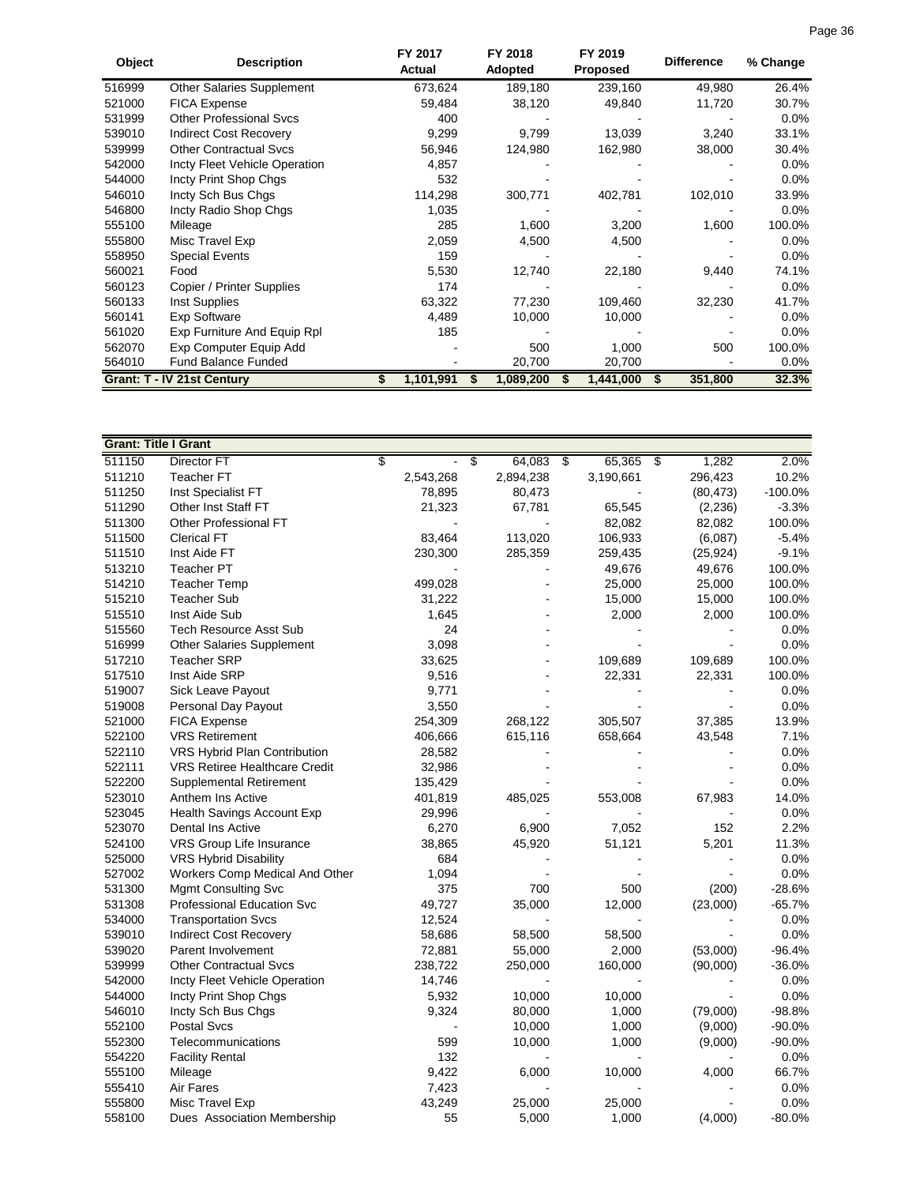| Object | Description | FY 2017 Actual | FY 2018 Adopted | FY 2019 Proposed | Difference | % Change |
|---|---|---|---|---|---|---|
| 516999 | Other Salaries Supplement | 673,624 | 189,180 | 239,160 | 49,980 | 26.4% |
| 521000 | FICA Expense | 59,484 | 38,120 | 49,840 | 11,720 | 30.7% |
| 531999 | Other Professional Svcs | 400 | - | - | - | 0.0% |
| 539010 | Indirect Cost Recovery | 9,299 | 9,799 | 13,039 | 3,240 | 33.1% |
| 539999 | Other Contractual Svcs | 56,946 | 124,980 | 162,980 | 38,000 | 30.4% |
| 542000 | Incty Fleet Vehicle Operation | 4,857 | - | - | - | 0.0% |
| 544000 | Incty Print Shop Chgs | 532 | - | - | - | 0.0% |
| 546010 | Incty Sch Bus Chgs | 114,298 | 300,771 | 402,781 | 102,010 | 33.9% |
| 546800 | Incty Radio Shop Chgs | 1,035 | - | - | - | 0.0% |
| 555100 | Mileage | 285 | 1,600 | 3,200 | 1,600 | 100.0% |
| 555800 | Misc Travel Exp | 2,059 | 4,500 | 4,500 | - | 0.0% |
| 558950 | Special Events | 159 | - | - | - | 0.0% |
| 560021 | Food | 5,530 | 12,740 | 22,180 | 9,440 | 74.1% |
| 560123 | Copier / Printer Supplies | 174 | - | - | - | 0.0% |
| 560133 | Inst Supplies | 63,322 | 77,230 | 109,460 | 32,230 | 41.7% |
| 560141 | Exp Software | 4,489 | 10,000 | 10,000 | - | 0.0% |
| 561020 | Exp Furniture And Equip Rpl | 185 | - | - | - | 0.0% |
| 562070 | Exp Computer Equip Add | - | 500 | 1,000 | 500 | 100.0% |
| 564010 | Fund Balance Funded | - | 20,700 | 20,700 | - | 0.0% |
| **Grant: T - IV 21st Century** | | **$ 1,101,991** | **$ 1,089,200** | **$ 1,441,000** | **$ 351,800** | **32.3%** |

| Object | Description | FY 2017 Actual | FY 2018 Adopted | FY 2019 Proposed | Difference | % Change |
|---|---|---|---|---|---|---|
| **Grant: Title I Grant** | | | | | | |
| 511150 | Director FT | $ - | $ 64,083 | $ 65,365 | $ 1,282 | 2.0% |
| 511210 | Teacher FT | 2,543,268 | 2,894,238 | 3,190,661 | 296,423 | 10.2% |
| 511250 | Inst Specialist FT | 78,895 | 80,473 | - | (80,473) | -100.0% |
| 511290 | Other Inst Staff FT | 21,323 | 67,781 | 65,545 | (2,236) | -3.3% |
| 511300 | Other Professional FT | - | - | 82,082 | 82,082 | 100.0% |
| 511500 | Clerical FT | 83,464 | 113,020 | 106,933 | (6,087) | -5.4% |
| 511510 | Inst Aide FT | 230,300 | 285,359 | 259,435 | (25,924) | -9.1% |
| 513210 | Teacher PT | - | - | 49,676 | 49,676 | 100.0% |
| 514210 | Teacher Temp | 499,028 | - | 25,000 | 25,000 | 100.0% |
| 515210 | Teacher Sub | 31,222 | - | 15,000 | 15,000 | 100.0% |
| 515510 | Inst Aide Sub | 1,645 | - | 2,000 | 2,000 | 100.0% |
| 515560 | Tech Resource Asst Sub | 24 | - | - | - | 0.0% |
| 516999 | Other Salaries Supplement | 3,098 | - | - | - | 0.0% |
| 517210 | Teacher SRP | 33,625 | - | 109,689 | 109,689 | 100.0% |
| 517510 | Inst Aide SRP | 9,516 | - | 22,331 | 22,331 | 100.0% |
| 519007 | Sick Leave Payout | 9,771 | - | - | - | 0.0% |
| 519008 | Personal Day Payout | 3,550 | - | - | - | 0.0% |
| 521000 | FICA Expense | 254,309 | 268,122 | 305,507 | 37,385 | 13.9% |
| 522100 | VRS Retirement | 406,666 | 615,116 | 658,664 | 43,548 | 7.1% |
| 522110 | VRS Hybrid Plan Contribution | 28,582 | - | - | - | 0.0% |
| 522111 | VRS Retiree Healthcare Credit | 32,986 | - | - | - | 0.0% |
| 522200 | Supplemental Retirement | 135,429 | - | - | - | 0.0% |
| 523010 | Anthem Ins Active | 401,819 | 485,025 | 553,008 | 67,983 | 14.0% |
| 523045 | Health Savings Account Exp | 29,996 | - | - | - | 0.0% |
| 523070 | Dental Ins Active | 6,270 | 6,900 | 7,052 | 152 | 2.2% |
| 524100 | VRS Group Life Insurance | 38,865 | 45,920 | 51,121 | 5,201 | 11.3% |
| 525000 | VRS Hybrid Disability | 684 | - | - | - | 0.0% |
| 527002 | Workers Comp Medical And Other | 1,094 | - | - | - | 0.0% |
| 531300 | Mgmt Consulting Svc | 375 | 700 | 500 | (200) | -28.6% |
| 531308 | Professional Education Svc | 49,727 | 35,000 | 12,000 | (23,000) | -65.7% |
| 534000 | Transportation Svcs | 12,524 | - | - | - | 0.0% |
| 539010 | Indirect Cost Recovery | 58,686 | 58,500 | 58,500 | - | 0.0% |
| 539020 | Parent Involvement | 72,881 | 55,000 | 2,000 | (53,000) | -96.4% |
| 539999 | Other Contractual Svcs | 238,722 | 250,000 | 160,000 | (90,000) | -36.0% |
| 542000 | Incty Fleet Vehicle Operation | 14,746 | - | - | - | 0.0% |
| 544000 | Incty Print Shop Chgs | 5,932 | 10,000 | 10,000 | - | 0.0% |
| 546010 | Incty Sch Bus Chgs | 9,324 | 80,000 | 1,000 | (79,000) | -98.8% |
| 552100 | Postal Svcs | - | 10,000 | 1,000 | (9,000) | -90.0% |
| 552300 | Telecommunications | 599 | 10,000 | 1,000 | (9,000) | -90.0% |
| 554220 | Facility Rental | 132 | - | - | - | 0.0% |
| 555100 | Mileage | 9,422 | 6,000 | 10,000 | 4,000 | 66.7% |
| 555410 | Air Fares | 7,423 | - | - | - | 0.0% |
| 555800 | Misc Travel Exp | 43,249 | 25,000 | 25,000 | - | 0.0% |
| 558100 | Dues Association Membership | 55 | 5,000 | 1,000 | (4,000) | -80.0% |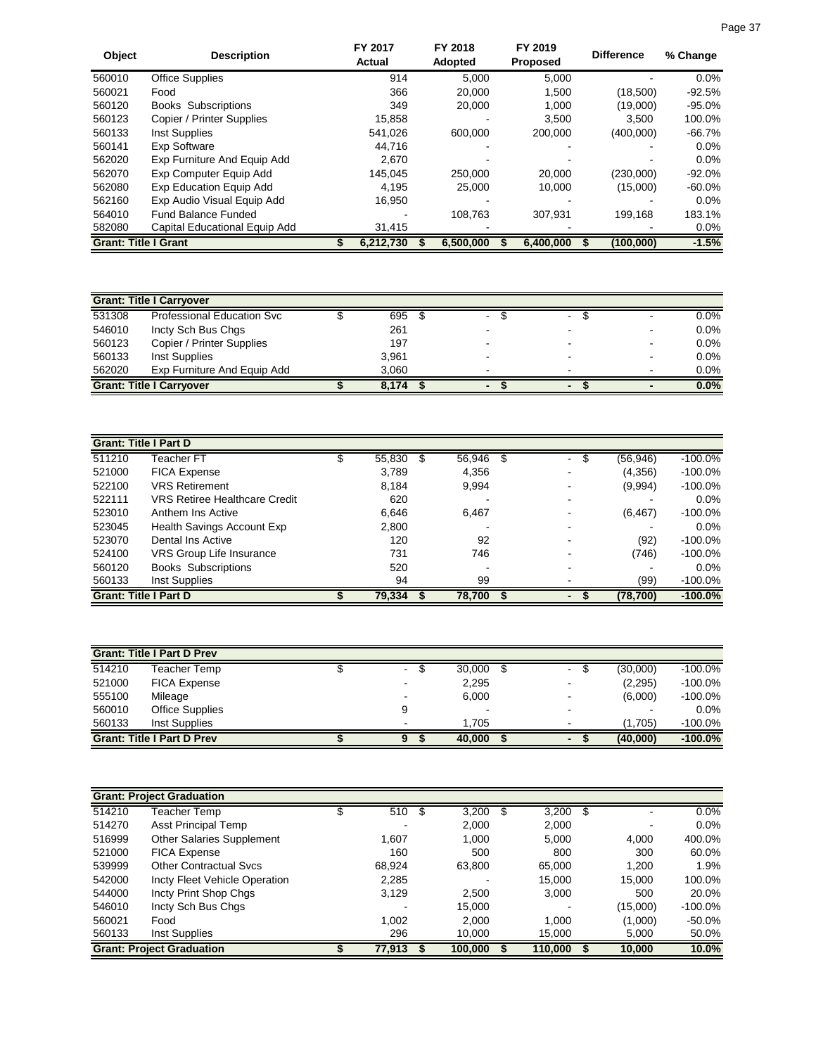| Object | Description | FY 2017 Actual | FY 2018 Adopted | FY 2019 Proposed | Difference | % Change |
|---|---|---|---|---|---|---|
| 560010 | Office Supplies | 914 | 5,000 | 5,000 | - | 0.0% |
| 560021 | Food | 366 | 20,000 | 1,500 | (18,500) | -92.5% |
| 560120 | Books Subscriptions | 349 | 20,000 | 1,000 | (19,000) | -95.0% |
| 560123 | Copier / Printer Supplies | 15,858 | - | 3,500 | 3,500 | 100.0% |
| 560133 | Inst Supplies | 541,026 | 600,000 | 200,000 | (400,000) | -66.7% |
| 560141 | Exp Software | 44,716 | - | - | - | 0.0% |
| 562020 | Exp Furniture And Equip Add | 2,670 | - | - | - | 0.0% |
| 562070 | Exp Computer Equip Add | 145,045 | 250,000 | 20,000 | (230,000) | -92.0% |
| 562080 | Exp Education Equip Add | 4,195 | 25,000 | 10,000 | (15,000) | -60.0% |
| 562160 | Exp Audio Visual Equip Add | 16,950 | - | - | - | 0.0% |
| 564010 | Fund Balance Funded | - | 108,763 | 307,931 | 199,168 | 183.1% |
| 582080 | Capital Educational Equip Add | 31,415 | - | - | - | 0.0% |
| **Grant: Title I Grant** | | **$ 6,212,730** | **$ 6,500,000** | **$ 6,400,000** | **$ (100,000)** | **-1.5%** |

| **Grant: Title I Carryover** | | | | | | |
|---|---|---|---|---|---|---|
| 531308 | Professional Education Svc | $ 695 | $ - | $ - | $ - | 0.0% |
| 546010 | Incty Sch Bus Chgs | 261 | - | - | - | 0.0% |
| 560123 | Copier / Printer Supplies | 197 | - | - | - | 0.0% |
| 560133 | Inst Supplies | 3,961 | - | - | - | 0.0% |
| 562020 | Exp Furniture And Equip Add | 3,060 | - | - | - | 0.0% |
| **Grant: Title I Carryover** | | **$ 8,174** | **$ -** | **$ -** | **$ -** | **0.0%** |

| **Grant: Title I Part D** | | | | | | |
|---|---|---|---|---|---|---|
| 511210 | Teacher FT | $ 55,830 | $ 56,946 | $ - | $ (56,946) | -100.0% |
| 521000 | FICA Expense | 3,789 | 4,356 | - | (4,356) | -100.0% |
| 522100 | VRS Retirement | 8,184 | 9,994 | - | (9,994) | -100.0% |
| 522111 | VRS Retiree Healthcare Credit | 620 | - | - | - | 0.0% |
| 523010 | Anthem Ins Active | 6,646 | 6,467 | - | (6,467) | -100.0% |
| 523045 | Health Savings Account Exp | 2,800 | - | - | - | 0.0% |
| 523070 | Dental Ins Active | 120 | 92 | - | (92) | -100.0% |
| 524100 | VRS Group Life Insurance | 731 | 746 | - | (746) | -100.0% |
| 560120 | Books Subscriptions | 520 | - | - | - | 0.0% |
| 560133 | Inst Supplies | 94 | 99 | - | (99) | -100.0% |
| **Grant: Title I Part D** | | **$ 79,334** | **$ 78,700** | **$ -** | **$ (78,700)** | **-100.0%** |

| **Grant: Title I Part D Prev** | | | | | | |
|---|---|---|---|---|---|---|
| 514210 | Teacher Temp | $ - | $ 30,000 | $ - | $ (30,000) | -100.0% |
| 521000 | FICA Expense | - | 2,295 | - | (2,295) | -100.0% |
| 555100 | Mileage | - | 6,000 | - | (6,000) | -100.0% |
| 560010 | Office Supplies | 9 | - | - | - | 0.0% |
| 560133 | Inst Supplies | - | 1,705 | - | (1,705) | -100.0% |
| **Grant: Title I Part D Prev** | | **$ 9** | **$ 40,000** | **$ -** | **$ (40,000)** | **-100.0%** |

| **Grant: Project Graduation** | | | | | | |
|---|---|---|---|---|---|---|
| 514210 | Teacher Temp | $ 510 | $ 3,200 | $ 3,200 | $ - | 0.0% |
| 514270 | Asst Principal Temp | - | 2,000 | 2,000 | - | 0.0% |
| 516999 | Other Salaries Supplement | 1,607 | 1,000 | 5,000 | 4,000 | 400.0% |
| 521000 | FICA Expense | 160 | 500 | 800 | 300 | 60.0% |
| 539999 | Other Contractual Svcs | 68,924 | 63,800 | 65,000 | 1,200 | 1.9% |
| 542000 | Incty Fleet Vehicle Operation | 2,285 | - | 15,000 | 15,000 | 100.0% |
| 544000 | Incty Print Shop Chgs | 3,129 | 2,500 | 3,000 | 500 | 20.0% |
| 546010 | Incty Sch Bus Chgs | - | 15,000 | - | (15,000) | -100.0% |
| 560021 | Food | 1,002 | 2,000 | 1,000 | (1,000) | -50.0% |
| 560133 | Inst Supplies | 296 | 10,000 | 15,000 | 5,000 | 50.0% |
| **Grant: Project Graduation** | | **$ 77,913** | **$ 100,000** | **$ 110,000** | **$ 10,000** | **10.0%** |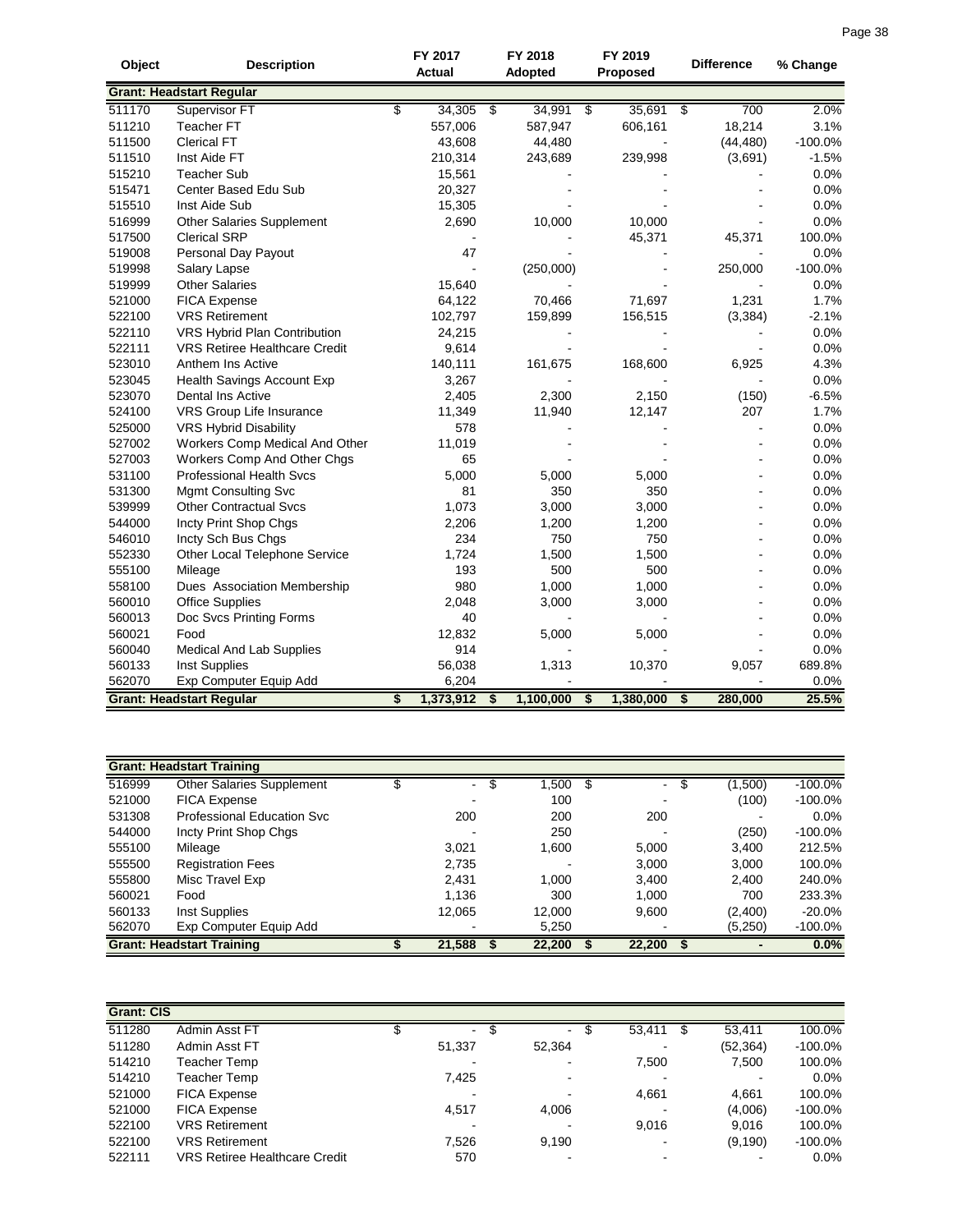| Object | Description | FY 2017 Actual | FY 2018 Adopted | FY 2019 Proposed | Difference | % Change |
|---|---|---|---|---|---|---|
| **Grant: Headstart Regular** | | | | | | |
| 511170 | Supervisor FT | $ 34,305 | $ 34,991 | $ 35,691 | $ 700 | 2.0% |
| 511210 | Teacher FT | 557,006 | 587,947 | 606,161 | 18,214 | 3.1% |
| 511500 | Clerical FT | 43,608 | 44,480 | - | (44,480) | -100.0% |
| 511510 | Inst Aide FT | 210,314 | 243,689 | 239,998 | (3,691) | -1.5% |
| 515210 | Teacher Sub | 15,561 | - | - | - | 0.0% |
| 515471 | Center Based Edu Sub | 20,327 | - | - | - | 0.0% |
| 515510 | Inst Aide Sub | 15,305 | - | - | - | 0.0% |
| 516999 | Other Salaries Supplement | 2,690 | 10,000 | 10,000 | - | 0.0% |
| 517500 | Clerical SRP | - | - | 45,371 | 45,371 | 100.0% |
| 519008 | Personal Day Payout | 47 | - | - | - | 0.0% |
| 519998 | Salary Lapse | - | (250,000) | - | 250,000 | -100.0% |
| 519999 | Other Salaries | 15,640 | - | - | - | 0.0% |
| 521000 | FICA Expense | 64,122 | 70,466 | 71,697 | 1,231 | 1.7% |
| 522100 | VRS Retirement | 102,797 | 159,899 | 156,515 | (3,384) | -2.1% |
| 522110 | VRS Hybrid Plan Contribution | 24,215 | - | - | - | 0.0% |
| 522111 | VRS Retiree Healthcare Credit | 9,614 | - | - | - | 0.0% |
| 523010 | Anthem Ins Active | 140,111 | 161,675 | 168,600 | 6,925 | 4.3% |
| 523045 | Health Savings Account Exp | 3,267 | - | - | - | 0.0% |
| 523070 | Dental Ins Active | 2,405 | 2,300 | 2,150 | (150) | -6.5% |
| 524100 | VRS Group Life Insurance | 11,349 | 11,940 | 12,147 | 207 | 1.7% |
| 525000 | VRS Hybrid Disability | 578 | - | - | - | 0.0% |
| 527002 | Workers Comp Medical And Other | 11,019 | - | - | - | 0.0% |
| 527003 | Workers Comp And Other Chgs | 65 | - | - | - | 0.0% |
| 531100 | Professional Health Svcs | 5,000 | 5,000 | 5,000 | - | 0.0% |
| 531300 | Mgmt Consulting Svc | 81 | 350 | 350 | - | 0.0% |
| 539999 | Other Contractual Svcs | 1,073 | 3,000 | 3,000 | - | 0.0% |
| 544000 | Incty Print Shop Chgs | 2,206 | 1,200 | 1,200 | - | 0.0% |
| 546010 | Incty Sch Bus Chgs | 234 | 750 | 750 | - | 0.0% |
| 552330 | Other Local Telephone Service | 1,724 | 1,500 | 1,500 | - | 0.0% |
| 555100 | Mileage | 193 | 500 | 500 | - | 0.0% |
| 558100 | Dues Association Membership | 980 | 1,000 | 1,000 | - | 0.0% |
| 560010 | Office Supplies | 2,048 | 3,000 | 3,000 | - | 0.0% |
| 560013 | Doc Svcs Printing Forms | 40 | - | - | - | 0.0% |
| 560021 | Food | 12,832 | 5,000 | 5,000 | - | 0.0% |
| 560040 | Medical And Lab Supplies | 914 | - | - | - | 0.0% |
| 560133 | Inst Supplies | 56,038 | 1,313 | 10,370 | 9,057 | 689.8% |
| 562070 | Exp Computer Equip Add | 6,204 | - | - | - | 0.0% |
| **Grant: Headstart Regular** | | **$ 1,373,912** | **$ 1,100,000** | **$ 1,380,000** | **$ 280,000** | **25.5%** |

| Object | Description | FY 2017 Actual | FY 2018 Adopted | FY 2019 Proposed | Difference | % Change |
|---|---|---|---|---|---|---|
| **Grant: Headstart Training** | | | | | | |
| 516999 | Other Salaries Supplement | $ - | $ 1,500 | $ - | $ (1,500) | -100.0% |
| 521000 | FICA Expense | - | 100 | - | (100) | -100.0% |
| 531308 | Professional Education Svc | 200 | 200 | 200 | - | 0.0% |
| 544000 | Incty Print Shop Chgs | - | 250 | - | (250) | -100.0% |
| 555100 | Mileage | 3,021 | 1,600 | 5,000 | 3,400 | 212.5% |
| 555500 | Registration Fees | 2,735 | - | 3,000 | 3,000 | 100.0% |
| 555800 | Misc Travel Exp | 2,431 | 1,000 | 3,400 | 2,400 | 240.0% |
| 560021 | Food | 1,136 | 300 | 1,000 | 700 | 233.3% |
| 560133 | Inst Supplies | 12,065 | 12,000 | 9,600 | (2,400) | -20.0% |
| 562070 | Exp Computer Equip Add | - | 5,250 | - | (5,250) | -100.0% |
| **Grant: Headstart Training** | | **$ 21,588** | **$ 22,200** | **$ 22,200** | **$ -** | **0.0%** |

| Object | Description | FY 2017 Actual | FY 2018 Adopted | FY 2019 Proposed | Difference | % Change |
|---|---|---|---|---|---|---|
| **Grant: CIS** | | | | | | |
| 511280 | Admin Asst FT | $ - | $ - | $ 53,411 | $ 53,411 | 100.0% |
| 511280 | Admin Asst FT | 51,337 | 52,364 | - | (52,364) | -100.0% |
| 514210 | Teacher Temp | - | - | 7,500 | 7,500 | 100.0% |
| 514210 | Teacher Temp | 7,425 | - | - | - | 0.0% |
| 521000 | FICA Expense | - | - | 4,661 | 4,661 | 100.0% |
| 521000 | FICA Expense | 4,517 | 4,006 | - | (4,006) | -100.0% |
| 522100 | VRS Retirement | - | - | 9,016 | 9,016 | 100.0% |
| 522100 | VRS Retirement | 7,526 | 9,190 | - | (9,190) | -100.0% |
| 522111 | VRS Retiree Healthcare Credit | 570 | - | - | - | 0.0% |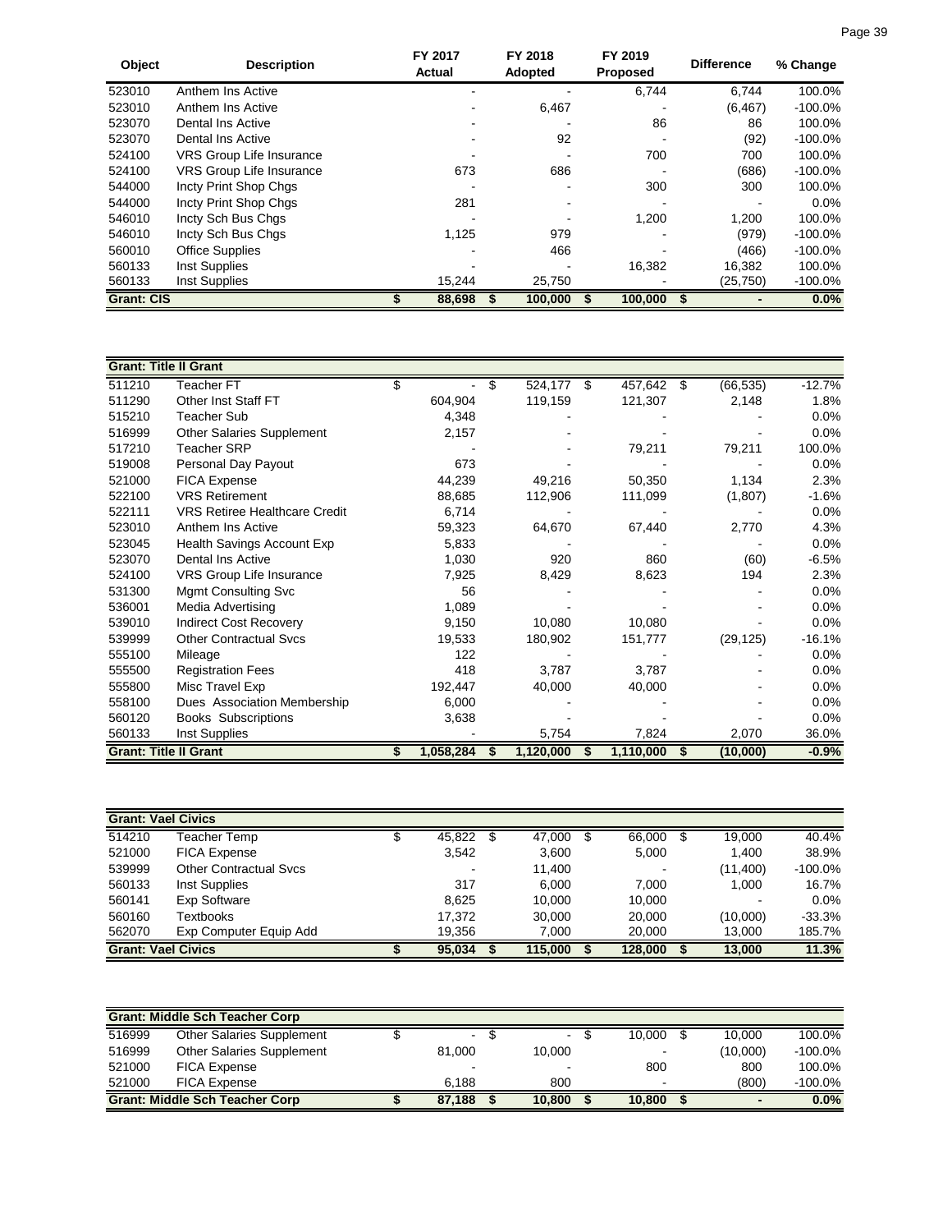| Object | Description | FY 2017 Actual | FY 2018 Adopted | FY 2019 Proposed | Difference | % Change |
|---|---|---|---|---|---|---|
| 523010 | Anthem Ins Active | - | - | 6,744 | 6,744 | 100.0% |
| 523010 | Anthem Ins Active | - | 6,467 | - | (6,467) | -100.0% |
| 523070 | Dental Ins Active | - | - | 86 | 86 | 100.0% |
| 523070 | Dental Ins Active | - | 92 | - | (92) | -100.0% |
| 524100 | VRS Group Life Insurance | - | - | 700 | 700 | 100.0% |
| 524100 | VRS Group Life Insurance | 673 | 686 | - | (686) | -100.0% |
| 544000 | Incty Print Shop Chgs | - | - | 300 | 300 | 100.0% |
| 544000 | Incty Print Shop Chgs | 281 | - | - | - | 0.0% |
| 546010 | Incty Sch Bus Chgs | - | - | 1,200 | 1,200 | 100.0% |
| 546010 | Incty Sch Bus Chgs | 1,125 | 979 | - | (979) | -100.0% |
| 560010 | Office Supplies | - | 466 | - | (466) | -100.0% |
| 560133 | Inst Supplies | - | - | 16,382 | 16,382 | 100.0% |
| 560133 | Inst Supplies | 15,244 | 25,750 | - | (25,750) | -100.0% |
| **Grant: CIS** | | **$ 88,698** | **$ 100,000** | **$ 100,000** | **$ -** | **0.0%** |

| Object | Description | FY 2017 Actual | FY 2018 Adopted | FY 2019 Proposed | Difference | % Change |
|---|---|---|---|---|---|---|
| **Grant: Title II Grant** | | | | | | |
| 511210 | Teacher FT | $ - | $ 524,177 | $ 457,642 | $ (66,535) | -12.7% |
| 511290 | Other Inst Staff FT | 604,904 | 119,159 | 121,307 | 2,148 | 1.8% |
| 515210 | Teacher Sub | 4,348 | - | - | - | 0.0% |
| 516999 | Other Salaries Supplement | 2,157 | - | - | - | 0.0% |
| 517210 | Teacher SRP | - | - | 79,211 | 79,211 | 100.0% |
| 519008 | Personal Day Payout | 673 | - | - | - | 0.0% |
| 521000 | FICA Expense | 44,239 | 49,216 | 50,350 | 1,134 | 2.3% |
| 522100 | VRS Retirement | 88,685 | 112,906 | 111,099 | (1,807) | -1.6% |
| 522111 | VRS Retiree Healthcare Credit | 6,714 | - | - | - | 0.0% |
| 523010 | Anthem Ins Active | 59,323 | 64,670 | 67,440 | 2,770 | 4.3% |
| 523045 | Health Savings Account Exp | 5,833 | - | - | - | 0.0% |
| 523070 | Dental Ins Active | 1,030 | 920 | 860 | (60) | -6.5% |
| 524100 | VRS Group Life Insurance | 7,925 | 8,429 | 8,623 | 194 | 2.3% |
| 531300 | Mgmt Consulting Svc | 56 | - | - | - | 0.0% |
| 536001 | Media Advertising | 1,089 | - | - | - | 0.0% |
| 539010 | Indirect Cost Recovery | 9,150 | 10,080 | 10,080 | - | 0.0% |
| 539999 | Other Contractual Svcs | 19,533 | 180,902 | 151,777 | (29,125) | -16.1% |
| 555100 | Mileage | 122 | - | - | - | 0.0% |
| 555500 | Registration Fees | 418 | 3,787 | 3,787 | - | 0.0% |
| 555800 | Misc Travel Exp | 192,447 | 40,000 | 40,000 | - | 0.0% |
| 558100 | Dues Association Membership | 6,000 | - | - | - | 0.0% |
| 560120 | Books Subscriptions | 3,638 | - | - | - | 0.0% |
| 560133 | Inst Supplies | - | 5,754 | 7,824 | 2,070 | 36.0% |
| **Grant: Title II Grant** | | **$ 1,058,284** | **$ 1,120,000** | **$ 1,110,000** | **$ (10,000)** | **-0.9%** |

| Object | Description | FY 2017 Actual | FY 2018 Adopted | FY 2019 Proposed | Difference | % Change |
|---|---|---|---|---|---|---|
| **Grant: Vael Civics** | | | | | | |
| 514210 | Teacher Temp | $ 45,822 | $ 47,000 | $ 66,000 | $ 19,000 | 40.4% |
| 521000 | FICA Expense | 3,542 | 3,600 | 5,000 | 1,400 | 38.9% |
| 539999 | Other Contractual Svcs | - | 11,400 | - | (11,400) | -100.0% |
| 560133 | Inst Supplies | 317 | 6,000 | 7,000 | 1,000 | 16.7% |
| 560141 | Exp Software | 8,625 | 10,000 | 10,000 | - | 0.0% |
| 560160 | Textbooks | 17,372 | 30,000 | 20,000 | (10,000) | -33.3% |
| 562070 | Exp Computer Equip Add | 19,356 | 7,000 | 20,000 | 13,000 | 185.7% |
| **Grant: Vael Civics** | | **$ 95,034** | **$ 115,000** | **$ 128,000** | **$ 13,000** | **11.3%** |

| Object | Description | FY 2017 Actual | FY 2018 Adopted | FY 2019 Proposed | Difference | % Change |
|---|---|---|---|---|---|---|
| **Grant: Middle Sch Teacher Corp** | | | | | | |
| 516999 | Other Salaries Supplement | $ - | $ - | $ 10,000 | $ 10,000 | 100.0% |
| 516999 | Other Salaries Supplement | 81,000 | 10,000 | - | (10,000) | -100.0% |
| 521000 | FICA Expense | - | - | 800 | 800 | 100.0% |
| 521000 | FICA Expense | 6,188 | 800 | - | (800) | -100.0% |
| **Grant: Middle Sch Teacher Corp** | | **$ 87,188** | **$ 10,800** | **$ 10,800** | **$ -** | **0.0%** |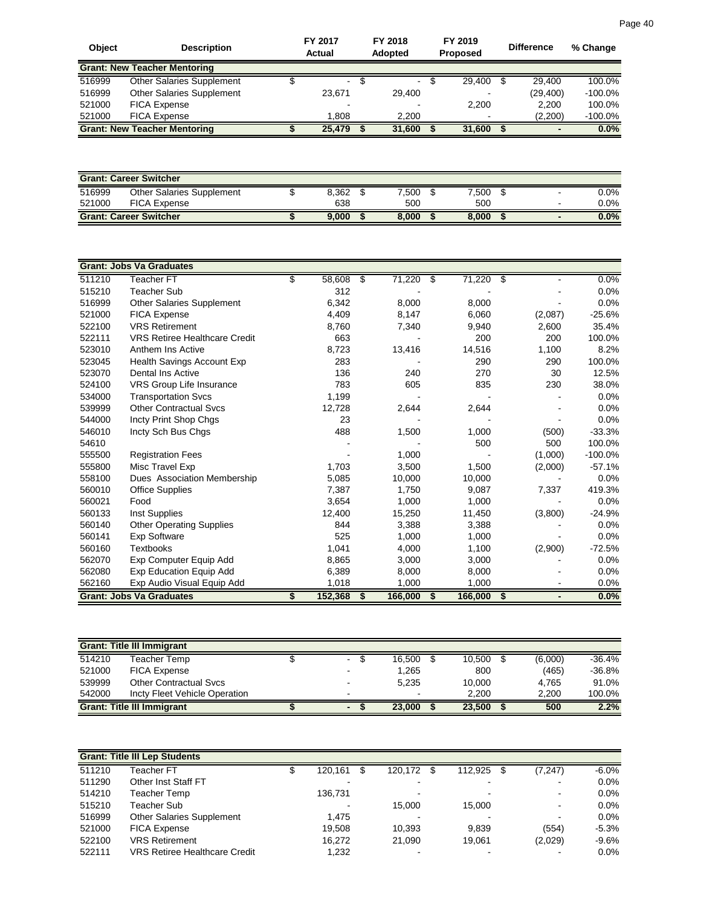| Object | Description | FY 2017 Actual | FY 2018 Adopted | FY 2019 Proposed | Difference | % Change |
|---|---|---|---|---|---|---|
| **Grant: New Teacher Mentoring** | | | | | | |
| 516999 | Other Salaries Supplement | $ - | $ - | $ 29,400 | $ 29,400 | 100.0% |
| 516999 | Other Salaries Supplement | 23,671 | 29,400 | - | (29,400) | -100.0% |
| 521000 | FICA Expense | - | - | 2,200 | 2,200 | 100.0% |
| 521000 | FICA Expense | 1,808 | 2,200 | - | (2,200) | -100.0% |
| **Grant: New Teacher Mentoring** | | **$ 25,479** | **$ 31,600** | **$ 31,600** | **$ -** | **0.0%** |

| Object | Description | FY 2017 Actual | FY 2018 Adopted | FY 2019 Proposed | Difference | % Change |
|---|---|---|---|---|---|---|
| **Grant: Career Switcher** | | | | | | |
| 516999 | Other Salaries Supplement | $ 8,362 | $ 7,500 | $ 7,500 | $ - | 0.0% |
| 521000 | FICA Expense | 638 | 500 | 500 | - | 0.0% |
| **Grant: Career Switcher** | | **$ 9,000** | **$ 8,000** | **$ 8,000** | **$ -** | **0.0%** |

| Object | Description | FY 2017 Actual | FY 2018 Adopted | FY 2019 Proposed | Difference | % Change |
|---|---|---|---|---|---|---|
| **Grant: Jobs Va Graduates** | | | | | | |
| 511210 | Teacher FT | $ 58,608 | $ 71,220 | $ 71,220 | $ - | 0.0% |
| 515210 | Teacher Sub | 312 | - | - | - | 0.0% |
| 516999 | Other Salaries Supplement | 6,342 | 8,000 | 8,000 | - | 0.0% |
| 521000 | FICA Expense | 4,409 | 8,147 | 6,060 | (2,087) | -25.6% |
| 522100 | VRS Retirement | 8,760 | 7,340 | 9,940 | 2,600 | 35.4% |
| 522111 | VRS Retiree Healthcare Credit | 663 | - | 200 | 200 | 100.0% |
| 523010 | Anthem Ins Active | 8,723 | 13,416 | 14,516 | 1,100 | 8.2% |
| 523045 | Health Savings Account Exp | 283 | - | 290 | 290 | 100.0% |
| 523070 | Dental Ins Active | 136 | 240 | 270 | 30 | 12.5% |
| 524100 | VRS Group Life Insurance | 783 | 605 | 835 | 230 | 38.0% |
| 534000 | Transportation Svcs | 1,199 | - | - | - | 0.0% |
| 539999 | Other Contractual Svcs | 12,728 | 2,644 | 2,644 | - | 0.0% |
| 544000 | Incty Print Shop Chgs | 23 | - | - | - | 0.0% |
| 546010 | Incty Sch Bus Chgs | 488 | 1,500 | 1,000 | (500) | -33.3% |
| 54610 | | - | - | 500 | 500 | 100.0% |
| 555500 | Registration Fees | - | 1,000 | - | (1,000) | -100.0% |
| 555800 | Misc Travel Exp | 1,703 | 3,500 | 1,500 | (2,000) | -57.1% |
| 558100 | Dues Association Membership | 5,085 | 10,000 | 10,000 | - | 0.0% |
| 560010 | Office Supplies | 7,387 | 1,750 | 9,087 | 7,337 | 419.3% |
| 560021 | Food | 3,654 | 1,000 | 1,000 | - | 0.0% |
| 560133 | Inst Supplies | 12,400 | 15,250 | 11,450 | (3,800) | -24.9% |
| 560140 | Other Operating Supplies | 844 | 3,388 | 3,388 | - | 0.0% |
| 560141 | Exp Software | 525 | 1,000 | 1,000 | - | 0.0% |
| 560160 | Textbooks | 1,041 | 4,000 | 1,100 | (2,900) | -72.5% |
| 562070 | Exp Computer Equip Add | 8,865 | 3,000 | 3,000 | - | 0.0% |
| 562080 | Exp Education Equip Add | 6,389 | 8,000 | 8,000 | - | 0.0% |
| 562160 | Exp Audio Visual Equip Add | 1,018 | 1,000 | 1,000 | - | 0.0% |
| **Grant: Jobs Va Graduates** | | **$ 152,368** | **$ 166,000** | **$ 166,000** | **$ -** | **0.0%** |

| Object | Description | FY 2017 Actual | FY 2018 Adopted | FY 2019 Proposed | Difference | % Change |
|---|---|---|---|---|---|---|
| **Grant: Title III Immigrant** | | | | | | |
| 514210 | Teacher Temp | $ - | $ 16,500 | $ 10,500 | $ (6,000) | -36.4% |
| 521000 | FICA Expense | - | 1,265 | 800 | (465) | -36.8% |
| 539999 | Other Contractual Svcs | - | 5,235 | 10,000 | 4,765 | 91.0% |
| 542000 | Incty Fleet Vehicle Operation | - | - | 2,200 | 2,200 | 100.0% |
| **Grant: Title III Immigrant** | | **$ -** | **$ 23,000** | **$ 23,500** | **$ 500** | **2.2%** |

| Object | Description | FY 2017 Actual | FY 2018 Adopted | FY 2019 Proposed | Difference | % Change |
|---|---|---|---|---|---|---|
| **Grant: Title III Lep Students** | | | | | | |
| 511210 | Teacher FT | $ 120,161 | $ 120,172 | $ 112,925 | $ (7,247) | -6.0% |
| 511290 | Other Inst Staff FT | - | - | - | - | 0.0% |
| 514210 | Teacher Temp | 136,731 | - | - | - | 0.0% |
| 515210 | Teacher Sub | - | 15,000 | 15,000 | - | 0.0% |
| 516999 | Other Salaries Supplement | 1,475 | - | - | - | 0.0% |
| 521000 | FICA Expense | 19,508 | 10,393 | 9,839 | (554) | -5.3% |
| 522100 | VRS Retirement | 16,272 | 21,090 | 19,061 | (2,029) | -9.6% |
| 522111 | VRS Retiree Healthcare Credit | 1,232 | - | - | - | 0.0% |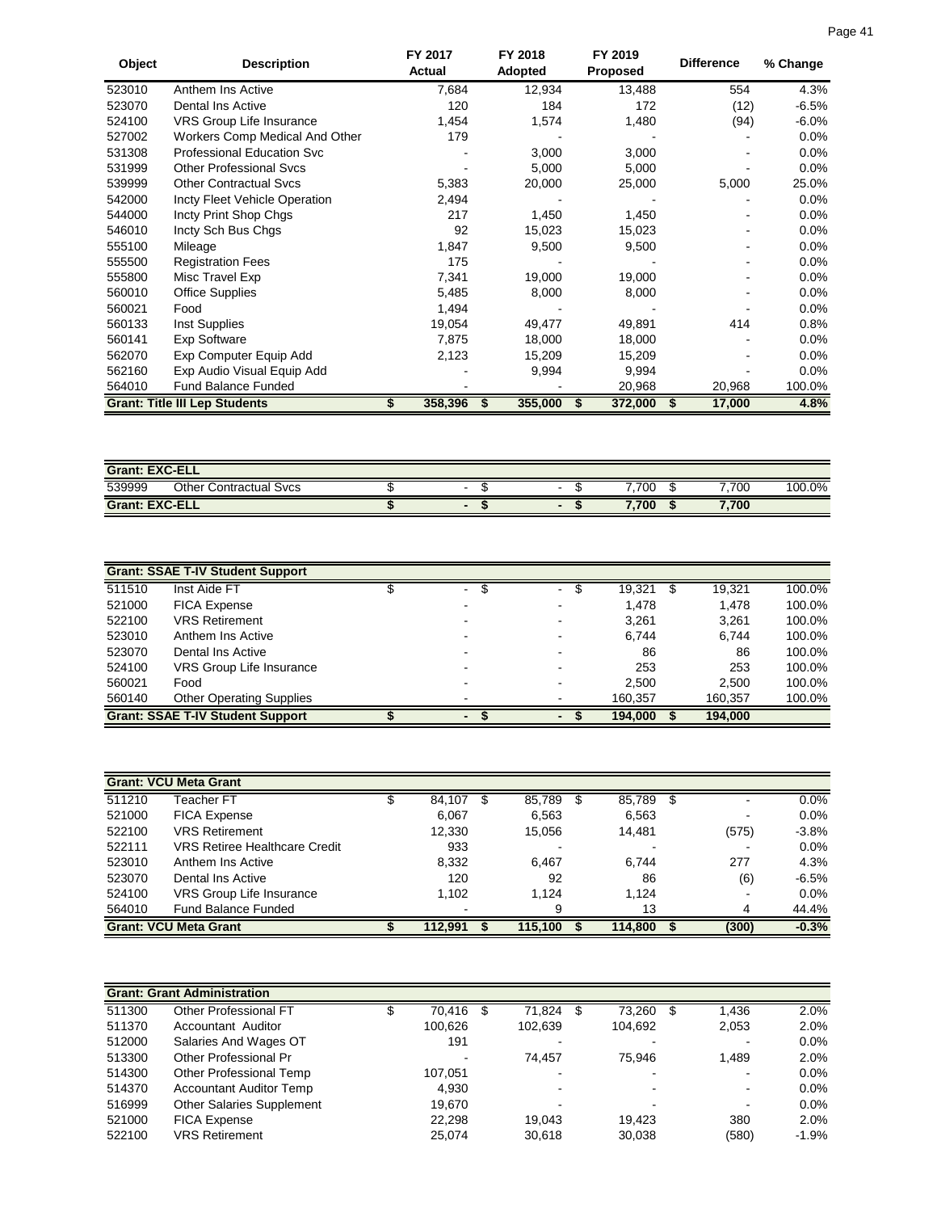| Object | Description | FY 2017 Actual | FY 2018 Adopted | FY 2019 Proposed | Difference | % Change |
|---|---|---|---|---|---|---|
| 523010 | Anthem Ins Active | 7,684 | 12,934 | 13,488 | 554 | 4.3% |
| 523070 | Dental Ins Active | 120 | 184 | 172 | (12) | -6.5% |
| 524100 | VRS Group Life Insurance | 1,454 | 1,574 | 1,480 | (94) | -6.0% |
| 527002 | Workers Comp Medical And Other | 179 | - | - | - | 0.0% |
| 531308 | Professional Education Svc | - | 3,000 | 3,000 | - | 0.0% |
| 531999 | Other Professional Svcs | - | 5,000 | 5,000 | - | 0.0% |
| 539999 | Other Contractual Svcs | 5,383 | 20,000 | 25,000 | 5,000 | 25.0% |
| 542000 | Incty Fleet Vehicle Operation | 2,494 | - | - | - | 0.0% |
| 544000 | Incty Print Shop Chgs | 217 | 1,450 | 1,450 | - | 0.0% |
| 546010 | Incty Sch Bus Chgs | 92 | 15,023 | 15,023 | - | 0.0% |
| 555100 | Mileage | 1,847 | 9,500 | 9,500 | - | 0.0% |
| 555500 | Registration Fees | 175 | - | - | - | 0.0% |
| 555800 | Misc Travel Exp | 7,341 | 19,000 | 19,000 | - | 0.0% |
| 560010 | Office Supplies | 5,485 | 8,000 | 8,000 | - | 0.0% |
| 560021 | Food | 1,494 | - | - | - | 0.0% |
| 560133 | Inst Supplies | 19,054 | 49,477 | 49,891 | 414 | 0.8% |
| 560141 | Exp Software | 7,875 | 18,000 | 18,000 | - | 0.0% |
| 562070 | Exp Computer Equip Add | 2,123 | 15,209 | 15,209 | - | 0.0% |
| 562160 | Exp Audio Visual Equip Add | - | 9,994 | 9,994 | - | 0.0% |
| 564010 | Fund Balance Funded | - | - | 20,968 | 20,968 | 100.0% |
| **Grant: Title III Lep Students** | | **$ 358,396** | **$ 355,000** | **$ 372,000** | **$ 17,000** | **4.8%** |

| Object | Description | FY 2017 Actual | FY 2018 Adopted | FY 2019 Proposed | Difference | % Change |
|---|---|---|---|---|---|---|
| **Grant: EXC-ELL** | | | | | | |
| 539999 | Other Contractual Svcs | $ - | $ - | $ 7,700 | $ 7,700 | 100.0% |
| **Grant: EXC-ELL** | | **$ -** | **$ -** | **$ 7,700** | **$ 7,700** | |

| Object | Description | FY 2017 Actual | FY 2018 Adopted | FY 2019 Proposed | Difference | % Change |
|---|---|---|---|---|---|---|
| **Grant: SSAE T-IV Student Support** | | | | | | |
| 511510 | Inst Aide FT | $ - | $ - | $ 19,321 | $ 19,321 | 100.0% |
| 521000 | FICA Expense | - | - | 1,478 | 1,478 | 100.0% |
| 522100 | VRS Retirement | - | - | 3,261 | 3,261 | 100.0% |
| 523010 | Anthem Ins Active | - | - | 6,744 | 6,744 | 100.0% |
| 523070 | Dental Ins Active | - | - | 86 | 86 | 100.0% |
| 524100 | VRS Group Life Insurance | - | - | 253 | 253 | 100.0% |
| 560021 | Food | - | - | 2,500 | 2,500 | 100.0% |
| 560140 | Other Operating Supplies | - | - | 160,357 | 160,357 | 100.0% |
| **Grant: SSAE T-IV Student Support** | | **$ -** | **$ -** | **$ 194,000** | **$ 194,000** | |

| Object | Description | FY 2017 Actual | FY 2018 Adopted | FY 2019 Proposed | Difference | % Change |
|---|---|---|---|---|---|---|
| **Grant: VCU Meta Grant** | | | | | | |
| 511210 | Teacher FT | $ 84,107 | $ 85,789 | $ 85,789 | $ - | 0.0% |
| 521000 | FICA Expense | 6,067 | 6,563 | 6,563 | - | 0.0% |
| 522100 | VRS Retirement | 12,330 | 15,056 | 14,481 | (575) | -3.8% |
| 522111 | VRS Retiree Healthcare Credit | 933 | - | - | - | 0.0% |
| 523010 | Anthem Ins Active | 8,332 | 6,467 | 6,744 | 277 | 4.3% |
| 523070 | Dental Ins Active | 120 | 92 | 86 | (6) | -6.5% |
| 524100 | VRS Group Life Insurance | 1,102 | 1,124 | 1,124 | - | 0.0% |
| 564010 | Fund Balance Funded | - | 9 | 13 | 4 | 44.4% |
| **Grant: VCU Meta Grant** | | **$ 112,991** | **$ 115,100** | **$ 114,800** | **$ (300)** | **-0.3%** |

| Object | Description | FY 2017 Actual | FY 2018 Adopted | FY 2019 Proposed | Difference | % Change |
|---|---|---|---|---|---|---|
| **Grant: Grant Administration** | | | | | | |
| 511300 | Other Professional FT | $ 70,416 | $ 71,824 | $ 73,260 | $ 1,436 | 2.0% |
| 511370 | Accountant Auditor | 100,626 | 102,639 | 104,692 | 2,053 | 2.0% |
| 512000 | Salaries And Wages OT | 191 | - | - | - | 0.0% |
| 513300 | Other Professional Pr | - | 74,457 | 75,946 | 1,489 | 2.0% |
| 514300 | Other Professional Temp | 107,051 | - | - | - | 0.0% |
| 514370 | Accountant Auditor Temp | 4,930 | - | - | - | 0.0% |
| 516999 | Other Salaries Supplement | 19,670 | - | - | - | 0.0% |
| 521000 | FICA Expense | 22,298 | 19,043 | 19,423 | 380 | 2.0% |
| 522100 | VRS Retirement | 25,074 | 30,618 | 30,038 | (580) | -1.9% |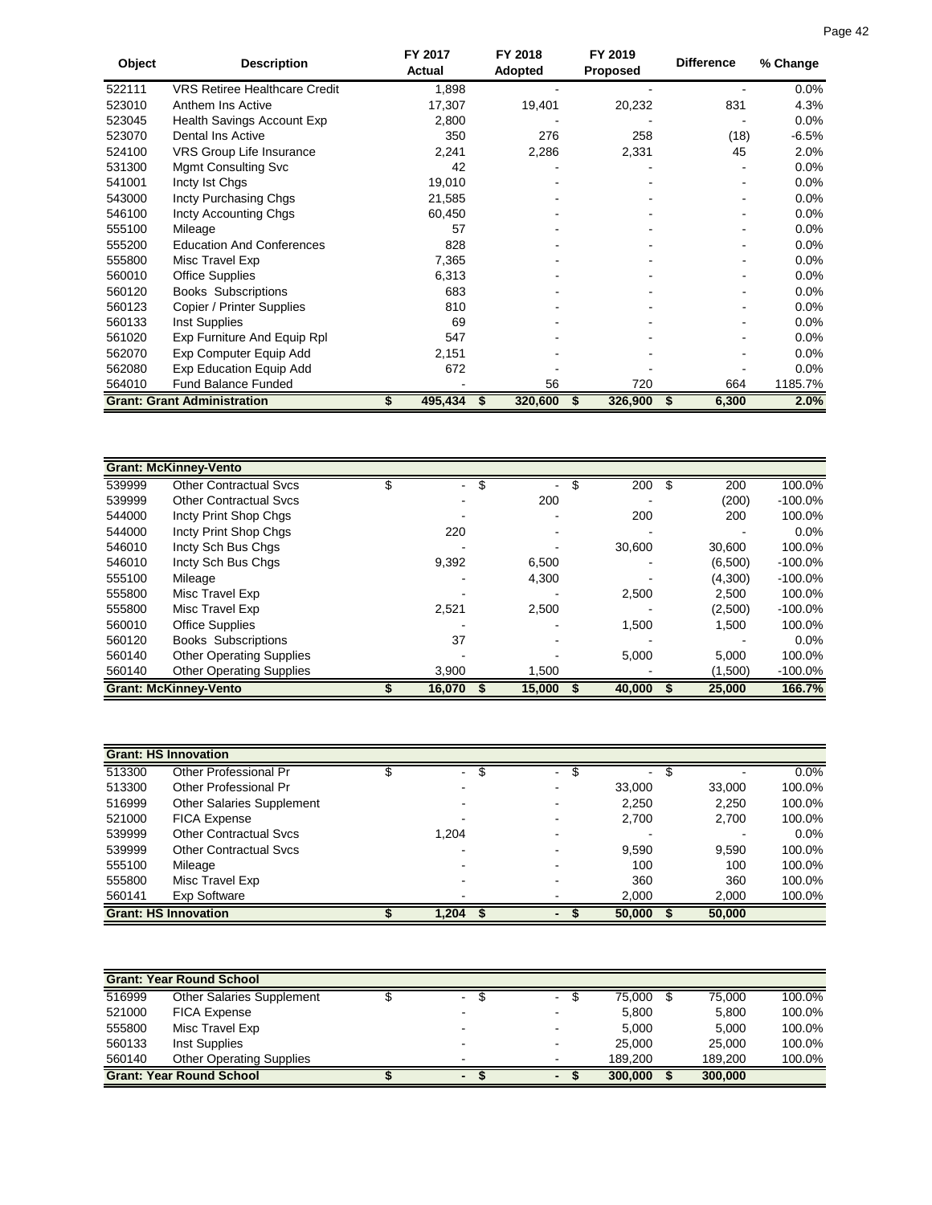| Object | Description | FY 2017 Actual | FY 2018 Adopted | FY 2019 Proposed | Difference | % Change |
|---|---|---|---|---|---|---|
| 522111 | VRS Retiree Healthcare Credit | 1,898 | - | - | - | 0.0% |
| 523010 | Anthem Ins Active | 17,307 | 19,401 | 20,232 | 831 | 4.3% |
| 523045 | Health Savings Account Exp | 2,800 | - | - | - | 0.0% |
| 523070 | Dental Ins Active | 350 | 276 | 258 | (18) | -6.5% |
| 524100 | VRS Group Life Insurance | 2,241 | 2,286 | 2,331 | 45 | 2.0% |
| 531300 | Mgmt Consulting Svc | 42 | - | - | - | 0.0% |
| 541001 | Incty Ist Chgs | 19,010 | - | - | - | 0.0% |
| 543000 | Incty Purchasing Chgs | 21,585 | - | - | - | 0.0% |
| 546100 | Incty Accounting Chgs | 60,450 | - | - | - | 0.0% |
| 555100 | Mileage | 57 | - | - | - | 0.0% |
| 555200 | Education And Conferences | 828 | - | - | - | 0.0% |
| 555800 | Misc Travel Exp | 7,365 | - | - | - | 0.0% |
| 560010 | Office Supplies | 6,313 | - | - | - | 0.0% |
| 560120 | Books Subscriptions | 683 | - | - | - | 0.0% |
| 560123 | Copier / Printer Supplies | 810 | - | - | - | 0.0% |
| 560133 | Inst Supplies | 69 | - | - | - | 0.0% |
| 561020 | Exp Furniture And Equip Rpl | 547 | - | - | - | 0.0% |
| 562070 | Exp Computer Equip Add | 2,151 | - | - | - | 0.0% |
| 562080 | Exp Education Equip Add | 672 | - | - | - | 0.0% |
| 564010 | Fund Balance Funded | - | 56 | 720 | 664 | 1185.7% |
| **Grant: Grant Administration** | | **$ 495,434** | **$ 320,600** | **$ 326,900** | **$ 6,300** | **2.0%** |

| Object | Description | FY 2017 Actual | FY 2018 Adopted | FY 2019 Proposed | Difference | % Change |
|---|---|---|---|---|---|---|
| **Grant: McKinney-Vento** | | | | | | |
| 539999 | Other Contractual Svcs | $ - | $ - | $ 200 | $ 200 | 100.0% |
| 539999 | Other Contractual Svcs | - | 200 | - | (200) | -100.0% |
| 544000 | Incty Print Shop Chgs | - | - | 200 | 200 | 100.0% |
| 544000 | Incty Print Shop Chgs | 220 | - | - | - | 0.0% |
| 546010 | Incty Sch Bus Chgs | - | - | 30,600 | 30,600 | 100.0% |
| 546010 | Incty Sch Bus Chgs | 9,392 | 6,500 | - | (6,500) | -100.0% |
| 555100 | Mileage | - | 4,300 | - | (4,300) | -100.0% |
| 555800 | Misc Travel Exp | - | - | 2,500 | 2,500 | 100.0% |
| 555800 | Misc Travel Exp | 2,521 | 2,500 | - | (2,500) | -100.0% |
| 560010 | Office Supplies | - | - | 1,500 | 1,500 | 100.0% |
| 560120 | Books Subscriptions | 37 | - | - | - | 0.0% |
| 560140 | Other Operating Supplies | - | - | 5,000 | 5,000 | 100.0% |
| 560140 | Other Operating Supplies | 3,900 | 1,500 | - | (1,500) | -100.0% |
| **Grant: McKinney-Vento** | | **$ 16,070** | **$ 15,000** | **$ 40,000** | **$ 25,000** | **166.7%** |

| Object | Description | FY 2017 Actual | FY 2018 Adopted | FY 2019 Proposed | Difference | % Change |
|---|---|---|---|---|---|---|
| **Grant: HS Innovation** | | | | | | |
| 513300 | Other Professional Pr | $ - | $ - | $ - | $ - | 0.0% |
| 513300 | Other Professional Pr | - | - | 33,000 | 33,000 | 100.0% |
| 516999 | Other Salaries Supplement | - | - | 2,250 | 2,250 | 100.0% |
| 521000 | FICA Expense | - | - | 2,700 | 2,700 | 100.0% |
| 539999 | Other Contractual Svcs | 1,204 | - | - | - | 0.0% |
| 539999 | Other Contractual Svcs | - | - | 9,590 | 9,590 | 100.0% |
| 555100 | Mileage | - | - | 100 | 100 | 100.0% |
| 555800 | Misc Travel Exp | - | - | 360 | 360 | 100.0% |
| 560141 | Exp Software | - | - | 2,000 | 2,000 | 100.0% |
| **Grant: HS Innovation** | | **$ 1,204** | **$ -** | **$ 50,000** | **$ 50,000** | |

| Object | Description | FY 2017 Actual | FY 2018 Adopted | FY 2019 Proposed | Difference | % Change |
|---|---|---|---|---|---|---|
| **Grant: Year Round School** | | | | | | |
| 516999 | Other Salaries Supplement | $ - | $ - | $ 75,000 | $ 75,000 | 100.0% |
| 521000 | FICA Expense | - | - | 5,800 | 5,800 | 100.0% |
| 555800 | Misc Travel Exp | - | - | 5,000 | 5,000 | 100.0% |
| 560133 | Inst Supplies | - | - | 25,000 | 25,000 | 100.0% |
| 560140 | Other Operating Supplies | - | - | 189,200 | 189,200 | 100.0% |
| **Grant: Year Round School** | | **$ -** | **$ -** | **$ 300,000** | **$ 300,000** | |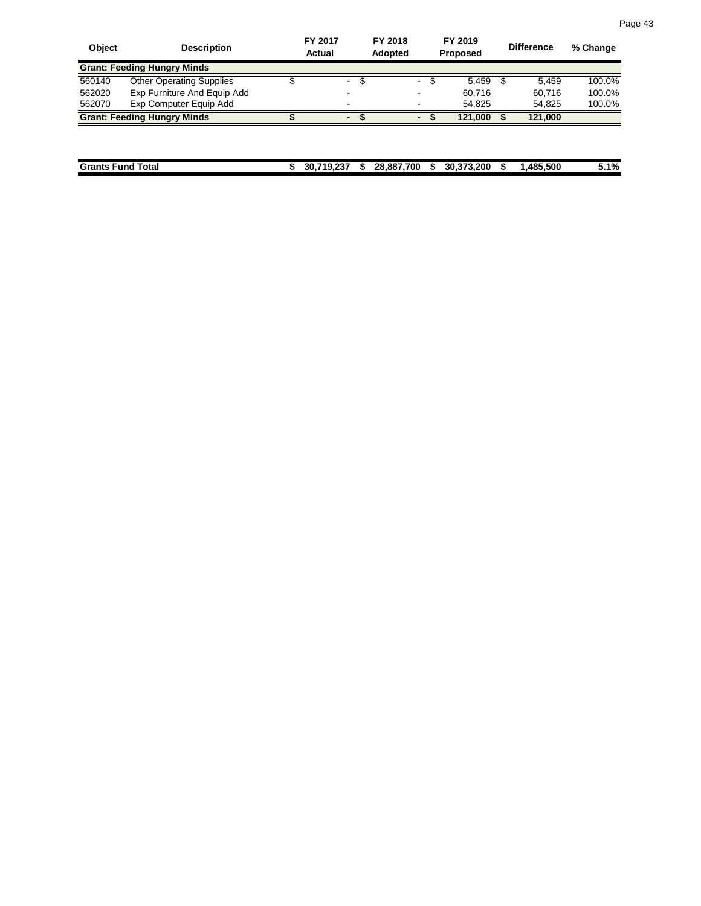| Object | Description | FY 2017 Actual | FY 2018 Adopted | FY 2019 Proposed | Difference | % Change |
|---|---|---|---|---|---|---|
| **Grant: Feeding Hungry Minds** | | | | | | |
| 560140 | Other Operating Supplies | $ - | $ - | $ 5,459 | $ 5,459 | 100.0% |
| 562020 | Exp Furniture And Equip Add | - | - | 60,716 | 60,716 | 100.0% |
| 562070 | Exp Computer Equip Add | - | - | 54,825 | 54,825 | 100.0% |
| **Grant: Feeding Hungry Minds** | | **$ -** | **$ -** | **$ 121,000** | **$ 121,000** | |
| | | | | | | |
| **Grants Fund Total** | | **$ 30,719,237** | **$ 28,887,700** | **$ 30,373,200** | **$ 1,485,500** | **5.1%** |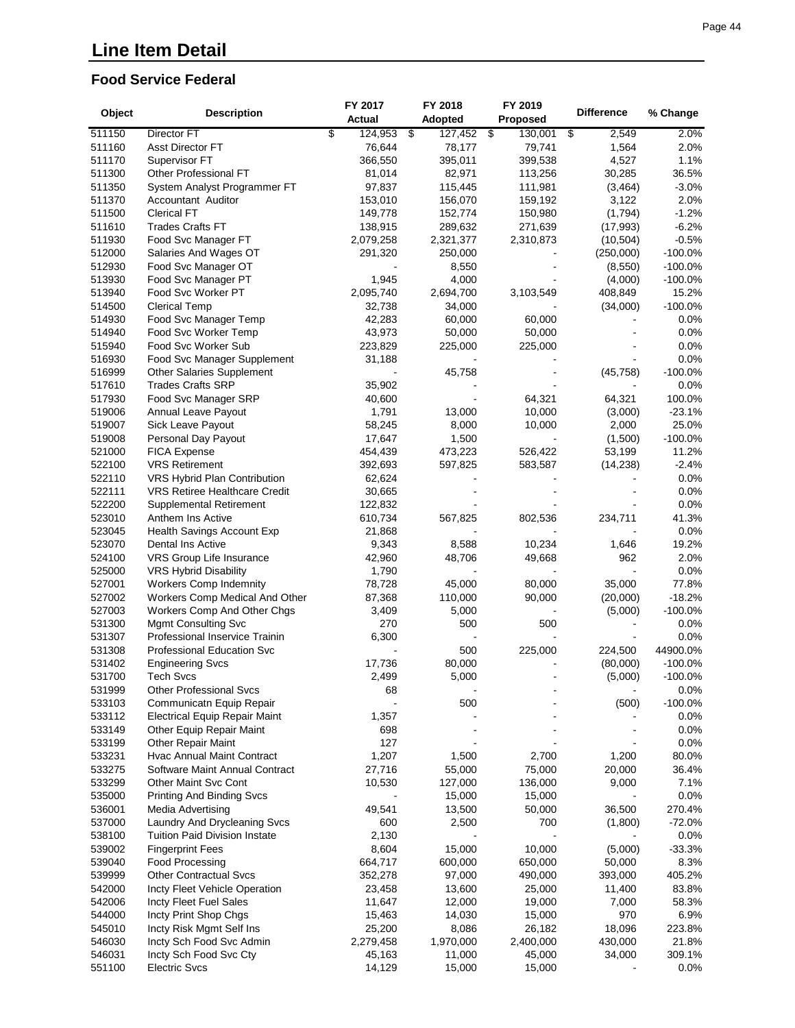# Line Item Detail

## Food Service Federal

| Object | Description | FY 2017 Actual | FY 2018 Adopted | FY 2019 Proposed | Difference | % Change |
|---|---|---|---|---|---|---|
| 511150 | Director FT | $ 124,953 | $ 127,452 | $ 130,001 | $ 2,549 | 2.0% |
| 511160 | Asst Director FT | 76,644 | 78,177 | 79,741 | 1,564 | 2.0% |
| 511170 | Supervisor FT | 366,550 | 395,011 | 399,538 | 4,527 | 1.1% |
| 511300 | Other Professional FT | 81,014 | 82,971 | 113,256 | 30,285 | 36.5% |
| 511350 | System Analyst Programmer FT | 97,837 | 115,445 | 111,981 | (3,464) | -3.0% |
| 511370 | Accountant Auditor | 153,010 | 156,070 | 159,192 | 3,122 | 2.0% |
| 511500 | Clerical FT | 149,778 | 152,774 | 150,980 | (1,794) | -1.2% |
| 511610 | Trades Crafts FT | 138,915 | 289,632 | 271,639 | (17,993) | -6.2% |
| 511930 | Food Svc Manager FT | 2,079,258 | 2,321,377 | 2,310,873 | (10,504) | -0.5% |
| 512000 | Salaries And Wages OT | 291,320 | 250,000 | - | (250,000) | -100.0% |
| 512930 | Food Svc Manager OT | - | 8,550 | - | (8,550) | -100.0% |
| 513930 | Food Svc Manager PT | 1,945 | 4,000 | - | (4,000) | -100.0% |
| 513940 | Food Svc Worker PT | 2,095,740 | 2,694,700 | 3,103,549 | 408,849 | 15.2% |
| 514500 | Clerical Temp | 32,738 | 34,000 | - | (34,000) | -100.0% |
| 514930 | Food Svc Manager Temp | 42,283 | 60,000 | 60,000 | - | 0.0% |
| 514940 | Food Svc Worker Temp | 43,973 | 50,000 | 50,000 | - | 0.0% |
| 515940 | Food Svc Worker Sub | 223,829 | 225,000 | 225,000 | - | 0.0% |
| 516930 | Food Svc Manager Supplement | 31,188 | - | - | - | 0.0% |
| 516999 | Other Salaries Supplement | - | 45,758 | - | (45,758) | -100.0% |
| 517610 | Trades Crafts SRP | 35,902 | - | - | - | 0.0% |
| 517930 | Food Svc Manager SRP | 40,600 | - | 64,321 | 64,321 | 100.0% |
| 519006 | Annual Leave Payout | 1,791 | 13,000 | 10,000 | (3,000) | -23.1% |
| 519007 | Sick Leave Payout | 58,245 | 8,000 | 10,000 | 2,000 | 25.0% |
| 519008 | Personal Day Payout | 17,647 | 1,500 | - | (1,500) | -100.0% |
| 521000 | FICA Expense | 454,439 | 473,223 | 526,422 | 53,199 | 11.2% |
| 522100 | VRS Retirement | 392,693 | 597,825 | 583,587 | (14,238) | -2.4% |
| 522110 | VRS Hybrid Plan Contribution | 62,624 | - | - | - | 0.0% |
| 522111 | VRS Retiree Healthcare Credit | 30,665 | - | - | - | 0.0% |
| 522200 | Supplemental Retirement | 122,832 | - | - | - | 0.0% |
| 523010 | Anthem Ins Active | 610,734 | 567,825 | 802,536 | 234,711 | 41.3% |
| 523045 | Health Savings Account Exp | 21,868 | - | - | - | 0.0% |
| 523070 | Dental Ins Active | 9,343 | 8,588 | 10,234 | 1,646 | 19.2% |
| 524100 | VRS Group Life Insurance | 42,960 | 48,706 | 49,668 | 962 | 2.0% |
| 525000 | VRS Hybrid Disability | 1,790 | - | - | - | 0.0% |
| 527001 | Workers Comp Indemnity | 78,728 | 45,000 | 80,000 | 35,000 | 77.8% |
| 527002 | Workers Comp Medical And Other | 87,368 | 110,000 | 90,000 | (20,000) | -18.2% |
| 527003 | Workers Comp And Other Chgs | 3,409 | 5,000 | - | (5,000) | -100.0% |
| 531300 | Mgmt Consulting Svc | 270 | 500 | 500 | - | 0.0% |
| 531307 | Professional Inservice Trainin | 6,300 | - | - | - | 0.0% |
| 531308 | Professional Education Svc | - | 500 | 225,000 | 224,500 | 44900.0% |
| 531402 | Engineering Svcs | 17,736 | 80,000 | - | (80,000) | -100.0% |
| 531700 | Tech Svcs | 2,499 | 5,000 | - | (5,000) | -100.0% |
| 531999 | Other Professional Svcs | 68 | - | - | - | 0.0% |
| 533103 | Communicatn Equip Repair | - | 500 | - | (500) | -100.0% |
| 533112 | Electrical Equip Repair Maint | 1,357 | - | - | - | 0.0% |
| 533149 | Other Equip Repair Maint | 698 | - | - | - | 0.0% |
| 533199 | Other Repair Maint | 127 | - | - | - | 0.0% |
| 533231 | Hvac Annual Maint Contract | 1,207 | 1,500 | 2,700 | 1,200 | 80.0% |
| 533275 | Software Maint Annual Contract | 27,716 | 55,000 | 75,000 | 20,000 | 36.4% |
| 533299 | Other Maint Svc Cont | 10,530 | 127,000 | 136,000 | 9,000 | 7.1% |
| 535000 | Printing And Binding Svcs | - | 15,000 | 15,000 | - | 0.0% |
| 536001 | Media Advertising | 49,541 | 13,500 | 50,000 | 36,500 | 270.4% |
| 537000 | Laundry And Drycleaning Svcs | 600 | 2,500 | 700 | (1,800) | -72.0% |
| 538100 | Tuition Paid Division Instate | 2,130 | - | - | - | 0.0% |
| 539002 | Fingerprint Fees | 8,604 | 15,000 | 10,000 | (5,000) | -33.3% |
| 539040 | Food Processing | 664,717 | 600,000 | 650,000 | 50,000 | 8.3% |
| 539999 | Other Contractual Svcs | 352,278 | 97,000 | 490,000 | 393,000 | 405.2% |
| 542000 | Incty Fleet Vehicle Operation | 23,458 | 13,600 | 25,000 | 11,400 | 83.8% |
| 542006 | Incty Fleet Fuel Sales | 11,647 | 12,000 | 19,000 | 7,000 | 58.3% |
| 544000 | Incty Print Shop Chgs | 15,463 | 14,030 | 15,000 | 970 | 6.9% |
| 545010 | Incty Risk Mgmt Self Ins | 25,200 | 8,086 | 26,182 | 18,096 | 223.8% |
| 546030 | Incty Sch Food Svc Admin | 2,279,458 | 1,970,000 | 2,400,000 | 430,000 | 21.8% |
| 546031 | Incty Sch Food Svc Cty | 45,163 | 11,000 | 45,000 | 34,000 | 309.1% |
| 551100 | Electric Svcs | 14,129 | 15,000 | 15,000 | - | 0.0% |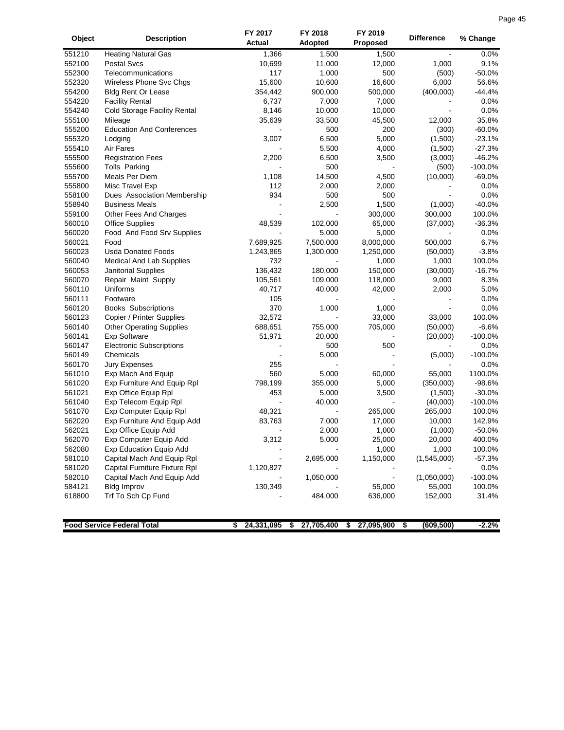| Object | Description | FY 2017 Actual | FY 2018 Adopted | FY 2019 Proposed | Difference | % Change |
|---|---|---|---|---|---|---|
| 551210 | Heating Natural Gas | 1,366 | 1,500 | 1,500 | - | 0.0% |
| 552100 | Postal Svcs | 10,699 | 11,000 | 12,000 | 1,000 | 9.1% |
| 552300 | Telecommunications | 117 | 1,000 | 500 | (500) | -50.0% |
| 552320 | Wireless Phone Svc Chgs | 15,600 | 10,600 | 16,600 | 6,000 | 56.6% |
| 554200 | Bldg Rent Or Lease | 354,442 | 900,000 | 500,000 | (400,000) | -44.4% |
| 554220 | Facility Rental | 6,737 | 7,000 | 7,000 | - | 0.0% |
| 554240 | Cold Storage Facility Rental | 8,146 | 10,000 | 10,000 | - | 0.0% |
| 555100 | Mileage | 35,639 | 33,500 | 45,500 | 12,000 | 35.8% |
| 555200 | Education And Conferences | - | 500 | 200 | (300) | -60.0% |
| 555320 | Lodging | 3,007 | 6,500 | 5,000 | (1,500) | -23.1% |
| 555410 | Air Fares | - | 5,500 | 4,000 | (1,500) | -27.3% |
| 555500 | Registration Fees | 2,200 | 6,500 | 3,500 | (3,000) | -46.2% |
| 555600 | Tolls Parking | - | 500 | - | (500) | -100.0% |
| 555700 | Meals Per Diem | 1,108 | 14,500 | 4,500 | (10,000) | -69.0% |
| 555800 | Misc Travel Exp | 112 | 2,000 | 2,000 | - | 0.0% |
| 558100 | Dues Association Membership | 934 | 500 | 500 | - | 0.0% |
| 558940 | Business Meals | - | 2,500 | 1,500 | (1,000) | -40.0% |
| 559100 | Other Fees And Charges | - | - | 300,000 | 300,000 | 100.0% |
| 560010 | Office Supplies | 48,539 | 102,000 | 65,000 | (37,000) | -36.3% |
| 560020 | Food And Food Srv Supplies | - | 5,000 | 5,000 | - | 0.0% |
| 560021 | Food | 7,689,925 | 7,500,000 | 8,000,000 | 500,000 | 6.7% |
| 560023 | Usda Donated Foods | 1,243,865 | 1,300,000 | 1,250,000 | (50,000) | -3.8% |
| 560040 | Medical And Lab Supplies | 732 | - | 1,000 | 1,000 | 100.0% |
| 560053 | Janitorial Supplies | 136,432 | 180,000 | 150,000 | (30,000) | -16.7% |
| 560070 | Repair Maint Supply | 105,561 | 109,000 | 118,000 | 9,000 | 8.3% |
| 560110 | Uniforms | 40,717 | 40,000 | 42,000 | 2,000 | 5.0% |
| 560111 | Footware | 105 | - | - | - | 0.0% |
| 560120 | Books Subscriptions | 370 | 1,000 | 1,000 | - | 0.0% |
| 560123 | Copier / Printer Supplies | 32,572 | - | 33,000 | 33,000 | 100.0% |
| 560140 | Other Operating Supplies | 688,651 | 755,000 | 705,000 | (50,000) | -6.6% |
| 560141 | Exp Software | 51,971 | 20,000 | - | (20,000) | -100.0% |
| 560147 | Electronic Subscriptions | - | 500 | 500 | - | 0.0% |
| 560149 | Chemicals | - | 5,000 | - | (5,000) | -100.0% |
| 560170 | Jury Expenses | 255 | - | - | - | 0.0% |
| 561010 | Exp Mach And Equip | 560 | 5,000 | 60,000 | 55,000 | 1100.0% |
| 561020 | Exp Furniture And Equip Rpl | 798,199 | 355,000 | 5,000 | (350,000) | -98.6% |
| 561021 | Exp Office Equip Rpl | 453 | 5,000 | 3,500 | (1,500) | -30.0% |
| 561040 | Exp Telecom Equip Rpl | - | 40,000 | - | (40,000) | -100.0% |
| 561070 | Exp Computer Equip Rpl | 48,321 | - | 265,000 | 265,000 | 100.0% |
| 562020 | Exp Furniture And Equip Add | 83,763 | 7,000 | 17,000 | 10,000 | 142.9% |
| 562021 | Exp Office Equip Add | - | 2,000 | 1,000 | (1,000) | -50.0% |
| 562070 | Exp Computer Equip Add | 3,312 | 5,000 | 25,000 | 20,000 | 400.0% |
| 562080 | Exp Education Equip Add | - | - | 1,000 | 1,000 | 100.0% |
| 581010 | Capital Mach And Equip Rpl | - | 2,695,000 | 1,150,000 | (1,545,000) | -57.3% |
| 581020 | Capital Furniture Fixture Rpl | 1,120,827 | - | - | - | 0.0% |
| 582010 | Capital Mach And Equip Add | - | 1,050,000 | - | (1,050,000) | -100.0% |
| 584121 | Bldg Improv | 130,349 | - | 55,000 | 55,000 | 100.0% |
| 618800 | Trf To Sch Cp Fund | - | 484,000 | 636,000 | 152,000 | 31.4% |
| **Food Service Federal Total** | | **$ 24,331,095** | **$ 27,705,400** | **$ 27,095,900** | **$ (609,500)** | **-2.2%** |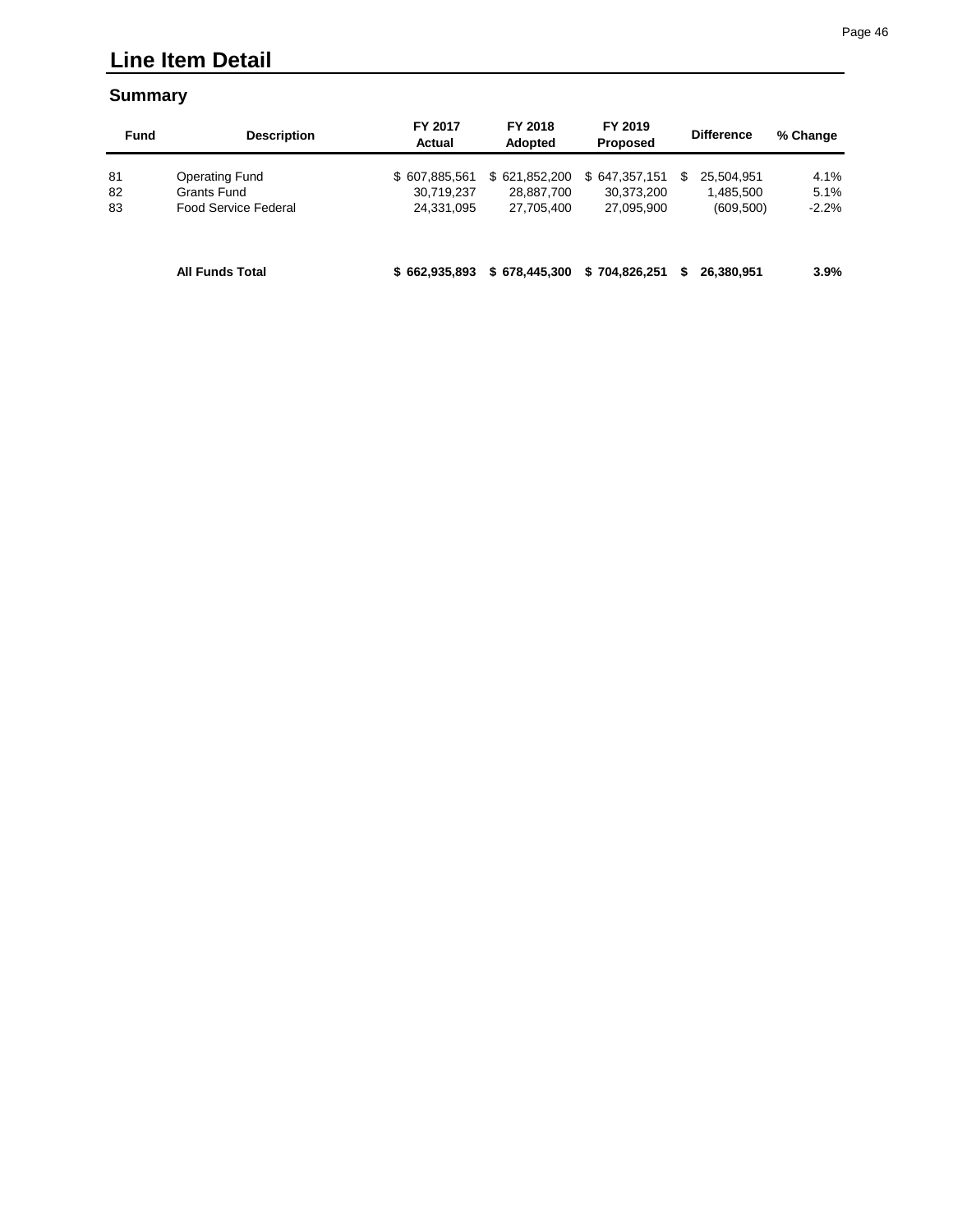# Line Item Detail

## Summary

| Fund | Description | FY 2017 Actual | FY 2018 Adopted | FY 2019 Proposed | Difference | % Change |
|---|---|---|---|---|---|---|
| 81 | Operating Fund | $ 607,885,561 | $ 621,852,200 | $ 647,357,151 | $ 25,504,951 | 4.1% |
| 82 | Grants Fund | 30,719,237 | 28,887,700 | 30,373,200 | 1,485,500 | 5.1% |
| 83 | Food Service Federal | 24,331,095 | 27,705,400 | 27,095,900 | (609,500) | -2.2% |
| | **All Funds Total** | **$ 662,935,893** | **$ 678,445,300** | **$ 704,826,251** | **$ 26,380,951** | **3.9%** |